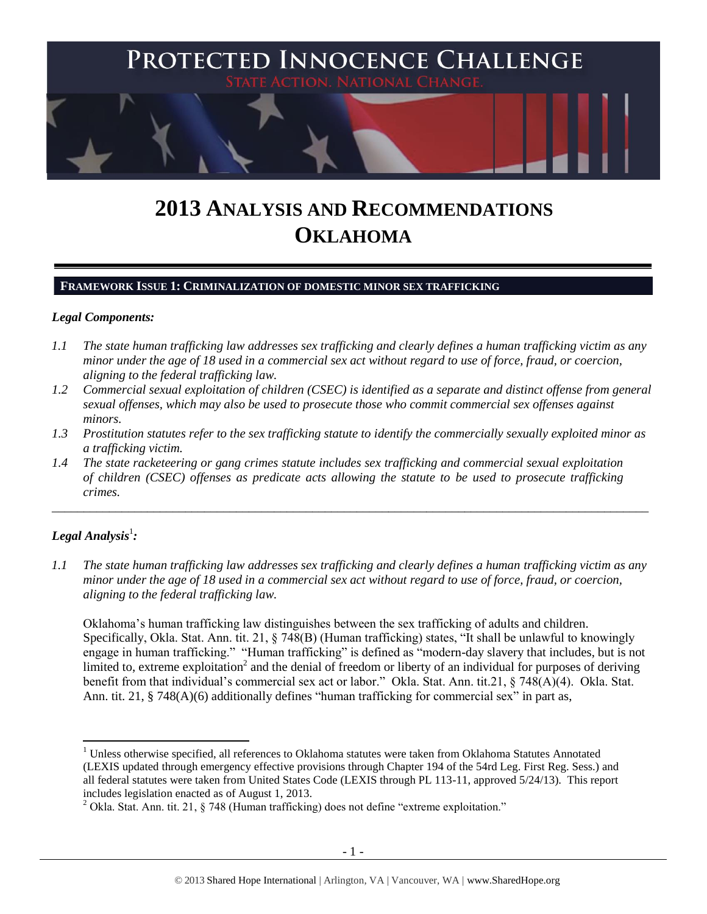# PROTECTED INNOCENCE CHALLENGE

STATE ACTION. NATIONAL CHANGE.

# 2013 ANALYSIS AND RECOMMENDATIONS OKLAHOMA

## FRAMEWORK ISSUE 1: CRIMINALIZATION OF DOMESTIC MINOR SEX TRAFFICKING

### *Legal Components:*

*1.1 The state human trafficking law addresses sex trafficking and clearly defines a human trafficking victim as any minor under the age of 18 used in a commercial sex act without regard to use of force, fraud, or coercion, aligning to the federal trafficking law.*

*1.2 Commercial sexual exploitation of children (CSEC) is identified as a separate and distinct offense from general sexual offenses, which may also be used to prosecute those who commit commercial sex offenses against minors.*

*1.3 Prostitution statutes refer to the sex trafficking statute to identify the commercially sexually exploited minor as a trafficking victim.*

*1.4 The state racketeering or gang crimes statute includes sex trafficking and commercial sexual exploitation of children (CSEC) offenses as predicate acts allowing the statute to be used to prosecute trafficking crimes.*

---

### *Legal Analysis*[1]*:*

*1.1 The state human trafficking law addresses sex trafficking and clearly defines a human trafficking victim as any minor under the age of 18 used in a commercial sex act without regard to use of force, fraud, or coercion, aligning to the federal trafficking law.*

Oklahoma's human trafficking law distinguishes between the sex trafficking of adults and children. Specifically, Okla. Stat. Ann. tit. 21, § 748(B) (Human trafficking) states, "It shall be unlawful to knowingly engage in human trafficking." "Human trafficking" is defined as "modern-day slavery that includes, but is not limited to, extreme exploitation[2] and the denial of freedom or liberty of an individual for purposes of deriving benefit from that individual's commercial sex act or labor." Okla. Stat. Ann. tit.21, § 748(A)(4). Okla. Stat. Ann. tit. 21, § 748(A)(6) additionally defines "human trafficking for commercial sex" in part as,

---

[1] Unless otherwise specified, all references to Oklahoma statutes were taken from Oklahoma Statutes Annotated (LEXIS updated through emergency effective provisions through Chapter 194 of the 54rd Leg. First Reg. Sess.) and all federal statutes were taken from United States Code (LEXIS through PL 113-11, approved 5/24/13). This report includes legislation enacted as of August 1, 2013.

[2] Okla. Stat. Ann. tit. 21, § 748 (Human trafficking) does not define "extreme exploitation."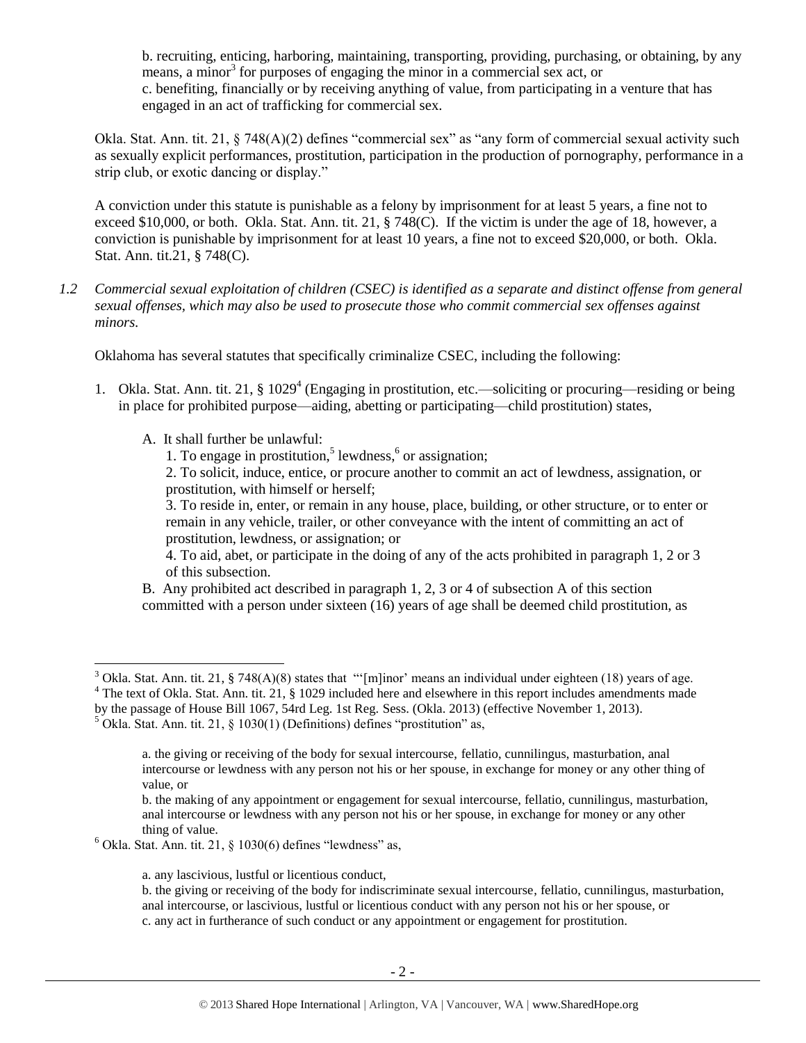b. recruiting, enticing, harboring, maintaining, transporting, providing, purchasing, or obtaining, by any means, a minor[3] for purposes of engaging the minor in a commercial sex act, or
c. benefiting, financially or by receiving anything of value, from participating in a venture that has engaged in an act of trafficking for commercial sex.

Okla. Stat. Ann. tit. 21, § 748(A)(2) defines "commercial sex" as "any form of commercial sexual activity such as sexually explicit performances, prostitution, participation in the production of pornography, performance in a strip club, or exotic dancing or display."

A conviction under this statute is punishable as a felony by imprisonment for at least 5 years, a fine not to exceed $10,000, or both. Okla. Stat. Ann. tit. 21, § 748(C). If the victim is under the age of 18, however, a conviction is punishable by imprisonment for at least 10 years, a fine not to exceed $20,000, or both. Okla. Stat. Ann. tit.21, § 748(C).

*1.2 Commercial sexual exploitation of children (CSEC) is identified as a separate and distinct offense from general sexual offenses, which may also be used to prosecute those who commit commercial sex offenses against minors.*

Oklahoma has several statutes that specifically criminalize CSEC, including the following:

1. Okla. Stat. Ann. tit. 21, § 1029[4] (Engaging in prostitution, etc.—soliciting or procuring—residing or being in place for prohibited purpose—aiding, abetting or participating—child prostitution) states,

   A. It shall further be unlawful:
      1. To engage in prostitution,[5] lewdness,[6] or assignation;
      2. To solicit, induce, entice, or procure another to commit an act of lewdness, assignation, or prostitution, with himself or herself;
      3. To reside in, enter, or remain in any house, place, building, or other structure, or to enter or remain in any vehicle, trailer, or other conveyance with the intent of committing an act of prostitution, lewdness, or assignation; or
      4. To aid, abet, or participate in the doing of any of the acts prohibited in paragraph 1, 2 or 3 of this subsection.

   B. Any prohibited act described in paragraph 1, 2, 3 or 4 of subsection A of this section committed with a person under sixteen (16) years of age shall be deemed child prostitution, as

---

[3] Okla. Stat. Ann. tit. 21, § 748(A)(8) states that "'[m]inor' means an individual under eighteen (18) years of age.

[4] The text of Okla. Stat. Ann. tit. 21, § 1029 included here and elsewhere in this report includes amendments made by the passage of House Bill 1067, 54rd Leg. 1st Reg. Sess. (Okla. 2013) (effective November 1, 2013).

[5] Okla. Stat. Ann. tit. 21, § 1030(1) (Definitions) defines "prostitution" as,

> a. the giving or receiving of the body for sexual intercourse, fellatio, cunnilingus, masturbation, anal intercourse or lewdness with any person not his or her spouse, in exchange for money or any other thing of value, or
> b. the making of any appointment or engagement for sexual intercourse, fellatio, cunnilingus, masturbation, anal intercourse or lewdness with any person not his or her spouse, in exchange for money or any other thing of value.

[6] Okla. Stat. Ann. tit. 21, § 1030(6) defines "lewdness" as,

> a. any lascivious, lustful or licentious conduct,
> b. the giving or receiving of the body for indiscriminate sexual intercourse, fellatio, cunnilingus, masturbation, anal intercourse, or lascivious, lustful or licentious conduct with any person not his or her spouse, or
> c. any act in furtherance of such conduct or any appointment or engagement for prostitution.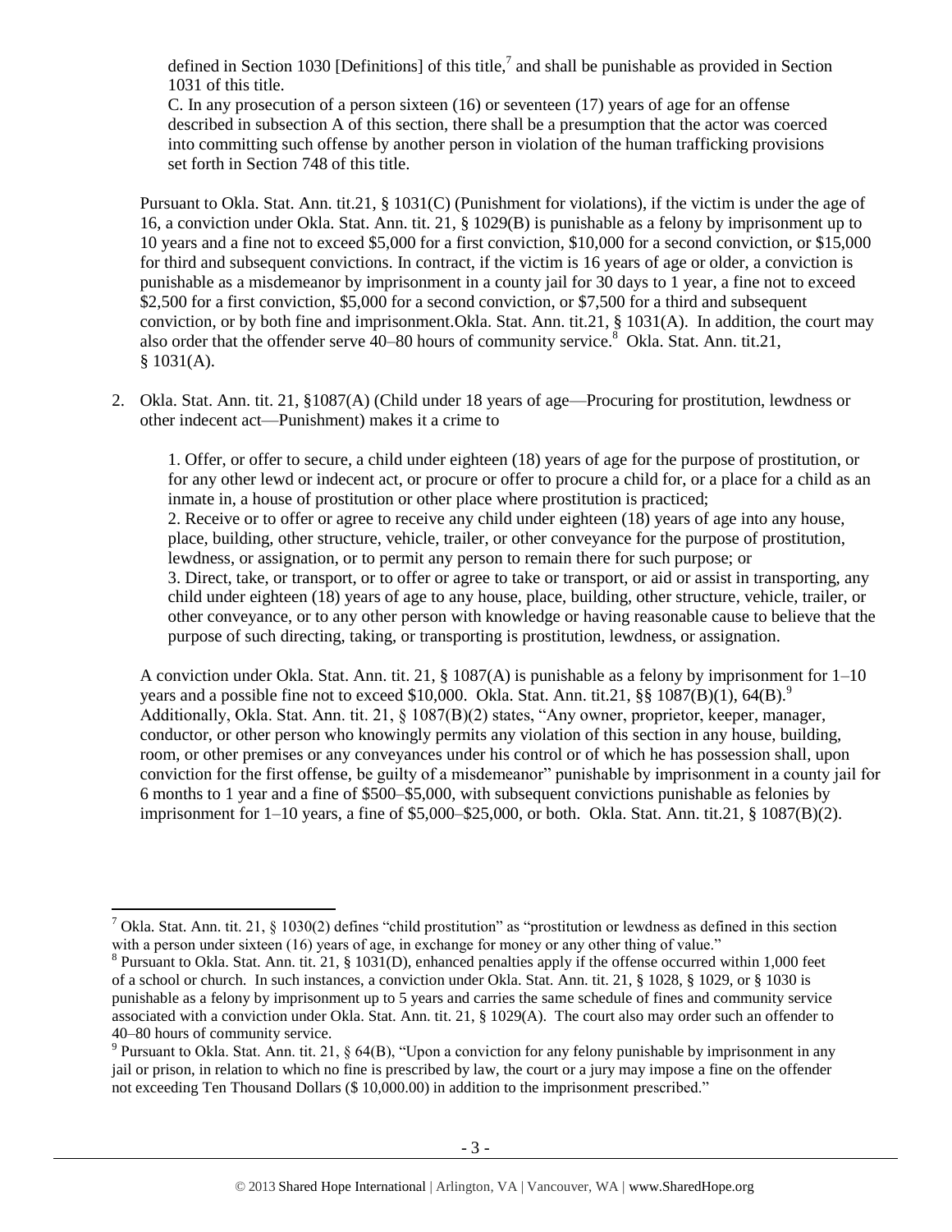defined in Section 1030 [Definitions] of this title,[7] and shall be punishable as provided in Section 1031 of this title.

C. In any prosecution of a person sixteen (16) or seventeen (17) years of age for an offense described in subsection A of this section, there shall be a presumption that the actor was coerced into committing such offense by another person in violation of the human trafficking provisions set forth in Section 748 of this title.

Pursuant to Okla. Stat. Ann. tit.21, § 1031(C) (Punishment for violations), if the victim is under the age of 16, a conviction under Okla. Stat. Ann. tit. 21, § 1029(B) is punishable as a felony by imprisonment up to 10 years and a fine not to exceed $5,000 for a first conviction, $10,000 for a second conviction, or $15,000 for third and subsequent convictions. In contract, if the victim is 16 years of age or older, a conviction is punishable as a misdemeanor by imprisonment in a county jail for 30 days to 1 year, a fine not to exceed $2,500 for a first conviction, $5,000 for a second conviction, or $7,500 for a third and subsequent conviction, or by both fine and imprisonment.Okla. Stat. Ann. tit.21, § 1031(A). In addition, the court may also order that the offender serve 40–80 hours of community service.[8] Okla. Stat. Ann. tit.21, § 1031(A).

2. Okla. Stat. Ann. tit. 21, §1087(A) (Child under 18 years of age—Procuring for prostitution, lewdness or other indecent act—Punishment) makes it a crime to

   1. Offer, or offer to secure, a child under eighteen (18) years of age for the purpose of prostitution, or for any other lewd or indecent act, or procure or offer to procure a child for, or a place for a child as an inmate in, a house of prostitution or other place where prostitution is practiced;
   2. Receive or to offer or agree to receive any child under eighteen (18) years of age into any house, place, building, other structure, vehicle, trailer, or other conveyance for the purpose of prostitution, lewdness, or assignation, or to permit any person to remain there for such purpose; or
   3. Direct, take, or transport, or to offer or agree to take or transport, or aid or assist in transporting, any child under eighteen (18) years of age to any house, place, building, other structure, vehicle, trailer, or other conveyance, or to any other person with knowledge or having reasonable cause to believe that the purpose of such directing, taking, or transporting is prostitution, lewdness, or assignation.

   A conviction under Okla. Stat. Ann. tit. 21, § 1087(A) is punishable as a felony by imprisonment for 1–10 years and a possible fine not to exceed $10,000. Okla. Stat. Ann. tit.21, §§ 1087(B)(1), 64(B).[9] Additionally, Okla. Stat. Ann. tit. 21, § 1087(B)(2) states, "Any owner, proprietor, keeper, manager, conductor, or other person who knowingly permits any violation of this section in any house, building, room, or other premises or any conveyances under his control or of which he has possession shall, upon conviction for the first offense, be guilty of a misdemeanor" punishable by imprisonment in a county jail for 6 months to 1 year and a fine of $500–$5,000, with subsequent convictions punishable as felonies by imprisonment for 1–10 years, a fine of $5,000–$25,000, or both. Okla. Stat. Ann. tit.21, § 1087(B)(2).

---

[7] Okla. Stat. Ann. tit. 21, § 1030(2) defines "child prostitution" as "prostitution or lewdness as defined in this section with a person under sixteen (16) years of age, in exchange for money or any other thing of value."

[8] Pursuant to Okla. Stat. Ann. tit. 21, § 1031(D), enhanced penalties apply if the offense occurred within 1,000 feet of a school or church. In such instances, a conviction under Okla. Stat. Ann. tit. 21, § 1028, § 1029, or § 1030 is punishable as a felony by imprisonment up to 5 years and carries the same schedule of fines and community service associated with a conviction under Okla. Stat. Ann. tit. 21, § 1029(A). The court also may order such an offender to 40–80 hours of community service.

[9] Pursuant to Okla. Stat. Ann. tit. 21, § 64(B), "Upon a conviction for any felony punishable by imprisonment in any jail or prison, in relation to which no fine is prescribed by law, the court or a jury may impose a fine on the offender not exceeding Ten Thousand Dollars ($ 10,000.00) in addition to the imprisonment prescribed."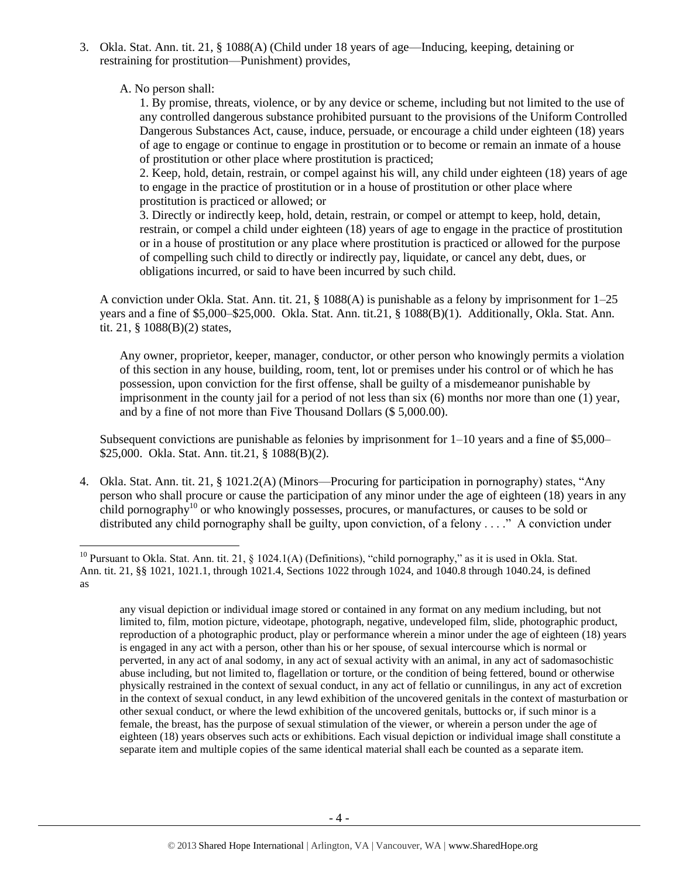3. Okla. Stat. Ann. tit. 21, § 1088(A) (Child under 18 years of age—Inducing, keeping, detaining or restraining for prostitution—Punishment) provides,

   A. No person shall:

   1. By promise, threats, violence, or by any device or scheme, including but not limited to the use of any controlled dangerous substance prohibited pursuant to the provisions of the Uniform Controlled Dangerous Substances Act, cause, induce, persuade, or encourage a child under eighteen (18) years of age to engage or continue to engage in prostitution or to become or remain an inmate of a house of prostitution or other place where prostitution is practiced;

   2. Keep, hold, detain, restrain, or compel against his will, any child under eighteen (18) years of age to engage in the practice of prostitution or in a house of prostitution or other place where prostitution is practiced or allowed; or

   3. Directly or indirectly keep, hold, detain, restrain, or compel or attempt to keep, hold, detain, restrain, or compel a child under eighteen (18) years of age to engage in the practice of prostitution or in a house of prostitution or any place where prostitution is practiced or allowed for the purpose of compelling such child to directly or indirectly pay, liquidate, or cancel any debt, dues, or obligations incurred, or said to have been incurred by such child.

   A conviction under Okla. Stat. Ann. tit. 21, § 1088(A) is punishable as a felony by imprisonment for 1–25 years and a fine of $5,000–$25,000. Okla. Stat. Ann. tit.21, § 1088(B)(1). Additionally, Okla. Stat. Ann. tit. 21, § 1088(B)(2) states,

   > Any owner, proprietor, keeper, manager, conductor, or other person who knowingly permits a violation of this section in any house, building, room, tent, lot or premises under his control or of which he has possession, upon conviction for the first offense, shall be guilty of a misdemeanor punishable by imprisonment in the county jail for a period of not less than six (6) months nor more than one (1) year, and by a fine of not more than Five Thousand Dollars ($ 5,000.00).

   Subsequent convictions are punishable as felonies by imprisonment for 1–10 years and a fine of $5,000–$25,000. Okla. Stat. Ann. tit.21, § 1088(B)(2).

4. Okla. Stat. Ann. tit. 21, § 1021.2(A) (Minors—Procuring for participation in pornography) states, "Any person who shall procure or cause the participation of any minor under the age of eighteen (18) years in any child pornography[10] or who knowingly possesses, procures, or manufactures, or causes to be sold or distributed any child pornography shall be guilty, upon conviction, of a felony . . . ." A conviction under

---

[10] Pursuant to Okla. Stat. Ann. tit. 21, § 1024.1(A) (Definitions), "child pornography," as it is used in Okla. Stat. Ann. tit. 21, §§ 1021, 1021.1, through 1021.4, Sections 1022 through 1024, and 1040.8 through 1040.24, is defined as

> any visual depiction or individual image stored or contained in any format on any medium including, but not limited to, film, motion picture, videotape, photograph, negative, undeveloped film, slide, photographic product, reproduction of a photographic product, play or performance wherein a minor under the age of eighteen (18) years is engaged in any act with a person, other than his or her spouse, of sexual intercourse which is normal or perverted, in any act of anal sodomy, in any act of sexual activity with an animal, in any act of sadomasochistic abuse including, but not limited to, flagellation or torture, or the condition of being fettered, bound or otherwise physically restrained in the context of sexual conduct, in any act of fellatio or cunnilingus, in any act of excretion in the context of sexual conduct, in any lewd exhibition of the uncovered genitals in the context of masturbation or other sexual conduct, or where the lewd exhibition of the uncovered genitals, buttocks or, if such minor is a female, the breast, has the purpose of sexual stimulation of the viewer, or wherein a person under the age of eighteen (18) years observes such acts or exhibitions. Each visual depiction or individual image shall constitute a separate item and multiple copies of the same identical material shall each be counted as a separate item.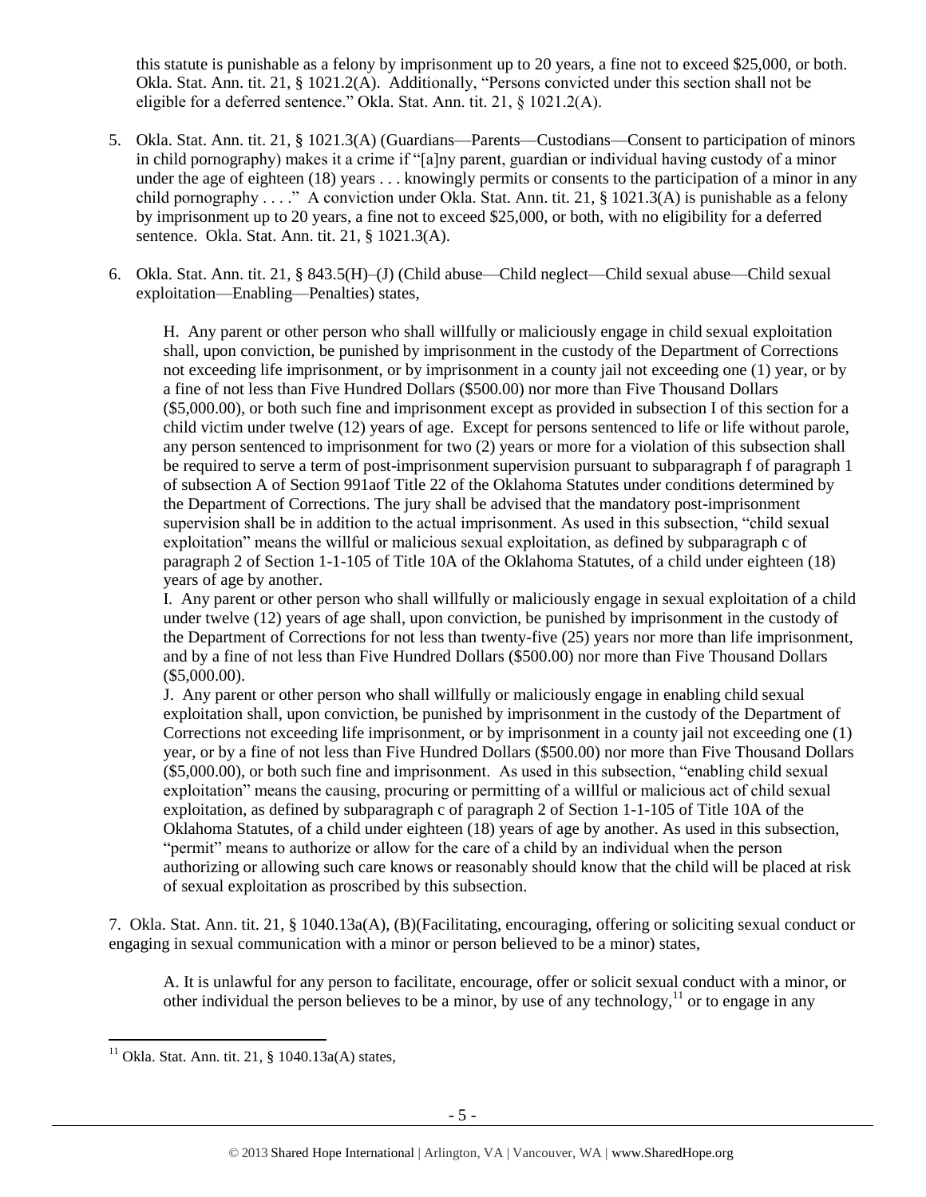this statute is punishable as a felony by imprisonment up to 20 years, a fine not to exceed $25,000, or both. Okla. Stat. Ann. tit. 21, § 1021.2(A). Additionally, "Persons convicted under this section shall not be eligible for a deferred sentence." Okla. Stat. Ann. tit. 21, § 1021.2(A).

5. Okla. Stat. Ann. tit. 21, § 1021.3(A) (Guardians—Parents—Custodians—Consent to participation of minors in child pornography) makes it a crime if "[a]ny parent, guardian or individual having custody of a minor under the age of eighteen (18) years . . . knowingly permits or consents to the participation of a minor in any child pornography . . . ." A conviction under Okla. Stat. Ann. tit. 21, § 1021.3(A) is punishable as a felony by imprisonment up to 20 years, a fine not to exceed $25,000, or both, with no eligibility for a deferred sentence. Okla. Stat. Ann. tit. 21, § 1021.3(A).

6. Okla. Stat. Ann. tit. 21, § 843.5(H)–(J) (Child abuse—Child neglect—Child sexual abuse—Child sexual exploitation—Enabling—Penalties) states,

   H. Any parent or other person who shall willfully or maliciously engage in child sexual exploitation shall, upon conviction, be punished by imprisonment in the custody of the Department of Corrections not exceeding life imprisonment, or by imprisonment in a county jail not exceeding one (1) year, or by a fine of not less than Five Hundred Dollars ($500.00) nor more than Five Thousand Dollars ($5,000.00), or both such fine and imprisonment except as provided in subsection I of this section for a child victim under twelve (12) years of age. Except for persons sentenced to life or life without parole, any person sentenced to imprisonment for two (2) years or more for a violation of this subsection shall be required to serve a term of post-imprisonment supervision pursuant to subparagraph f of paragraph 1 of subsection A of Section 991aof Title 22 of the Oklahoma Statutes under conditions determined by the Department of Corrections. The jury shall be advised that the mandatory post-imprisonment supervision shall be in addition to the actual imprisonment. As used in this subsection, "child sexual exploitation" means the willful or malicious sexual exploitation, as defined by subparagraph c of paragraph 2 of Section 1-1-105 of Title 10A of the Oklahoma Statutes, of a child under eighteen (18) years of age by another.
   I. Any parent or other person who shall willfully or maliciously engage in sexual exploitation of a child under twelve (12) years of age shall, upon conviction, be punished by imprisonment in the custody of the Department of Corrections for not less than twenty-five (25) years nor more than life imprisonment, and by a fine of not less than Five Hundred Dollars ($500.00) nor more than Five Thousand Dollars ($5,000.00).
   J. Any parent or other person who shall willfully or maliciously engage in enabling child sexual exploitation shall, upon conviction, be punished by imprisonment in the custody of the Department of Corrections not exceeding life imprisonment, or by imprisonment in a county jail not exceeding one (1) year, or by a fine of not less than Five Hundred Dollars ($500.00) nor more than Five Thousand Dollars ($5,000.00), or both such fine and imprisonment. As used in this subsection, "enabling child sexual exploitation" means the causing, procuring or permitting of a willful or malicious act of child sexual exploitation, as defined by subparagraph c of paragraph 2 of Section 1-1-105 of Title 10A of the Oklahoma Statutes, of a child under eighteen (18) years of age by another. As used in this subsection, "permit" means to authorize or allow for the care of a child by an individual when the person authorizing or allowing such care knows or reasonably should know that the child will be placed at risk of sexual exploitation as proscribed by this subsection.

7. Okla. Stat. Ann. tit. 21, § 1040.13a(A), (B)(Facilitating, encouraging, offering or soliciting sexual conduct or engaging in sexual communication with a minor or person believed to be a minor) states,

   A. It is unlawful for any person to facilitate, encourage, offer or solicit sexual conduct with a minor, or other individual the person believes to be a minor, by use of any technology,[11] or to engage in any

[11] Okla. Stat. Ann. tit. 21, § 1040.13a(A) states,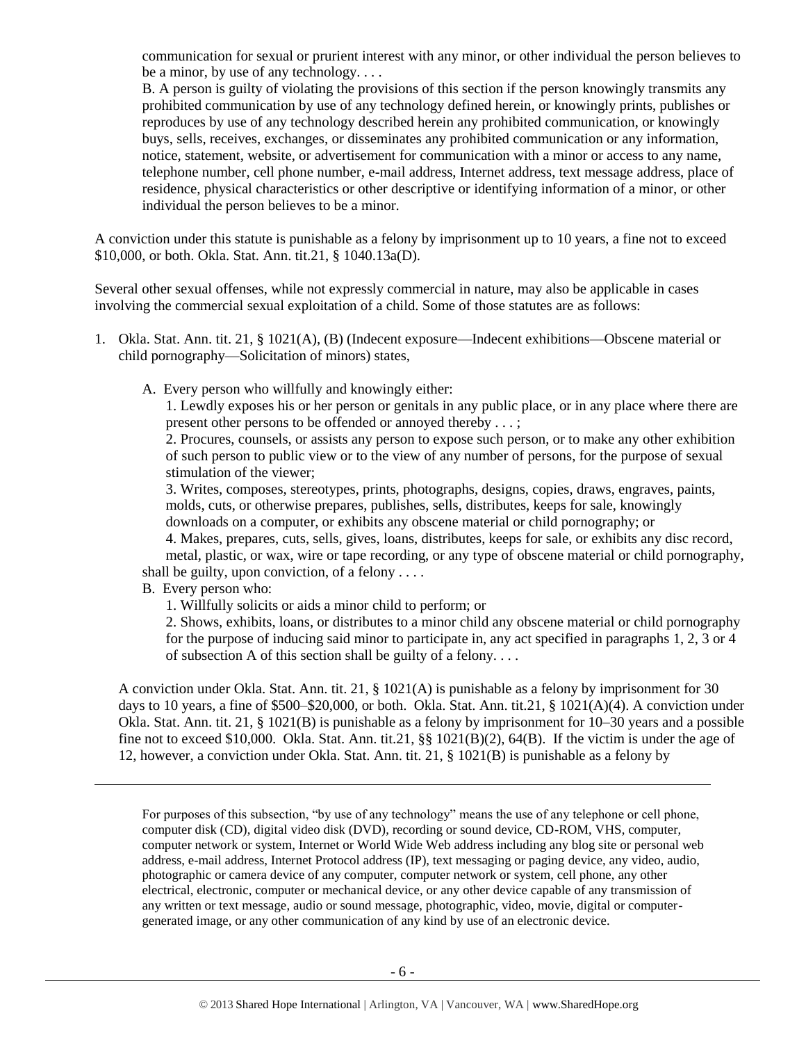communication for sexual or prurient interest with any minor, or other individual the person believes to be a minor, by use of any technology. . . .

B. A person is guilty of violating the provisions of this section if the person knowingly transmits any prohibited communication by use of any technology defined herein, or knowingly prints, publishes or reproduces by use of any technology described herein any prohibited communication, or knowingly buys, sells, receives, exchanges, or disseminates any prohibited communication or any information, notice, statement, website, or advertisement for communication with a minor or access to any name, telephone number, cell phone number, e-mail address, Internet address, text message address, place of residence, physical characteristics or other descriptive or identifying information of a minor, or other individual the person believes to be a minor.

A conviction under this statute is punishable as a felony by imprisonment up to 10 years, a fine not to exceed \$10,000, or both. Okla. Stat. Ann. tit.21, § 1040.13a(D).

Several other sexual offenses, while not expressly commercial in nature, may also be applicable in cases involving the commercial sexual exploitation of a child. Some of those statutes are as follows:

1. Okla. Stat. Ann. tit. 21, § 1021(A), (B) (Indecent exposure—Indecent exhibitions—Obscene material or child pornography—Solicitation of minors) states,

   A. Every person who willfully and knowingly either:

   1. Lewdly exposes his or her person or genitals in any public place, or in any place where there are present other persons to be offended or annoyed thereby . . . ;

   2. Procures, counsels, or assists any person to expose such person, or to make any other exhibition of such person to public view or to the view of any number of persons, for the purpose of sexual stimulation of the viewer;

   3. Writes, composes, stereotypes, prints, photographs, designs, copies, draws, engraves, paints, molds, cuts, or otherwise prepares, publishes, sells, distributes, keeps for sale, knowingly downloads on a computer, or exhibits any obscene material or child pornography; or

   4. Makes, prepares, cuts, sells, gives, loans, distributes, keeps for sale, or exhibits any disc record, metal, plastic, or wax, wire or tape recording, or any type of obscene material or child pornography,

   shall be guilty, upon conviction, of a felony . . . .

   B. Every person who:

   1. Willfully solicits or aids a minor child to perform; or

   2. Shows, exhibits, loans, or distributes to a minor child any obscene material or child pornography for the purpose of inducing said minor to participate in, any act specified in paragraphs 1, 2, 3 or 4 of subsection A of this section shall be guilty of a felony. . . .

   A conviction under Okla. Stat. Ann. tit. 21, § 1021(A) is punishable as a felony by imprisonment for 30 days to 10 years, a fine of \$500–\$20,000, or both. Okla. Stat. Ann. tit.21, § 1021(A)(4). A conviction under Okla. Stat. Ann. tit. 21, § 1021(B) is punishable as a felony by imprisonment for 10–30 years and a possible fine not to exceed \$10,000. Okla. Stat. Ann. tit.21, §§ 1021(B)(2), 64(B). If the victim is under the age of 12, however, a conviction under Okla. Stat. Ann. tit. 21, § 1021(B) is punishable as a felony by

---

For purposes of this subsection, "by use of any technology" means the use of any telephone or cell phone, computer disk (CD), digital video disk (DVD), recording or sound device, CD-ROM, VHS, computer, computer network or system, Internet or World Wide Web address including any blog site or personal web address, e-mail address, Internet Protocol address (IP), text messaging or paging device, any video, audio, photographic or camera device of any computer, computer network or system, cell phone, any other electrical, electronic, computer or mechanical device, or any other device capable of any transmission of any written or text message, audio or sound message, photographic, video, movie, digital or computer-generated image, or any other communication of any kind by use of an electronic device.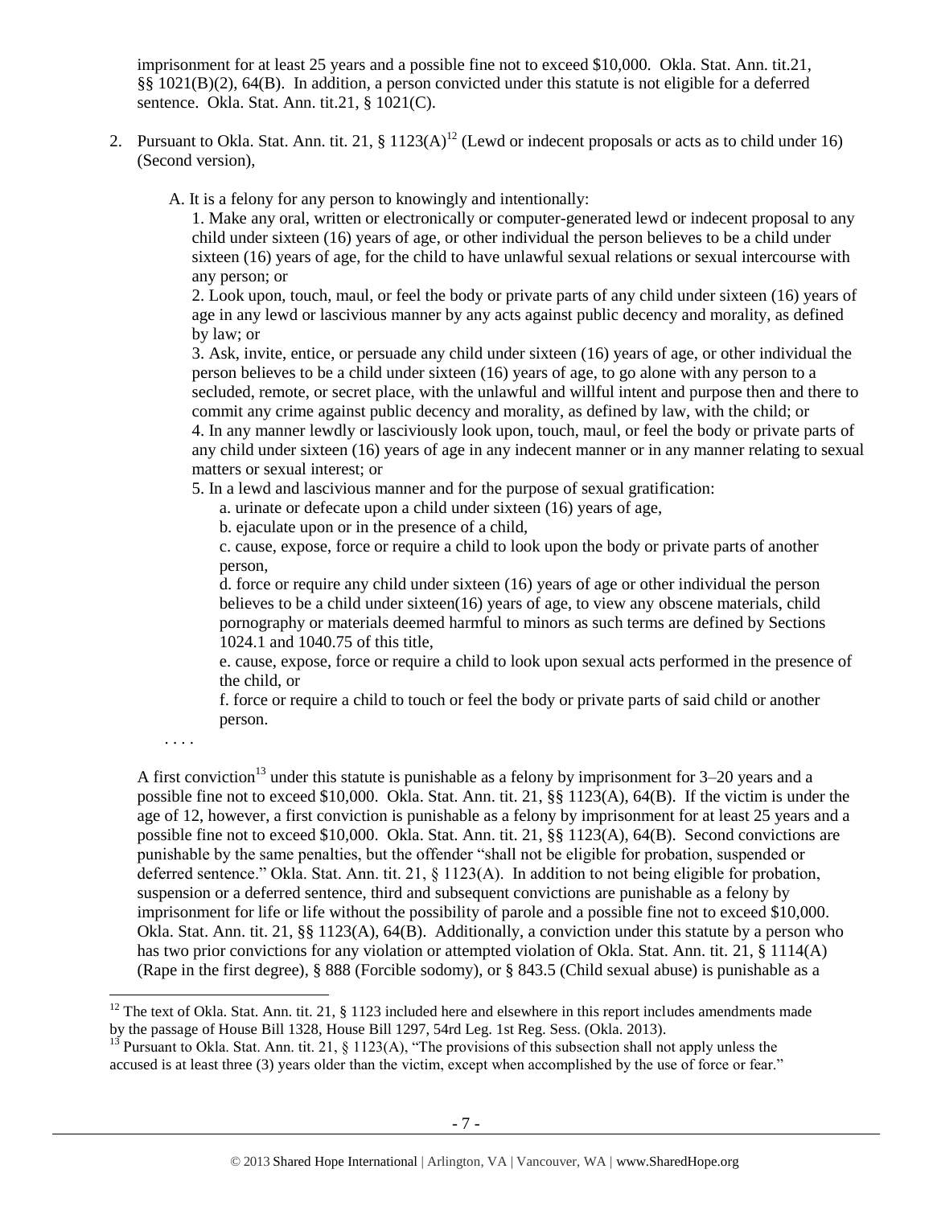imprisonment for at least 25 years and a possible fine not to exceed $10,000. Okla. Stat. Ann. tit.21, §§ 1021(B)(2), 64(B). In addition, a person convicted under this statute is not eligible for a deferred sentence. Okla. Stat. Ann. tit.21, § 1021(C).

2. Pursuant to Okla. Stat. Ann. tit. 21, § 1123(A)[12] (Lewd or indecent proposals or acts as to child under 16) (Second version),

   A. It is a felony for any person to knowingly and intentionally:

   1. Make any oral, written or electronically or computer-generated lewd or indecent proposal to any child under sixteen (16) years of age, or other individual the person believes to be a child under sixteen (16) years of age, for the child to have unlawful sexual relations or sexual intercourse with any person; or

   2. Look upon, touch, maul, or feel the body or private parts of any child under sixteen (16) years of age in any lewd or lascivious manner by any acts against public decency and morality, as defined by law; or

   3. Ask, invite, entice, or persuade any child under sixteen (16) years of age, or other individual the person believes to be a child under sixteen (16) years of age, to go alone with any person to a secluded, remote, or secret place, with the unlawful and willful intent and purpose then and there to commit any crime against public decency and morality, as defined by law, with the child; or

   4. In any manner lewdly or lasciviously look upon, touch, maul, or feel the body or private parts of any child under sixteen (16) years of age in any indecent manner or in any manner relating to sexual matters or sexual interest; or

   5. In a lewd and lascivious manner and for the purpose of sexual gratification:

      a. urinate or defecate upon a child under sixteen (16) years of age,

      b. ejaculate upon or in the presence of a child,

      c. cause, expose, force or require a child to look upon the body or private parts of another person,

      d. force or require any child under sixteen (16) years of age or other individual the person believes to be a child under sixteen(16) years of age, to view any obscene materials, child pornography or materials deemed harmful to minors as such terms are defined by Sections 1024.1 and 1040.75 of this title,

      e. cause, expose, force or require a child to look upon sexual acts performed in the presence of the child, or

      f. force or require a child to touch or feel the body or private parts of said child or another person.

   . . . .

A first conviction[13] under this statute is punishable as a felony by imprisonment for 3–20 years and a possible fine not to exceed $10,000. Okla. Stat. Ann. tit. 21, §§ 1123(A), 64(B). If the victim is under the age of 12, however, a first conviction is punishable as a felony by imprisonment for at least 25 years and a possible fine not to exceed $10,000. Okla. Stat. Ann. tit. 21, §§ 1123(A), 64(B). Second convictions are punishable by the same penalties, but the offender "shall not be eligible for probation, suspended or deferred sentence." Okla. Stat. Ann. tit. 21, § 1123(A). In addition to not being eligible for probation, suspension or a deferred sentence, third and subsequent convictions are punishable as a felony by imprisonment for life or life without the possibility of parole and a possible fine not to exceed $10,000. Okla. Stat. Ann. tit. 21, §§ 1123(A), 64(B). Additionally, a conviction under this statute by a person who has two prior convictions for any violation or attempted violation of Okla. Stat. Ann. tit. 21, § 1114(A) (Rape in the first degree), § 888 (Forcible sodomy), or § 843.5 (Child sexual abuse) is punishable as a

[12] The text of Okla. Stat. Ann. tit. 21, § 1123 included here and elsewhere in this report includes amendments made by the passage of House Bill 1328, House Bill 1297, 54rd Leg. 1st Reg. Sess. (Okla. 2013).

[13] Pursuant to Okla. Stat. Ann. tit. 21, § 1123(A), "The provisions of this subsection shall not apply unless the accused is at least three (3) years older than the victim, except when accomplished by the use of force or fear."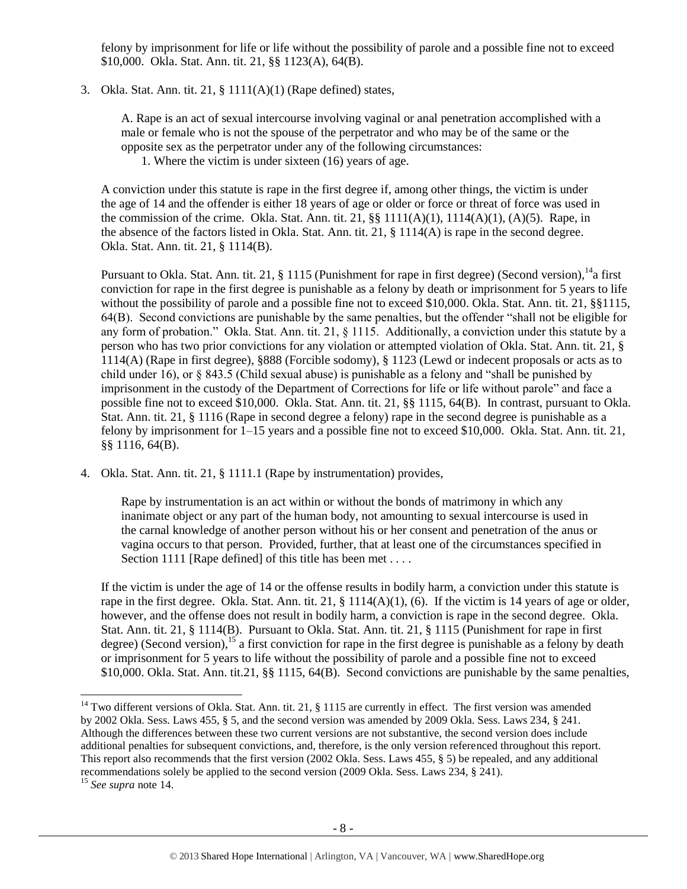felony by imprisonment for life or life without the possibility of parole and a possible fine not to exceed $10,000. Okla. Stat. Ann. tit. 21, §§ 1123(A), 64(B).

3. Okla. Stat. Ann. tit. 21, § 1111(A)(1) (Rape defined) states,

   > A. Rape is an act of sexual intercourse involving vaginal or anal penetration accomplished with a male or female who is not the spouse of the perpetrator and who may be of the same or the opposite sex as the perpetrator under any of the following circumstances:
   > 1. Where the victim is under sixteen (16) years of age.

   A conviction under this statute is rape in the first degree if, among other things, the victim is under the age of 14 and the offender is either 18 years of age or older or force or threat of force was used in the commission of the crime. Okla. Stat. Ann. tit. 21, §§ 1111(A)(1), 1114(A)(1), (A)(5). Rape, in the absence of the factors listed in Okla. Stat. Ann. tit. 21, § 1114(A) is rape in the second degree. Okla. Stat. Ann. tit. 21, § 1114(B).

   Pursuant to Okla. Stat. Ann. tit. 21, § 1115 (Punishment for rape in first degree) (Second version),[14] a first conviction for rape in the first degree is punishable as a felony by death or imprisonment for 5 years to life without the possibility of parole and a possible fine not to exceed $10,000. Okla. Stat. Ann. tit. 21, §§1115, 64(B). Second convictions are punishable by the same penalties, but the offender "shall not be eligible for any form of probation." Okla. Stat. Ann. tit. 21, § 1115. Additionally, a conviction under this statute by a person who has two prior convictions for any violation or attempted violation of Okla. Stat. Ann. tit. 21, § 1114(A) (Rape in first degree), §888 (Forcible sodomy), § 1123 (Lewd or indecent proposals or acts as to child under 16), or § 843.5 (Child sexual abuse) is punishable as a felony and "shall be punished by imprisonment in the custody of the Department of Corrections for life or life without parole" and face a possible fine not to exceed $10,000. Okla. Stat. Ann. tit. 21, §§ 1115, 64(B). In contrast, pursuant to Okla. Stat. Ann. tit. 21, § 1116 (Rape in second degree a felony) rape in the second degree is punishable as a felony by imprisonment for 1–15 years and a possible fine not to exceed $10,000. Okla. Stat. Ann. tit. 21, §§ 1116, 64(B).

4. Okla. Stat. Ann. tit. 21, § 1111.1 (Rape by instrumentation) provides,

   > Rape by instrumentation is an act within or without the bonds of matrimony in which any inanimate object or any part of the human body, not amounting to sexual intercourse is used in the carnal knowledge of another person without his or her consent and penetration of the anus or vagina occurs to that person. Provided, further, that at least one of the circumstances specified in Section 1111 [Rape defined] of this title has been met . . . .

   If the victim is under the age of 14 or the offense results in bodily harm, a conviction under this statute is rape in the first degree. Okla. Stat. Ann. tit. 21, § 1114(A)(1), (6). If the victim is 14 years of age or older, however, and the offense does not result in bodily harm, a conviction is rape in the second degree. Okla. Stat. Ann. tit. 21, § 1114(B). Pursuant to Okla. Stat. Ann. tit. 21, § 1115 (Punishment for rape in first degree) (Second version),[15] a first conviction for rape in the first degree is punishable as a felony by death or imprisonment for 5 years to life without the possibility of parole and a possible fine not to exceed $10,000. Okla. Stat. Ann. tit.21, §§ 1115, 64(B). Second convictions are punishable by the same penalties,

---

[14] Two different versions of Okla. Stat. Ann. tit. 21, § 1115 are currently in effect. The first version was amended by 2002 Okla. Sess. Laws 455, § 5, and the second version was amended by 2009 Okla. Sess. Laws 234, § 241. Although the differences between these two current versions are not substantive, the second version does include additional penalties for subsequent convictions, and, therefore, is the only version referenced throughout this report. This report also recommends that the first version (2002 Okla. Sess. Laws 455, § 5) be repealed, and any additional recommendations solely be applied to the second version (2009 Okla. Sess. Laws 234, § 241).

[15] *See supra* note 14.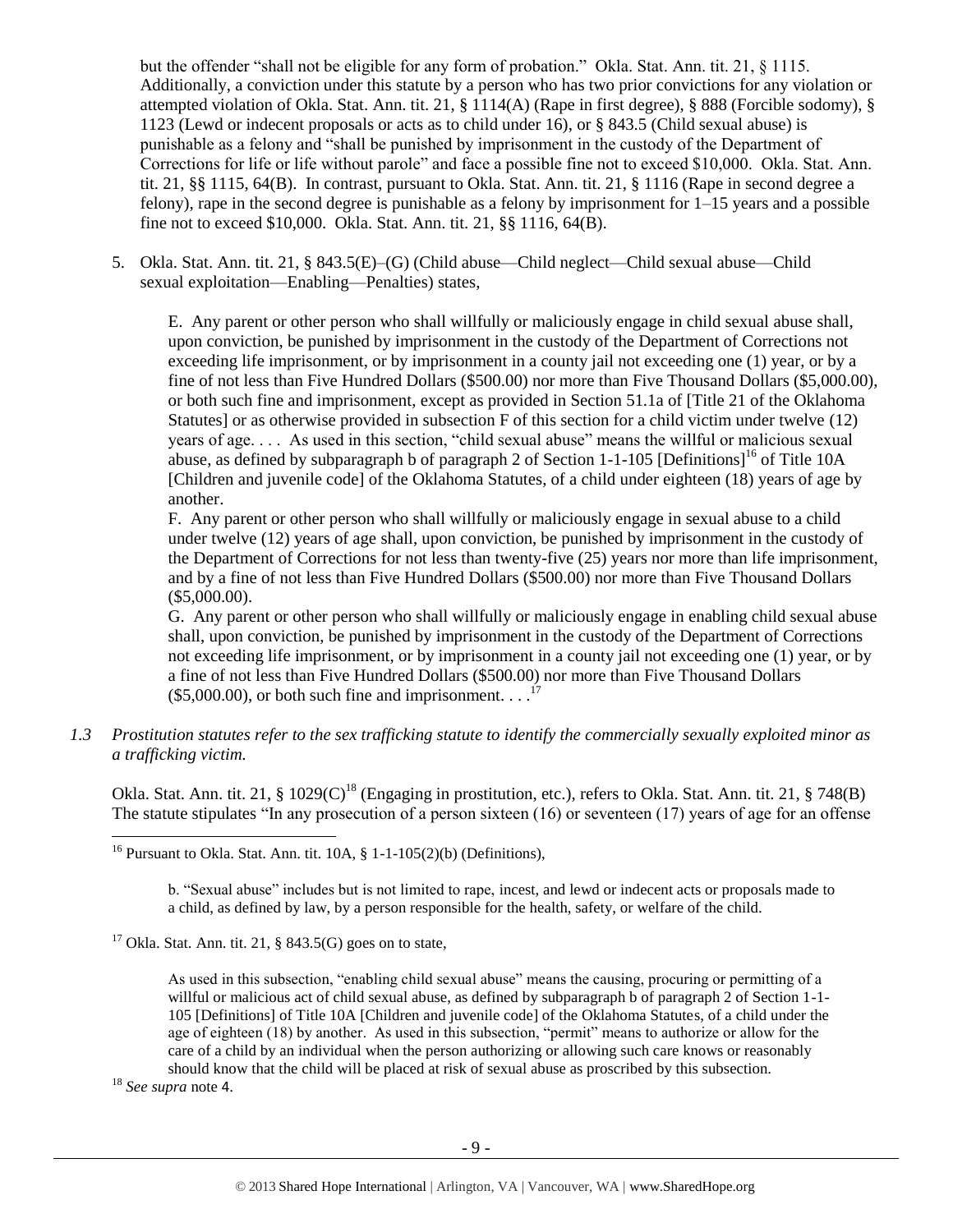but the offender "shall not be eligible for any form of probation." Okla. Stat. Ann. tit. 21, § 1115. Additionally, a conviction under this statute by a person who has two prior convictions for any violation or attempted violation of Okla. Stat. Ann. tit. 21, § 1114(A) (Rape in first degree), § 888 (Forcible sodomy), § 1123 (Lewd or indecent proposals or acts as to child under 16), or § 843.5 (Child sexual abuse) is punishable as a felony and "shall be punished by imprisonment in the custody of the Department of Corrections for life or life without parole" and face a possible fine not to exceed $10,000. Okla. Stat. Ann. tit. 21, §§ 1115, 64(B). In contrast, pursuant to Okla. Stat. Ann. tit. 21, § 1116 (Rape in second degree a felony), rape in the second degree is punishable as a felony by imprisonment for 1–15 years and a possible fine not to exceed $10,000. Okla. Stat. Ann. tit. 21, §§ 1116, 64(B).

5. Okla. Stat. Ann. tit. 21, § 843.5(E)–(G) (Child abuse—Child neglect—Child sexual abuse—Child sexual exploitation—Enabling—Penalties) states,

   > E. Any parent or other person who shall willfully or maliciously engage in child sexual abuse shall, upon conviction, be punished by imprisonment in the custody of the Department of Corrections not exceeding life imprisonment, or by imprisonment in a county jail not exceeding one (1) year, or by a fine of not less than Five Hundred Dollars ($500.00) nor more than Five Thousand Dollars ($5,000.00), or both such fine and imprisonment, except as provided in Section 51.1a of [Title 21 of the Oklahoma Statutes] or as otherwise provided in subsection F of this section for a child victim under twelve (12) years of age. . . . As used in this section, "child sexual abuse" means the willful or malicious sexual abuse, as defined by subparagraph b of paragraph 2 of Section 1-1-105 [Definitions][16] of Title 10A [Children and juvenile code] of the Oklahoma Statutes, of a child under eighteen (18) years of age by another.
   >
   > F. Any parent or other person who shall willfully or maliciously engage in sexual abuse to a child under twelve (12) years of age shall, upon conviction, be punished by imprisonment in the custody of the Department of Corrections for not less than twenty-five (25) years nor more than life imprisonment, and by a fine of not less than Five Hundred Dollars ($500.00) nor more than Five Thousand Dollars ($5,000.00).
   >
   > G. Any parent or other person who shall willfully or maliciously engage in enabling child sexual abuse shall, upon conviction, be punished by imprisonment in the custody of the Department of Corrections not exceeding life imprisonment, or by imprisonment in a county jail not exceeding one (1) year, or by a fine of not less than Five Hundred Dollars ($500.00) nor more than Five Thousand Dollars ($5,000.00), or both such fine and imprisonment. . . .[17]

*1.3 Prostitution statutes refer to the sex trafficking statute to identify the commercially sexually exploited minor as a trafficking victim.*

Okla. Stat. Ann. tit. 21, § 1029(C)[18] (Engaging in prostitution, etc.), refers to Okla. Stat. Ann. tit. 21, § 748(B) The statute stipulates "In any prosecution of a person sixteen (16) or seventeen (17) years of age for an offense

---

[16] Pursuant to Okla. Stat. Ann. tit. 10A, § 1-1-105(2)(b) (Definitions),

> b. "Sexual abuse" includes but is not limited to rape, incest, and lewd or indecent acts or proposals made to a child, as defined by law, by a person responsible for the health, safety, or welfare of the child.

[17] Okla. Stat. Ann. tit. 21, § 843.5(G) goes on to state,

> As used in this subsection, "enabling child sexual abuse" means the causing, procuring or permitting of a willful or malicious act of child sexual abuse, as defined by subparagraph b of paragraph 2 of Section 1-1-105 [Definitions] of Title 10A [Children and juvenile code] of the Oklahoma Statutes, of a child under the age of eighteen (18) by another. As used in this subsection, "permit" means to authorize or allow for the care of a child by an individual when the person authorizing or allowing such care knows or reasonably should know that the child will be placed at risk of sexual abuse as proscribed by this subsection.

[18] *See supra* note 4.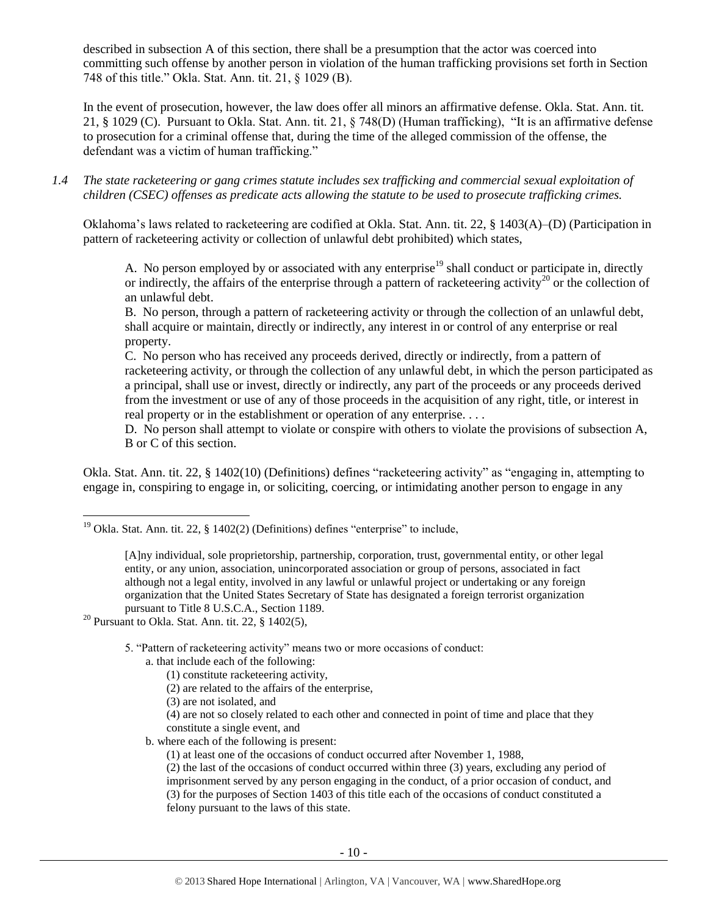described in subsection A of this section, there shall be a presumption that the actor was coerced into committing such offense by another person in violation of the human trafficking provisions set forth in Section 748 of this title." Okla. Stat. Ann. tit. 21, § 1029 (B).

In the event of prosecution, however, the law does offer all minors an affirmative defense. Okla. Stat. Ann. tit. 21, § 1029 (C). Pursuant to Okla. Stat. Ann. tit. 21, § 748(D) (Human trafficking), "It is an affirmative defense to prosecution for a criminal offense that, during the time of the alleged commission of the offense, the defendant was a victim of human trafficking."

*1.4 The state racketeering or gang crimes statute includes sex trafficking and commercial sexual exploitation of children (CSEC) offenses as predicate acts allowing the statute to be used to prosecute trafficking crimes.*

Oklahoma's laws related to racketeering are codified at Okla. Stat. Ann. tit. 22, § 1403(A)–(D) (Participation in pattern of racketeering activity or collection of unlawful debt prohibited) which states,

> A. No person employed by or associated with any enterprise[19] shall conduct or participate in, directly or indirectly, the affairs of the enterprise through a pattern of racketeering activity[20] or the collection of an unlawful debt.
>
> B. No person, through a pattern of racketeering activity or through the collection of an unlawful debt, shall acquire or maintain, directly or indirectly, any interest in or control of any enterprise or real property.
>
> C. No person who has received any proceeds derived, directly or indirectly, from a pattern of racketeering activity, or through the collection of any unlawful debt, in which the person participated as a principal, shall use or invest, directly or indirectly, any part of the proceeds or any proceeds derived from the investment or use of any of those proceeds in the acquisition of any right, title, or interest in real property or in the establishment or operation of any enterprise. . . .
>
> D. No person shall attempt to violate or conspire with others to violate the provisions of subsection A, B or C of this section.

Okla. Stat. Ann. tit. 22, § 1402(10) (Definitions) defines "racketeering activity" as "engaging in, attempting to engage in, conspiring to engage in, or soliciting, coercing, or intimidating another person to engage in any

---

[19] Okla. Stat. Ann. tit. 22, § 1402(2) (Definitions) defines "enterprise" to include,

> [A]ny individual, sole proprietorship, partnership, corporation, trust, governmental entity, or other legal entity, or any union, association, unincorporated association or group of persons, associated in fact although not a legal entity, involved in any lawful or unlawful project or undertaking or any foreign organization that the United States Secretary of State has designated a foreign terrorist organization pursuant to Title 8 U.S.C.A., Section 1189.

[20] Pursuant to Okla. Stat. Ann. tit. 22, § 1402(5),

> 5. "Pattern of racketeering activity" means two or more occasions of conduct:
> a. that include each of the following:
> (1) constitute racketeering activity,
> (2) are related to the affairs of the enterprise,
> (3) are not isolated, and
> (4) are not so closely related to each other and connected in point of time and place that they constitute a single event, and
> b. where each of the following is present:
> (1) at least one of the occasions of conduct occurred after November 1, 1988,
> (2) the last of the occasions of conduct occurred within three (3) years, excluding any period of imprisonment served by any person engaging in the conduct, of a prior occasion of conduct, and
> (3) for the purposes of Section 1403 of this title each of the occasions of conduct constituted a felony pursuant to the laws of this state.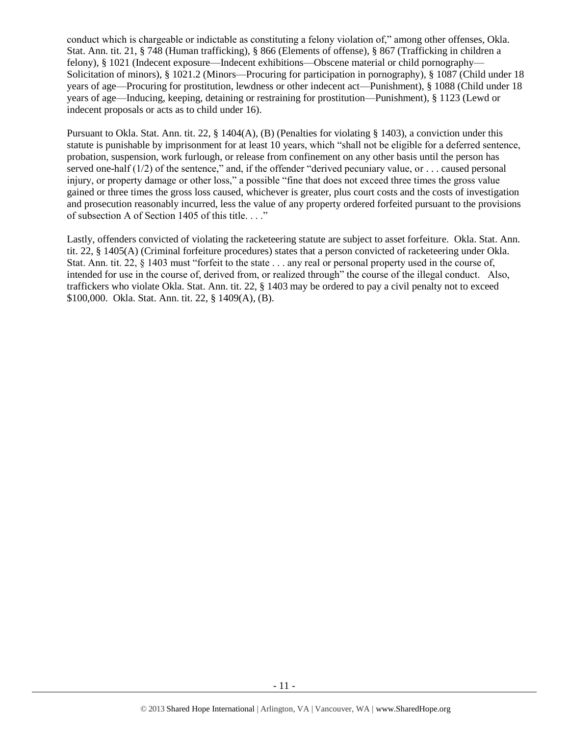conduct which is chargeable or indictable as constituting a felony violation of," among other offenses, Okla. Stat. Ann. tit. 21, § 748 (Human trafficking), § 866 (Elements of offense), § 867 (Trafficking in children a felony), § 1021 (Indecent exposure—Indecent exhibitions—Obscene material or child pornography—Solicitation of minors), § 1021.2 (Minors—Procuring for participation in pornography), § 1087 (Child under 18 years of age—Procuring for prostitution, lewdness or other indecent act—Punishment), § 1088 (Child under 18 years of age—Inducing, keeping, detaining or restraining for prostitution—Punishment), § 1123 (Lewd or indecent proposals or acts as to child under 16).

Pursuant to Okla. Stat. Ann. tit. 22, § 1404(A), (B) (Penalties for violating § 1403), a conviction under this statute is punishable by imprisonment for at least 10 years, which "shall not be eligible for a deferred sentence, probation, suspension, work furlough, or release from confinement on any other basis until the person has served one-half (1/2) of the sentence," and, if the offender "derived pecuniary value, or . . . caused personal injury, or property damage or other loss," a possible "fine that does not exceed three times the gross value gained or three times the gross loss caused, whichever is greater, plus court costs and the costs of investigation and prosecution reasonably incurred, less the value of any property ordered forfeited pursuant to the provisions of subsection A of Section 1405 of this title. . . ."

Lastly, offenders convicted of violating the racketeering statute are subject to asset forfeiture. Okla. Stat. Ann. tit. 22, § 1405(A) (Criminal forfeiture procedures) states that a person convicted of racketeering under Okla. Stat. Ann. tit. 22, § 1403 must "forfeit to the state . . . any real or personal property used in the course of, intended for use in the course of, derived from, or realized through" the course of the illegal conduct. Also, traffickers who violate Okla. Stat. Ann. tit. 22, § 1403 may be ordered to pay a civil penalty not to exceed \$100,000. Okla. Stat. Ann. tit. 22, § 1409(A), (B).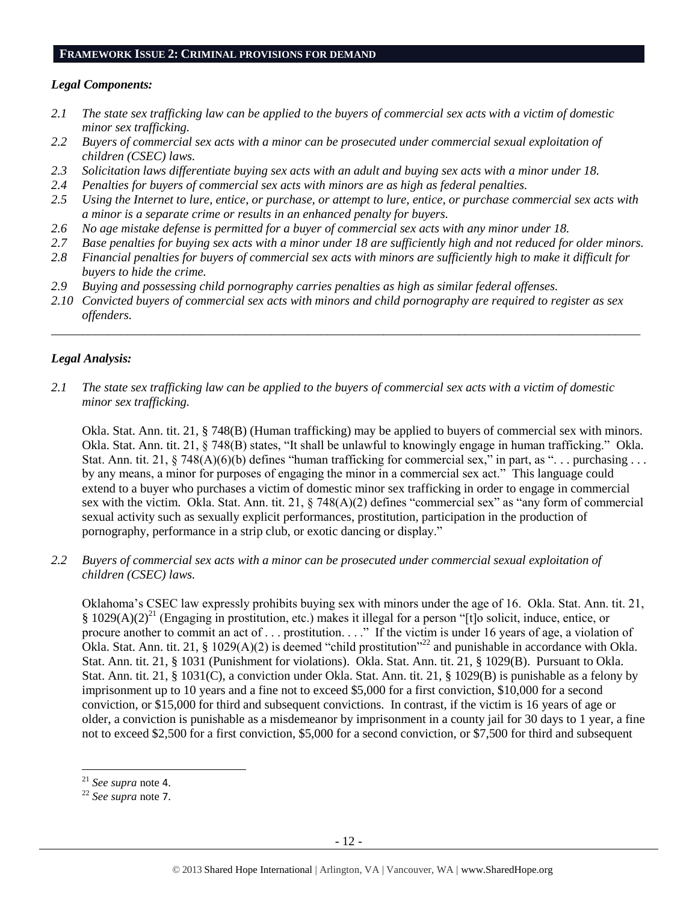## FRAMEWORK ISSUE 2: CRIMINAL PROVISIONS FOR DEMAND

### *Legal Components:*

*2.1 The state sex trafficking law can be applied to the buyers of commercial sex acts with a victim of domestic minor sex trafficking.*

*2.2 Buyers of commercial sex acts with a minor can be prosecuted under commercial sexual exploitation of children (CSEC) laws.*

*2.3 Solicitation laws differentiate buying sex acts with an adult and buying sex acts with a minor under 18.*

*2.4 Penalties for buyers of commercial sex acts with minors are as high as federal penalties.*

*2.5 Using the Internet to lure, entice, or purchase, or attempt to lure, entice, or purchase commercial sex acts with a minor is a separate crime or results in an enhanced penalty for buyers.*

*2.6 No age mistake defense is permitted for a buyer of commercial sex acts with any minor under 18.*

*2.7 Base penalties for buying sex acts with a minor under 18 are sufficiently high and not reduced for older minors.*

*2.8 Financial penalties for buyers of commercial sex acts with minors are sufficiently high to make it difficult for buyers to hide the crime.*

*2.9 Buying and possessing child pornography carries penalties as high as similar federal offenses.*

*2.10 Convicted buyers of commercial sex acts with minors and child pornography are required to register as sex offenders.*

---

### *Legal Analysis:*

*2.1 The state sex trafficking law can be applied to the buyers of commercial sex acts with a victim of domestic minor sex trafficking.*

Okla. Stat. Ann. tit. 21, § 748(B) (Human trafficking) may be applied to buyers of commercial sex with minors. Okla. Stat. Ann. tit. 21, § 748(B) states, "It shall be unlawful to knowingly engage in human trafficking." Okla. Stat. Ann. tit. 21, § 748(A)(6)(b) defines "human trafficking for commercial sex," in part, as ". . . purchasing . . . by any means, a minor for purposes of engaging the minor in a commercial sex act." This language could extend to a buyer who purchases a victim of domestic minor sex trafficking in order to engage in commercial sex with the victim. Okla. Stat. Ann. tit. 21, § 748(A)(2) defines "commercial sex" as "any form of commercial sexual activity such as sexually explicit performances, prostitution, participation in the production of pornography, performance in a strip club, or exotic dancing or display."

*2.2 Buyers of commercial sex acts with a minor can be prosecuted under commercial sexual exploitation of children (CSEC) laws.*

Oklahoma's CSEC law expressly prohibits buying sex with minors under the age of 16. Okla. Stat. Ann. tit. 21, § 1029(A)(2)[21] (Engaging in prostitution, etc.) makes it illegal for a person "[t]o solicit, induce, entice, or procure another to commit an act of . . . prostitution. . . ." If the victim is under 16 years of age, a violation of Okla. Stat. Ann. tit. 21, § 1029(A)(2) is deemed "child prostitution"[22] and punishable in accordance with Okla. Stat. Ann. tit. 21, § 1031 (Punishment for violations). Okla. Stat. Ann. tit. 21, § 1029(B). Pursuant to Okla. Stat. Ann. tit. 21, § 1031(C), a conviction under Okla. Stat. Ann. tit. 21, § 1029(B) is punishable as a felony by imprisonment up to 10 years and a fine not to exceed $5,000 for a first conviction, $10,000 for a second conviction, or $15,000 for third and subsequent convictions. In contrast, if the victim is 16 years of age or older, a conviction is punishable as a misdemeanor by imprisonment in a county jail for 30 days to 1 year, a fine not to exceed $2,500 for a first conviction, $5,000 for a second conviction, or $7,500 for third and subsequent

---

[21] *See supra* note 4.

[22] *See supra* note 7.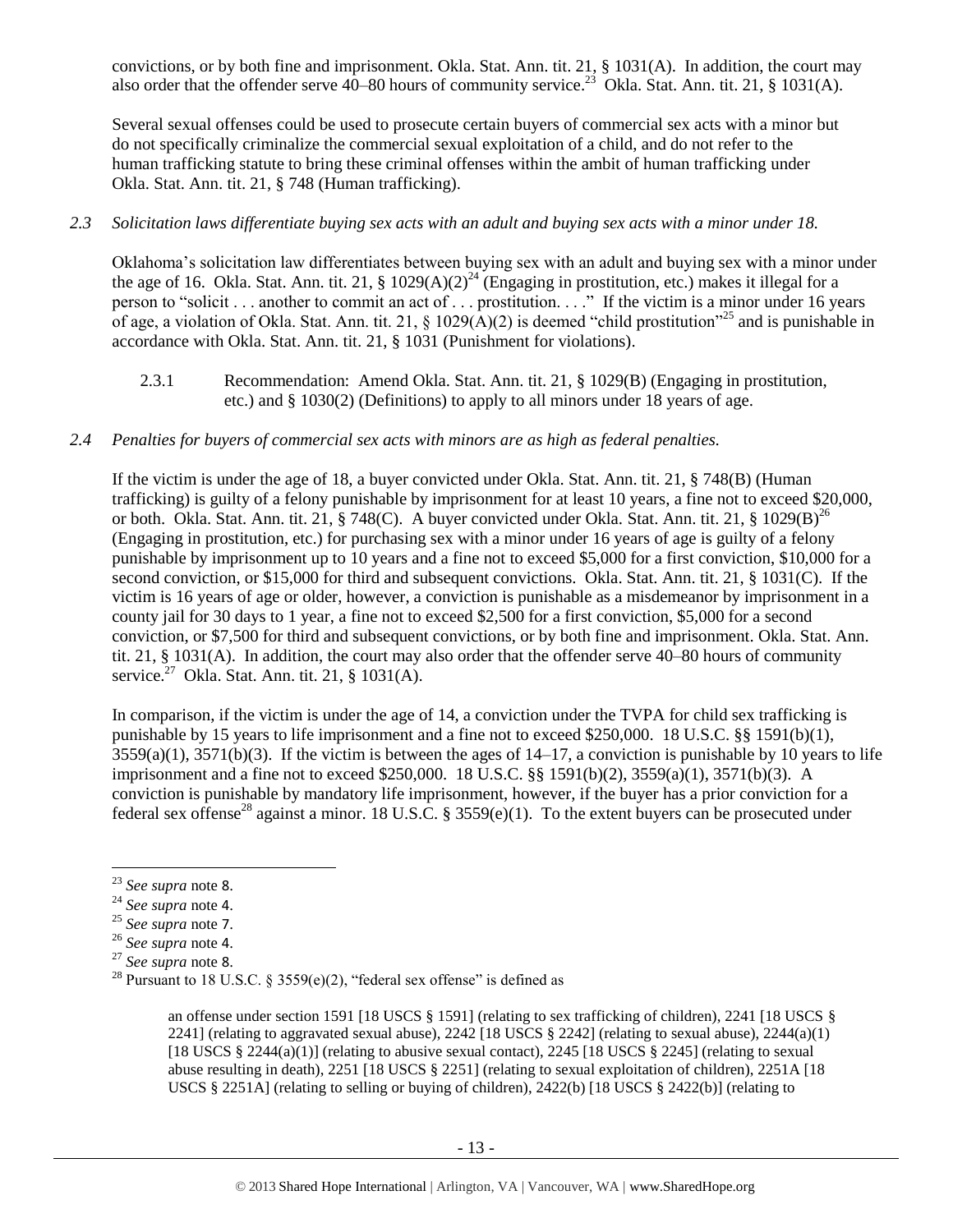convictions, or by both fine and imprisonment. Okla. Stat. Ann. tit. 21, § 1031(A). In addition, the court may also order that the offender serve 40–80 hours of community service.[23] Okla. Stat. Ann. tit. 21, § 1031(A).

Several sexual offenses could be used to prosecute certain buyers of commercial sex acts with a minor but do not specifically criminalize the commercial sexual exploitation of a child, and do not refer to the human trafficking statute to bring these criminal offenses within the ambit of human trafficking under Okla. Stat. Ann. tit. 21, § 748 (Human trafficking).

*2.3 Solicitation laws differentiate buying sex acts with an adult and buying sex acts with a minor under 18.*

Oklahoma's solicitation law differentiates between buying sex with an adult and buying sex with a minor under the age of 16. Okla. Stat. Ann. tit. 21, § 1029(A)(2)[24] (Engaging in prostitution, etc.) makes it illegal for a person to "solicit . . . another to commit an act of . . . prostitution. . . ." If the victim is a minor under 16 years of age, a violation of Okla. Stat. Ann. tit. 21, § 1029(A)(2) is deemed "child prostitution"[25] and is punishable in accordance with Okla. Stat. Ann. tit. 21, § 1031 (Punishment for violations).

2.3.1 Recommendation: Amend Okla. Stat. Ann. tit. 21, § 1029(B) (Engaging in prostitution, etc.) and § 1030(2) (Definitions) to apply to all minors under 18 years of age.

*2.4 Penalties for buyers of commercial sex acts with minors are as high as federal penalties.*

If the victim is under the age of 18, a buyer convicted under Okla. Stat. Ann. tit. 21, § 748(B) (Human trafficking) is guilty of a felony punishable by imprisonment for at least 10 years, a fine not to exceed $20,000, or both. Okla. Stat. Ann. tit. 21, § 748(C). A buyer convicted under Okla. Stat. Ann. tit. 21, § 1029(B)[26] (Engaging in prostitution, etc.) for purchasing sex with a minor under 16 years of age is guilty of a felony punishable by imprisonment up to 10 years and a fine not to exceed $5,000 for a first conviction, $10,000 for a second conviction, or $15,000 for third and subsequent convictions. Okla. Stat. Ann. tit. 21, § 1031(C). If the victim is 16 years of age or older, however, a conviction is punishable as a misdemeanor by imprisonment in a county jail for 30 days to 1 year, a fine not to exceed $2,500 for a first conviction, $5,000 for a second conviction, or $7,500 for third and subsequent convictions, or by both fine and imprisonment. Okla. Stat. Ann. tit. 21, § 1031(A). In addition, the court may also order that the offender serve 40–80 hours of community service.[27] Okla. Stat. Ann. tit. 21, § 1031(A).

In comparison, if the victim is under the age of 14, a conviction under the TVPA for child sex trafficking is punishable by 15 years to life imprisonment and a fine not to exceed $250,000. 18 U.S.C. §§ 1591(b)(1), 3559(a)(1), 3571(b)(3). If the victim is between the ages of 14–17, a conviction is punishable by 10 years to life imprisonment and a fine not to exceed $250,000. 18 U.S.C. §§ 1591(b)(2), 3559(a)(1), 3571(b)(3). A conviction is punishable by mandatory life imprisonment, however, if the buyer has a prior conviction for a federal sex offense[28] against a minor. 18 U.S.C. § 3559(e)(1). To the extent buyers can be prosecuted under

---

[23] *See supra* note 8.

[24] *See supra* note 4.

[25] *See supra* note 7.

[26] *See supra* note 4.

[27] *See supra* note 8.

[28] Pursuant to 18 U.S.C. § 3559(e)(2), "federal sex offense" is defined as

> an offense under section 1591 [18 USCS § 1591] (relating to sex trafficking of children), 2241 [18 USCS § 2241] (relating to aggravated sexual abuse), 2242 [18 USCS § 2242] (relating to sexual abuse), 2244(a)(1) [18 USCS § 2244(a)(1)] (relating to abusive sexual contact), 2245 [18 USCS § 2245] (relating to sexual abuse resulting in death), 2251 [18 USCS § 2251] (relating to sexual exploitation of children), 2251A [18 USCS § 2251A] (relating to selling or buying of children), 2422(b) [18 USCS § 2422(b)] (relating to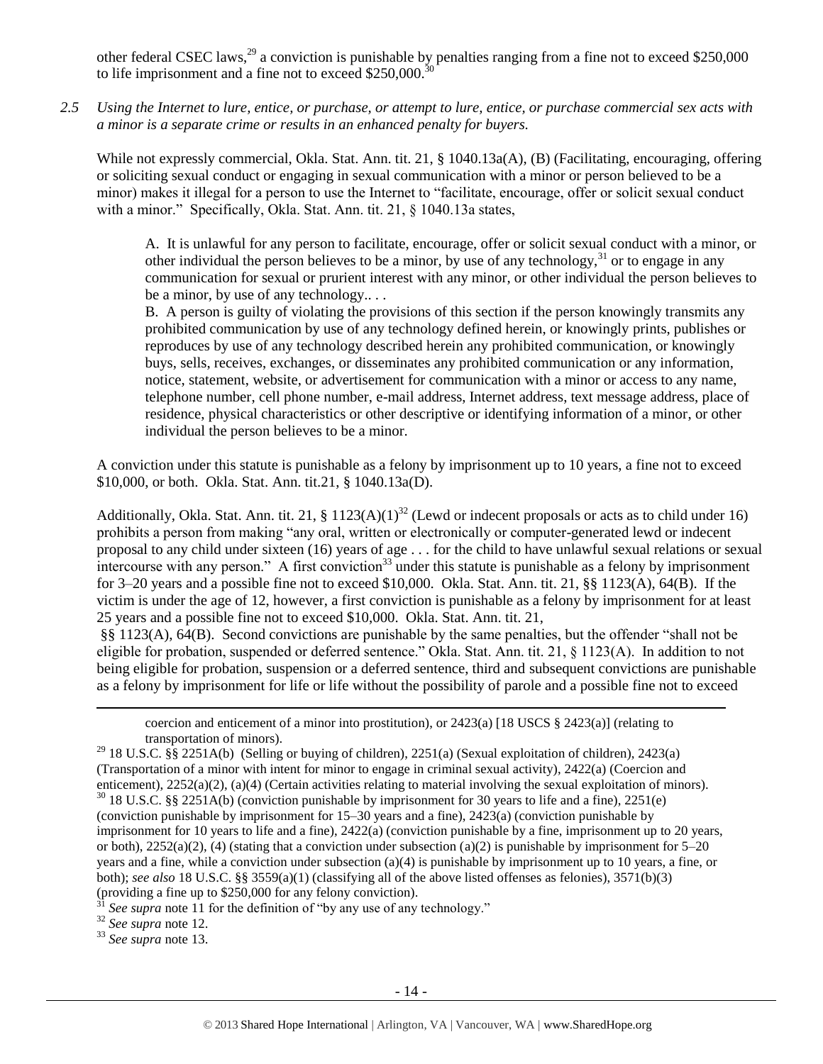other federal CSEC laws,[29] a conviction is punishable by penalties ranging from a fine not to exceed $250,000 to life imprisonment and a fine not to exceed $250,000.[30]

*2.5 Using the Internet to lure, entice, or purchase, or attempt to lure, entice, or purchase commercial sex acts with a minor is a separate crime or results in an enhanced penalty for buyers.*

While not expressly commercial, Okla. Stat. Ann. tit. 21, § 1040.13a(A), (B) (Facilitating, encouraging, offering or soliciting sexual conduct or engaging in sexual communication with a minor or person believed to be a minor) makes it illegal for a person to use the Internet to "facilitate, encourage, offer or solicit sexual conduct with a minor." Specifically, Okla. Stat. Ann. tit. 21, § 1040.13a states,

> A. It is unlawful for any person to facilitate, encourage, offer or solicit sexual conduct with a minor, or other individual the person believes to be a minor, by use of any technology,[31] or to engage in any communication for sexual or prurient interest with any minor, or other individual the person believes to be a minor, by use of any technology.. . .
>
> B. A person is guilty of violating the provisions of this section if the person knowingly transmits any prohibited communication by use of any technology defined herein, or knowingly prints, publishes or reproduces by use of any technology described herein any prohibited communication, or knowingly buys, sells, receives, exchanges, or disseminates any prohibited communication or any information, notice, statement, website, or advertisement for communication with a minor or access to any name, telephone number, cell phone number, e-mail address, Internet address, text message address, place of residence, physical characteristics or other descriptive or identifying information of a minor, or other individual the person believes to be a minor.

A conviction under this statute is punishable as a felony by imprisonment up to 10 years, a fine not to exceed $10,000, or both. Okla. Stat. Ann. tit.21, § 1040.13a(D).

Additionally, Okla. Stat. Ann. tit. 21, § 1123(A)(1)[32] (Lewd or indecent proposals or acts as to child under 16) prohibits a person from making "any oral, written or electronically or computer-generated lewd or indecent proposal to any child under sixteen (16) years of age . . . for the child to have unlawful sexual relations or sexual intercourse with any person." A first conviction[33] under this statute is punishable as a felony by imprisonment for 3–20 years and a possible fine not to exceed $10,000. Okla. Stat. Ann. tit. 21, §§ 1123(A), 64(B). If the victim is under the age of 12, however, a first conviction is punishable as a felony by imprisonment for at least 25 years and a possible fine not to exceed $10,000. Okla. Stat. Ann. tit. 21, §§ 1123(A), 64(B). Second convictions are punishable by the same penalties, but the offender "shall not be eligible for probation, suspended or deferred sentence." Okla. Stat. Ann. tit. 21, § 1123(A). In addition to not being eligible for probation, suspension or a deferred sentence, third and subsequent convictions are punishable as a felony by imprisonment for life or life without the possibility of parole and a possible fine not to exceed

---

coercion and enticement of a minor into prostitution), or 2423(a) [18 USCS § 2423(a)] (relating to transportation of minors).

[29] 18 U.S.C. §§ 2251A(b) (Selling or buying of children), 2251(a) (Sexual exploitation of children), 2423(a) (Transportation of a minor with intent for minor to engage in criminal sexual activity), 2422(a) (Coercion and enticement), 2252(a)(2), (a)(4) (Certain activities relating to material involving the sexual exploitation of minors).

[30] 18 U.S.C. §§ 2251A(b) (conviction punishable by imprisonment for 30 years to life and a fine), 2251(e) (conviction punishable by imprisonment for 15–30 years and a fine), 2423(a) (conviction punishable by imprisonment for 10 years to life and a fine), 2422(a) (conviction punishable by a fine, imprisonment up to 20 years, or both), 2252(a)(2), (4) (stating that a conviction under subsection (a)(2) is punishable by imprisonment for 5–20 years and a fine, while a conviction under subsection (a)(4) is punishable by imprisonment up to 10 years, a fine, or both); *see also* 18 U.S.C. §§ 3559(a)(1) (classifying all of the above listed offenses as felonies), 3571(b)(3) (providing a fine up to $250,000 for any felony conviction).

[31] *See supra* note 11 for the definition of "by any use of any technology."

[32] *See supra* note 12.

[33] *See supra* note 13.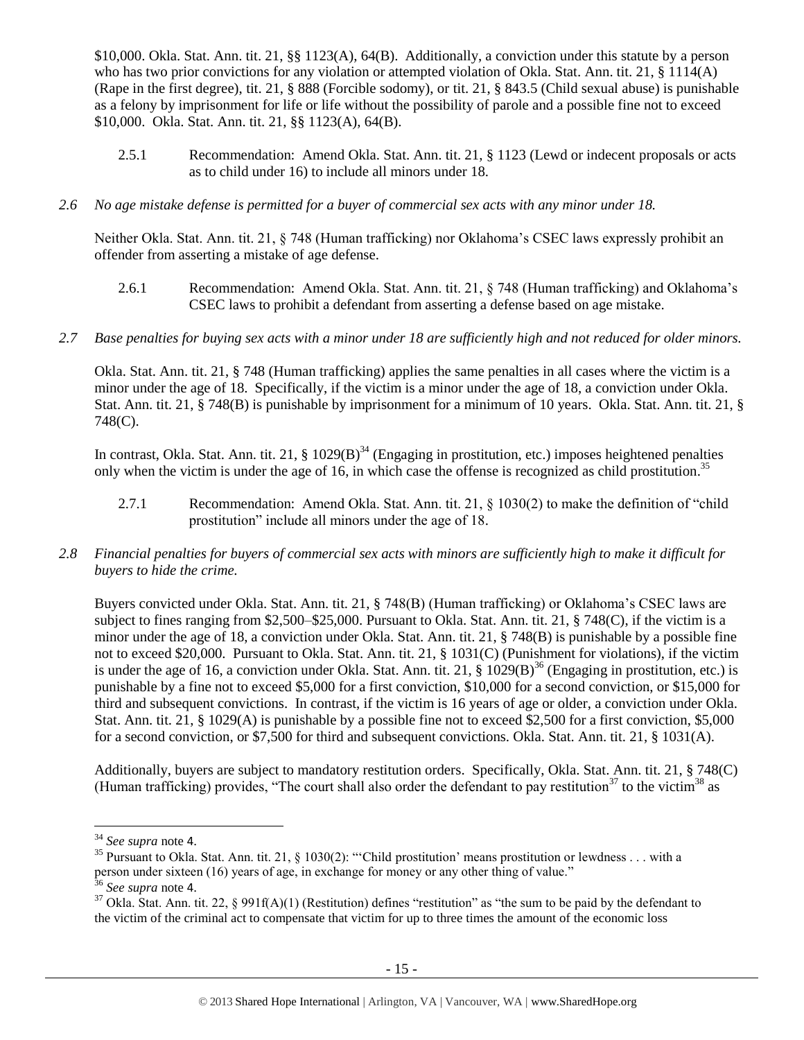$10,000. Okla. Stat. Ann. tit. 21, §§ 1123(A), 64(B). Additionally, a conviction under this statute by a person who has two prior convictions for any violation or attempted violation of Okla. Stat. Ann. tit. 21, § 1114(A) (Rape in the first degree), tit. 21, § 888 (Forcible sodomy), or tit. 21, § 843.5 (Child sexual abuse) is punishable as a felony by imprisonment for life or life without the possibility of parole and a possible fine not to exceed $10,000. Okla. Stat. Ann. tit. 21, §§ 1123(A), 64(B).

2.5.1 Recommendation: Amend Okla. Stat. Ann. tit. 21, § 1123 (Lewd or indecent proposals or acts as to child under 16) to include all minors under 18.

*2.6 No age mistake defense is permitted for a buyer of commercial sex acts with any minor under 18.*

Neither Okla. Stat. Ann. tit. 21, § 748 (Human trafficking) nor Oklahoma's CSEC laws expressly prohibit an offender from asserting a mistake of age defense.

2.6.1 Recommendation: Amend Okla. Stat. Ann. tit. 21, § 748 (Human trafficking) and Oklahoma's CSEC laws to prohibit a defendant from asserting a defense based on age mistake.

*2.7 Base penalties for buying sex acts with a minor under 18 are sufficiently high and not reduced for older minors.*

Okla. Stat. Ann. tit. 21, § 748 (Human trafficking) applies the same penalties in all cases where the victim is a minor under the age of 18. Specifically, if the victim is a minor under the age of 18, a conviction under Okla. Stat. Ann. tit. 21, § 748(B) is punishable by imprisonment for a minimum of 10 years. Okla. Stat. Ann. tit. 21, § 748(C).

In contrast, Okla. Stat. Ann. tit. 21, § 1029(B)[34] (Engaging in prostitution, etc.) imposes heightened penalties only when the victim is under the age of 16, in which case the offense is recognized as child prostitution.[35]

2.7.1 Recommendation: Amend Okla. Stat. Ann. tit. 21, § 1030(2) to make the definition of "child prostitution" include all minors under the age of 18.

*2.8 Financial penalties for buyers of commercial sex acts with minors are sufficiently high to make it difficult for buyers to hide the crime.*

Buyers convicted under Okla. Stat. Ann. tit. 21, § 748(B) (Human trafficking) or Oklahoma's CSEC laws are subject to fines ranging from $2,500–$25,000. Pursuant to Okla. Stat. Ann. tit. 21, § 748(C), if the victim is a minor under the age of 18, a conviction under Okla. Stat. Ann. tit. 21, § 748(B) is punishable by a possible fine not to exceed $20,000. Pursuant to Okla. Stat. Ann. tit. 21, § 1031(C) (Punishment for violations), if the victim is under the age of 16, a conviction under Okla. Stat. Ann. tit. 21, § 1029(B)[36] (Engaging in prostitution, etc.) is punishable by a fine not to exceed $5,000 for a first conviction, $10,000 for a second conviction, or $15,000 for third and subsequent convictions. In contrast, if the victim is 16 years of age or older, a conviction under Okla. Stat. Ann. tit. 21, § 1029(A) is punishable by a possible fine not to exceed $2,500 for a first conviction, $5,000 for a second conviction, or $7,500 for third and subsequent convictions. Okla. Stat. Ann. tit. 21, § 1031(A).

Additionally, buyers are subject to mandatory restitution orders. Specifically, Okla. Stat. Ann. tit. 21, § 748(C) (Human trafficking) provides, "The court shall also order the defendant to pay restitution[37] to the victim[38] as

---

[34] *See supra* note 4.

[35] Pursuant to Okla. Stat. Ann. tit. 21, § 1030(2): "'Child prostitution' means prostitution or lewdness . . . with a person under sixteen (16) years of age, in exchange for money or any other thing of value."

[36] *See supra* note 4.

[37] Okla. Stat. Ann. tit. 22, § 991f(A)(1) (Restitution) defines "restitution" as "the sum to be paid by the defendant to the victim of the criminal act to compensate that victim for up to three times the amount of the economic loss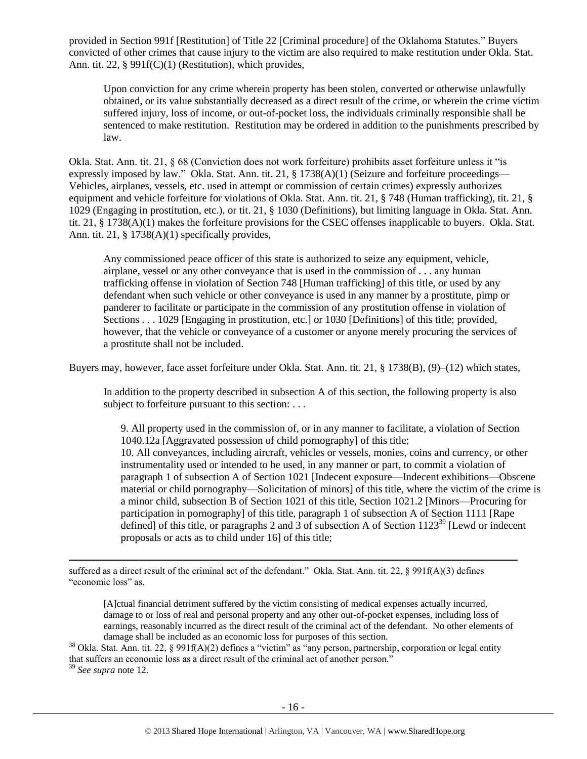provided in Section 991f [Restitution] of Title 22 [Criminal procedure] of the Oklahoma Statutes." Buyers convicted of other crimes that cause injury to the victim are also required to make restitution under Okla. Stat. Ann. tit. 22, § 991f(C)(1) (Restitution), which provides,

> Upon conviction for any crime wherein property has been stolen, converted or otherwise unlawfully obtained, or its value substantially decreased as a direct result of the crime, or wherein the crime victim suffered injury, loss of income, or out-of-pocket loss, the individuals criminally responsible shall be sentenced to make restitution. Restitution may be ordered in addition to the punishments prescribed by law.

Okla. Stat. Ann. tit. 21, § 68 (Conviction does not work forfeiture) prohibits asset forfeiture unless it "is expressly imposed by law." Okla. Stat. Ann. tit. 21, § 1738(A)(1) (Seizure and forfeiture proceedings—Vehicles, airplanes, vessels, etc. used in attempt or commission of certain crimes) expressly authorizes equipment and vehicle forfeiture for violations of Okla. Stat. Ann. tit. 21, § 748 (Human trafficking), tit. 21, § 1029 (Engaging in prostitution, etc.), or tit. 21, § 1030 (Definitions), but limiting language in Okla. Stat. Ann. tit. 21, § 1738(A)(1) makes the forfeiture provisions for the CSEC offenses inapplicable to buyers. Okla. Stat. Ann. tit. 21, § 1738(A)(1) specifically provides,

> Any commissioned peace officer of this state is authorized to seize any equipment, vehicle, airplane, vessel or any other conveyance that is used in the commission of . . . any human trafficking offense in violation of Section 748 [Human trafficking] of this title, or used by any defendant when such vehicle or other conveyance is used in any manner by a prostitute, pimp or panderer to facilitate or participate in the commission of any prostitution offense in violation of Sections . . . 1029 [Engaging in prostitution, etc.] or 1030 [Definitions] of this title; provided, however, that the vehicle or conveyance of a customer or anyone merely procuring the services of a prostitute shall not be included.

Buyers may, however, face asset forfeiture under Okla. Stat. Ann. tit. 21, § 1738(B), (9)–(12) which states,

> In addition to the property described in subsection A of this section, the following property is also subject to forfeiture pursuant to this section: . . .
>
> 9. All property used in the commission of, or in any manner to facilitate, a violation of Section 1040.12a [Aggravated possession of child pornography] of this title;
> 10. All conveyances, including aircraft, vehicles or vessels, monies, coins and currency, or other instrumentality used or intended to be used, in any manner or part, to commit a violation of paragraph 1 of subsection A of Section 1021 [Indecent exposure—Indecent exhibitions—Obscene material or child pornography—Solicitation of minors] of this title, where the victim of the crime is a minor child, subsection B of Section 1021 of this title, Section 1021.2 [Minors—Procuring for participation in pornography] of this title, paragraph 1 of subsection A of Section 1111 [Rape defined] of this title, or paragraphs 2 and 3 of subsection A of Section 1123[39] [Lewd or indecent proposals or acts as to child under 16] of this title;

---

suffered as a direct result of the criminal act of the defendant." Okla. Stat. Ann. tit. 22, § 991f(A)(3) defines "economic loss" as,

> [A]ctual financial detriment suffered by the victim consisting of medical expenses actually incurred, damage to or loss of real and personal property and any other out-of-pocket expenses, including loss of earnings, reasonably incurred as the direct result of the criminal act of the defendant. No other elements of damage shall be included as an economic loss for purposes of this section.

[38] Okla. Stat. Ann. tit. 22, § 991f(A)(2) defines a "victim" as "any person, partnership, corporation or legal entity that suffers an economic loss as a direct result of the criminal act of another person."

[39] *See supra* note 12.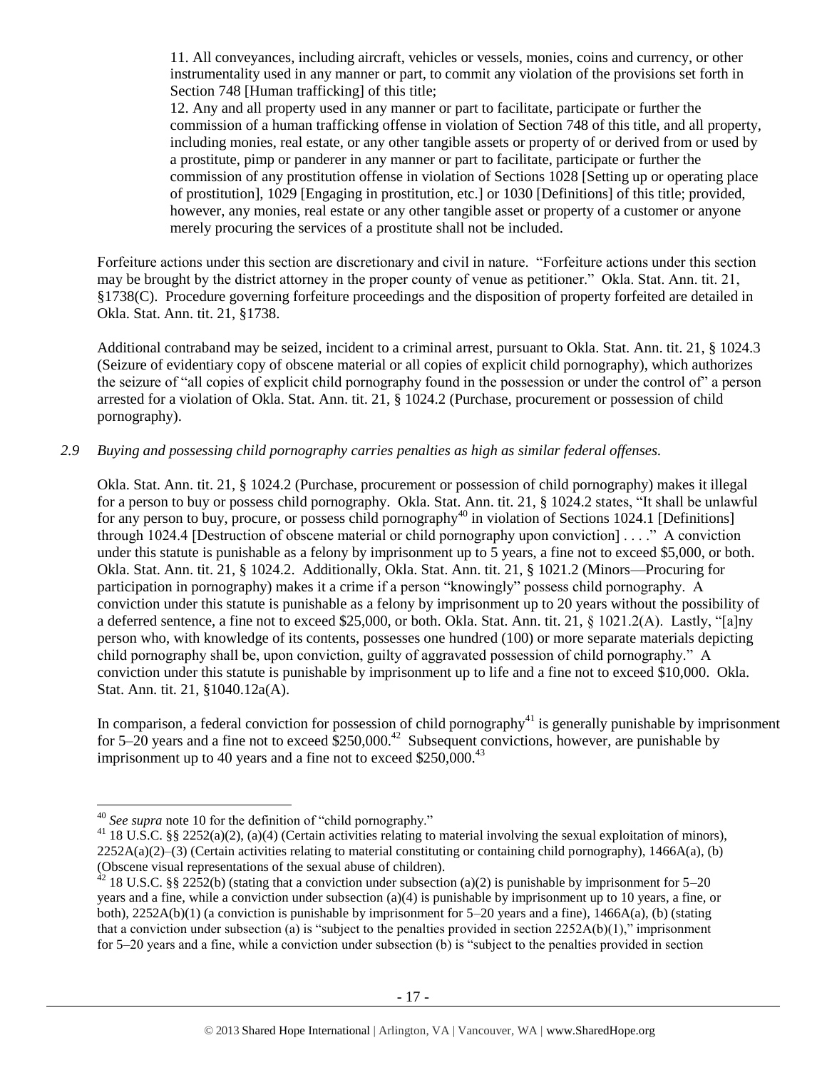11. All conveyances, including aircraft, vehicles or vessels, monies, coins and currency, or other instrumentality used in any manner or part, to commit any violation of the provisions set forth in Section 748 [Human trafficking] of this title;

12. Any and all property used in any manner or part to facilitate, participate or further the commission of a human trafficking offense in violation of Section 748 of this title, and all property, including monies, real estate, or any other tangible assets or property of or derived from or used by a prostitute, pimp or panderer in any manner or part to facilitate, participate or further the commission of any prostitution offense in violation of Sections 1028 [Setting up or operating place of prostitution], 1029 [Engaging in prostitution, etc.] or 1030 [Definitions] of this title; provided, however, any monies, real estate or any other tangible asset or property of a customer or anyone merely procuring the services of a prostitute shall not be included.

Forfeiture actions under this section are discretionary and civil in nature. "Forfeiture actions under this section may be brought by the district attorney in the proper county of venue as petitioner." Okla. Stat. Ann. tit. 21, §1738(C). Procedure governing forfeiture proceedings and the disposition of property forfeited are detailed in Okla. Stat. Ann. tit. 21, §1738.

Additional contraband may be seized, incident to a criminal arrest, pursuant to Okla. Stat. Ann. tit. 21, § 1024.3 (Seizure of evidentiary copy of obscene material or all copies of explicit child pornography), which authorizes the seizure of "all copies of explicit child pornography found in the possession or under the control of" a person arrested for a violation of Okla. Stat. Ann. tit. 21, § 1024.2 (Purchase, procurement or possession of child pornography).

*2.9 Buying and possessing child pornography carries penalties as high as similar federal offenses.*

Okla. Stat. Ann. tit. 21, § 1024.2 (Purchase, procurement or possession of child pornography) makes it illegal for a person to buy or possess child pornography. Okla. Stat. Ann. tit. 21, § 1024.2 states, "It shall be unlawful for any person to buy, procure, or possess child pornography[40] in violation of Sections 1024.1 [Definitions] through 1024.4 [Destruction of obscene material or child pornography upon conviction] . . . ." A conviction under this statute is punishable as a felony by imprisonment up to 5 years, a fine not to exceed $5,000, or both. Okla. Stat. Ann. tit. 21, § 1024.2. Additionally, Okla. Stat. Ann. tit. 21, § 1021.2 (Minors—Procuring for participation in pornography) makes it a crime if a person "knowingly" possess child pornography. A conviction under this statute is punishable as a felony by imprisonment up to 20 years without the possibility of a deferred sentence, a fine not to exceed $25,000, or both. Okla. Stat. Ann. tit. 21, § 1021.2(A). Lastly, "[a]ny person who, with knowledge of its contents, possesses one hundred (100) or more separate materials depicting child pornography shall be, upon conviction, guilty of aggravated possession of child pornography." A conviction under this statute is punishable by imprisonment up to life and a fine not to exceed $10,000. Okla. Stat. Ann. tit. 21, §1040.12a(A).

In comparison, a federal conviction for possession of child pornography[41] is generally punishable by imprisonment for 5–20 years and a fine not to exceed $250,000.[42] Subsequent convictions, however, are punishable by imprisonment up to 40 years and a fine not to exceed $250,000.[43]

---

[40] *See supra* note 10 for the definition of "child pornography."

[41] 18 U.S.C. §§ 2252(a)(2), (a)(4) (Certain activities relating to material involving the sexual exploitation of minors), 2252A(a)(2)–(3) (Certain activities relating to material constituting or containing child pornography), 1466A(a), (b) (Obscene visual representations of the sexual abuse of children).

[42] 18 U.S.C. §§ 2252(b) (stating that a conviction under subsection (a)(2) is punishable by imprisonment for 5–20 years and a fine, while a conviction under subsection (a)(4) is punishable by imprisonment up to 10 years, a fine, or both), 2252A(b)(1) (a conviction is punishable by imprisonment for 5–20 years and a fine), 1466A(a), (b) (stating that a conviction under subsection (a) is "subject to the penalties provided in section 2252A(b)(1)," imprisonment for 5–20 years and a fine, while a conviction under subsection (b) is "subject to the penalties provided in section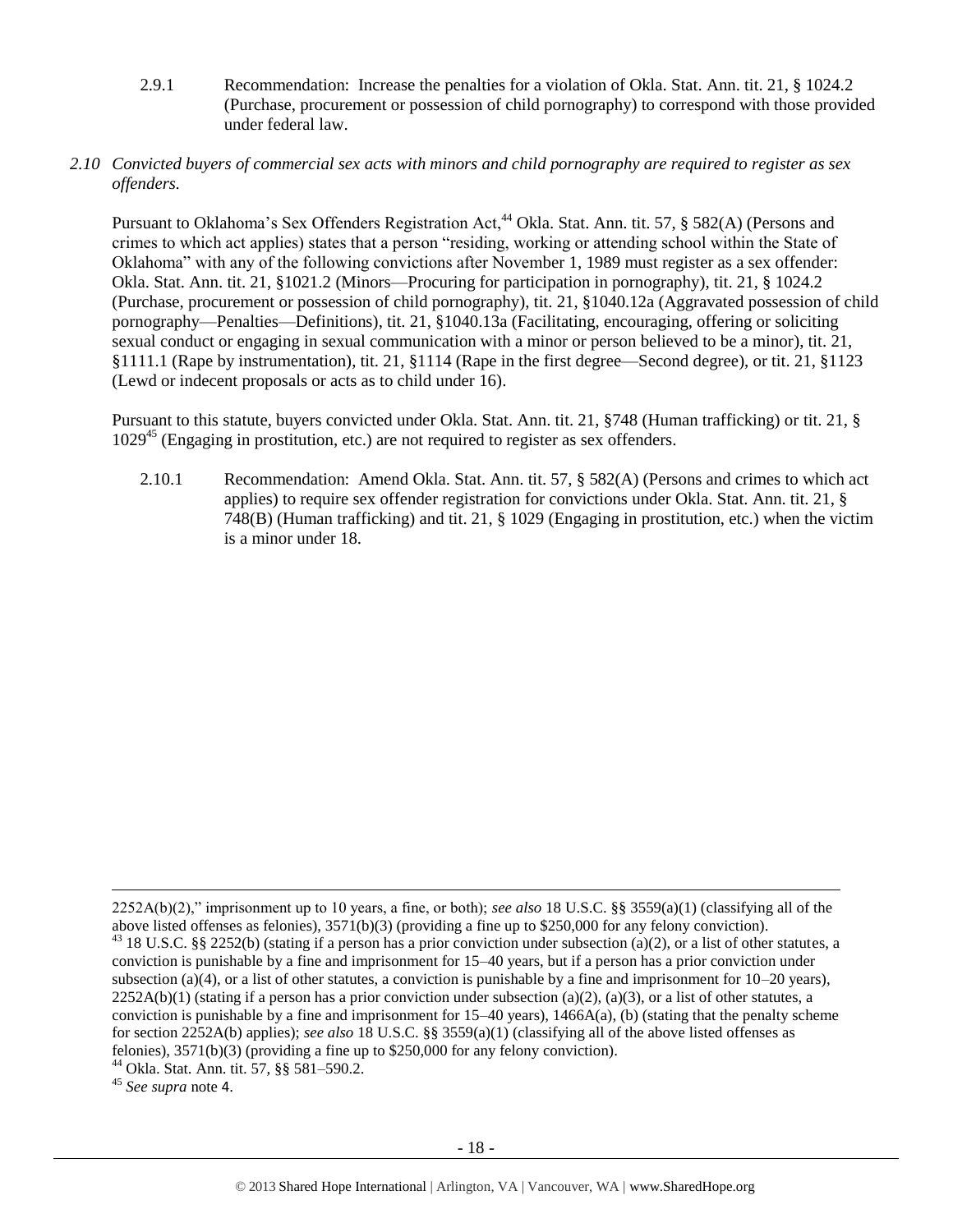2.9.1 Recommendation: Increase the penalties for a violation of Okla. Stat. Ann. tit. 21, § 1024.2 (Purchase, procurement or possession of child pornography) to correspond with those provided under federal law.

*2.10 Convicted buyers of commercial sex acts with minors and child pornography are required to register as sex offenders.*

Pursuant to Oklahoma's Sex Offenders Registration Act,[44] Okla. Stat. Ann. tit. 57, § 582(A) (Persons and crimes to which act applies) states that a person "residing, working or attending school within the State of Oklahoma" with any of the following convictions after November 1, 1989 must register as a sex offender: Okla. Stat. Ann. tit. 21, §1021.2 (Minors—Procuring for participation in pornography), tit. 21, § 1024.2 (Purchase, procurement or possession of child pornography), tit. 21, §1040.12a (Aggravated possession of child pornography—Penalties—Definitions), tit. 21, §1040.13a (Facilitating, encouraging, offering or soliciting sexual conduct or engaging in sexual communication with a minor or person believed to be a minor), tit. 21, §1111.1 (Rape by instrumentation), tit. 21, §1114 (Rape in the first degree—Second degree), or tit. 21, §1123 (Lewd or indecent proposals or acts as to child under 16).

Pursuant to this statute, buyers convicted under Okla. Stat. Ann. tit. 21, §748 (Human trafficking) or tit. 21, § 1029[45] (Engaging in prostitution, etc.) are not required to register as sex offenders.

2.10.1 Recommendation: Amend Okla. Stat. Ann. tit. 57, § 582(A) (Persons and crimes to which act applies) to require sex offender registration for convictions under Okla. Stat. Ann. tit. 21, § 748(B) (Human trafficking) and tit. 21, § 1029 (Engaging in prostitution, etc.) when the victim is a minor under 18.

---

2252A(b)(2)," imprisonment up to 10 years, a fine, or both); *see also* 18 U.S.C. §§ 3559(a)(1) (classifying all of the above listed offenses as felonies), 3571(b)(3) (providing a fine up to $250,000 for any felony conviction).

[43] 18 U.S.C. §§ 2252(b) (stating if a person has a prior conviction under subsection (a)(2), or a list of other statutes, a conviction is punishable by a fine and imprisonment for 15–40 years, but if a person has a prior conviction under subsection (a)(4), or a list of other statutes, a conviction is punishable by a fine and imprisonment for 10–20 years), 2252A(b)(1) (stating if a person has a prior conviction under subsection (a)(2), (a)(3), or a list of other statutes, a conviction is punishable by a fine and imprisonment for 15–40 years), 1466A(a), (b) (stating that the penalty scheme for section 2252A(b) applies); *see also* 18 U.S.C. §§ 3559(a)(1) (classifying all of the above listed offenses as felonies), 3571(b)(3) (providing a fine up to $250,000 for any felony conviction).

[44] Okla. Stat. Ann. tit. 57, §§ 581–590.2.

[45] *See supra* note 4.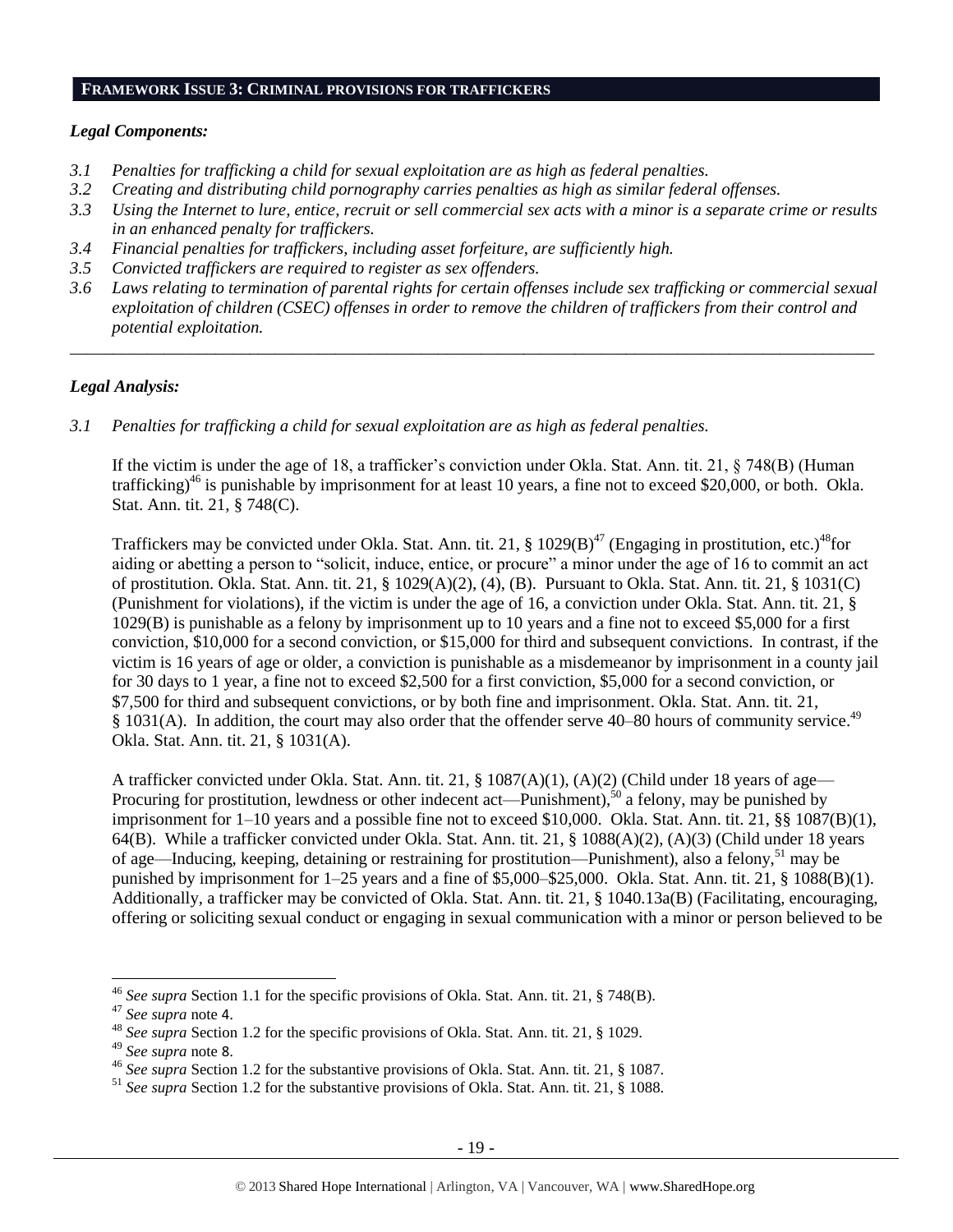**FRAMEWORK ISSUE 3: CRIMINAL PROVISIONS FOR TRAFFICKERS**

***Legal Components:***

*3.1 Penalties for trafficking a child for sexual exploitation are as high as federal penalties.*
*3.2 Creating and distributing child pornography carries penalties as high as similar federal offenses.*
*3.3 Using the Internet to lure, entice, recruit or sell commercial sex acts with a minor is a separate crime or results in an enhanced penalty for traffickers.*
*3.4 Financial penalties for traffickers, including asset forfeiture, are sufficiently high.*
*3.5 Convicted traffickers are required to register as sex offenders.*
*3.6 Laws relating to termination of parental rights for certain offenses include sex trafficking or commercial sexual exploitation of children (CSEC) offenses in order to remove the children of traffickers from their control and potential exploitation.*

---

***Legal Analysis:***

*3.1 Penalties for trafficking a child for sexual exploitation are as high as federal penalties.*

If the victim is under the age of 18, a trafficker's conviction under Okla. Stat. Ann. tit. 21, § 748(B) (Human trafficking)[46] is punishable by imprisonment for at least 10 years, a fine not to exceed $20,000, or both. Okla. Stat. Ann. tit. 21, § 748(C).

Traffickers may be convicted under Okla. Stat. Ann. tit. 21, § 1029(B)[47] (Engaging in prostitution, etc.)[48]for aiding or abetting a person to "solicit, induce, entice, or procure" a minor under the age of 16 to commit an act of prostitution. Okla. Stat. Ann. tit. 21, § 1029(A)(2), (4), (B). Pursuant to Okla. Stat. Ann. tit. 21, § 1031(C) (Punishment for violations), if the victim is under the age of 16, a conviction under Okla. Stat. Ann. tit. 21, § 1029(B) is punishable as a felony by imprisonment up to 10 years and a fine not to exceed $5,000 for a first conviction, $10,000 for a second conviction, or $15,000 for third and subsequent convictions. In contrast, if the victim is 16 years of age or older, a conviction is punishable as a misdemeanor by imprisonment in a county jail for 30 days to 1 year, a fine not to exceed $2,500 for a first conviction, $5,000 for a second conviction, or $7,500 for third and subsequent convictions, or by both fine and imprisonment. Okla. Stat. Ann. tit. 21, § 1031(A). In addition, the court may also order that the offender serve 40–80 hours of community service.[49] Okla. Stat. Ann. tit. 21, § 1031(A).

A trafficker convicted under Okla. Stat. Ann. tit. 21, § 1087(A)(1), (A)(2) (Child under 18 years of age—Procuring for prostitution, lewdness or other indecent act—Punishment),[50] a felony, may be punished by imprisonment for 1–10 years and a possible fine not to exceed $10,000. Okla. Stat. Ann. tit. 21, §§ 1087(B)(1), 64(B). While a trafficker convicted under Okla. Stat. Ann. tit. 21, § 1088(A)(2), (A)(3) (Child under 18 years of age—Inducing, keeping, detaining or restraining for prostitution—Punishment), also a felony,[51] may be punished by imprisonment for 1–25 years and a fine of $5,000–$25,000. Okla. Stat. Ann. tit. 21, § 1088(B)(1). Additionally, a trafficker may be convicted of Okla. Stat. Ann. tit. 21, § 1040.13a(B) (Facilitating, encouraging, offering or soliciting sexual conduct or engaging in sexual communication with a minor or person believed to be

---

[46] *See supra* Section 1.1 for the specific provisions of Okla. Stat. Ann. tit. 21, § 748(B).
[47] *See supra* note 4.
[48] *See supra* Section 1.2 for the specific provisions of Okla. Stat. Ann. tit. 21, § 1029.
[49] *See supra* note 8.
[46] *See supra* Section 1.2 for the substantive provisions of Okla. Stat. Ann. tit. 21, § 1087.
[51] *See supra* Section 1.2 for the substantive provisions of Okla. Stat. Ann. tit. 21, § 1088.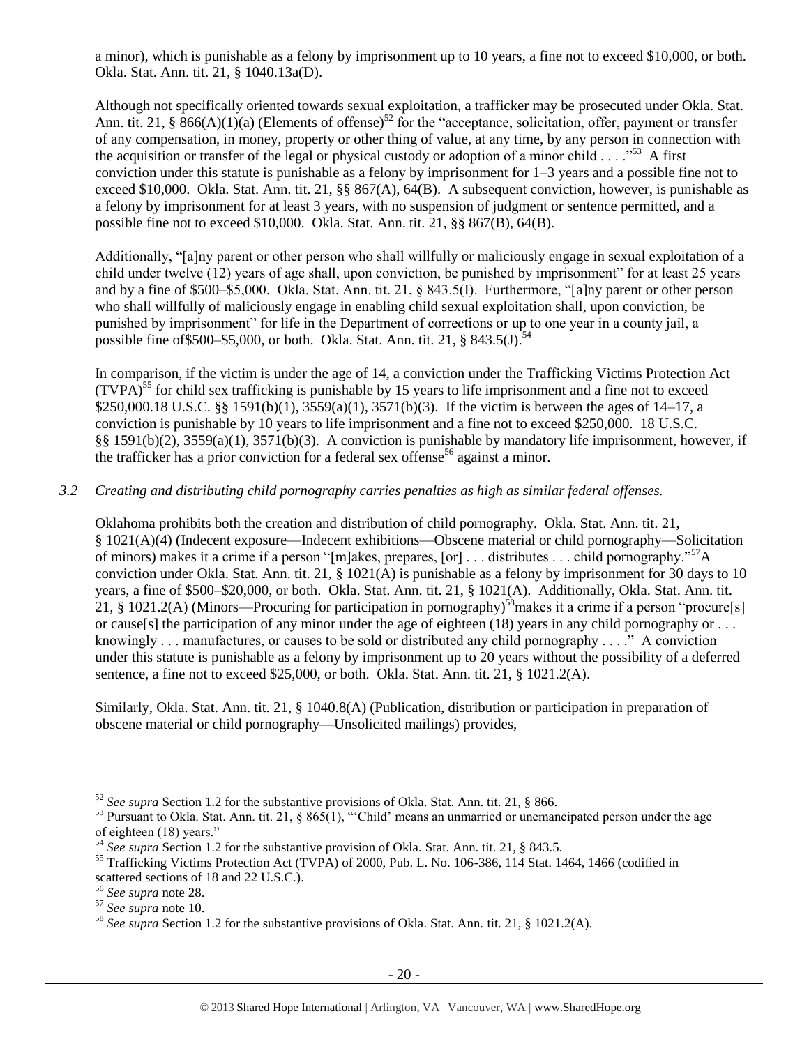a minor), which is punishable as a felony by imprisonment up to 10 years, a fine not to exceed $10,000, or both. Okla. Stat. Ann. tit. 21, § 1040.13a(D).

Although not specifically oriented towards sexual exploitation, a trafficker may be prosecuted under Okla. Stat. Ann. tit. 21, § 866(A)(1)(a) (Elements of offense)[52] for the "acceptance, solicitation, offer, payment or transfer of any compensation, in money, property or other thing of value, at any time, by any person in connection with the acquisition or transfer of the legal or physical custody or adoption of a minor child . . . ."[53] A first conviction under this statute is punishable as a felony by imprisonment for 1–3 years and a possible fine not to exceed $10,000. Okla. Stat. Ann. tit. 21, §§ 867(A), 64(B). A subsequent conviction, however, is punishable as a felony by imprisonment for at least 3 years, with no suspension of judgment or sentence permitted, and a possible fine not to exceed $10,000. Okla. Stat. Ann. tit. 21, §§ 867(B), 64(B).

Additionally, "[a]ny parent or other person who shall willfully or maliciously engage in sexual exploitation of a child under twelve (12) years of age shall, upon conviction, be punished by imprisonment" for at least 25 years and by a fine of $500–$5,000. Okla. Stat. Ann. tit. 21, § 843.5(I). Furthermore, "[a]ny parent or other person who shall willfully of maliciously engage in enabling child sexual exploitation shall, upon conviction, be punished by imprisonment" for life in the Department of corrections or up to one year in a county jail, a possible fine of$500–$5,000, or both. Okla. Stat. Ann. tit. 21, § 843.5(J).[54]

In comparison, if the victim is under the age of 14, a conviction under the Trafficking Victims Protection Act (TVPA)[55] for child sex trafficking is punishable by 15 years to life imprisonment and a fine not to exceed $250,000.18 U.S.C. §§ 1591(b)(1), 3559(a)(1), 3571(b)(3). If the victim is between the ages of 14–17, a conviction is punishable by 10 years to life imprisonment and a fine not to exceed $250,000. 18 U.S.C. §§ 1591(b)(2), 3559(a)(1), 3571(b)(3). A conviction is punishable by mandatory life imprisonment, however, if the trafficker has a prior conviction for a federal sex offense[56] against a minor.

*3.2 Creating and distributing child pornography carries penalties as high as similar federal offenses.*

Oklahoma prohibits both the creation and distribution of child pornography. Okla. Stat. Ann. tit. 21, § 1021(A)(4) (Indecent exposure—Indecent exhibitions—Obscene material or child pornography—Solicitation of minors) makes it a crime if a person "[m]akes, prepares, [or] . . . distributes . . . child pornography."[57] A conviction under Okla. Stat. Ann. tit. 21, § 1021(A) is punishable as a felony by imprisonment for 30 days to 10 years, a fine of $500–$20,000, or both. Okla. Stat. Ann. tit. 21, § 1021(A). Additionally, Okla. Stat. Ann. tit. 21, § 1021.2(A) (Minors—Procuring for participation in pornography)[58] makes it a crime if a person "procure[s] or cause[s] the participation of any minor under the age of eighteen (18) years in any child pornography or . . . knowingly . . . manufactures, or causes to be sold or distributed any child pornography . . . ." A conviction under this statute is punishable as a felony by imprisonment up to 20 years without the possibility of a deferred sentence, a fine not to exceed $25,000, or both. Okla. Stat. Ann. tit. 21, § 1021.2(A).

Similarly, Okla. Stat. Ann. tit. 21, § 1040.8(A) (Publication, distribution or participation in preparation of obscene material or child pornography—Unsolicited mailings) provides,

---

[52] *See supra* Section 1.2 for the substantive provisions of Okla. Stat. Ann. tit. 21, § 866.

[53] Pursuant to Okla. Stat. Ann. tit. 21, § 865(1), "'Child' means an unmarried or unemancipated person under the age of eighteen (18) years."

[54] *See supra* Section 1.2 for the substantive provision of Okla. Stat. Ann. tit. 21, § 843.5.

[55] Trafficking Victims Protection Act (TVPA) of 2000, Pub. L. No. 106-386, 114 Stat. 1464, 1466 (codified in scattered sections of 18 and 22 U.S.C.).

[56] *See supra* note 28.

[57] *See supra* note 10.

[58] *See supra* Section 1.2 for the substantive provisions of Okla. Stat. Ann. tit. 21, § 1021.2(A).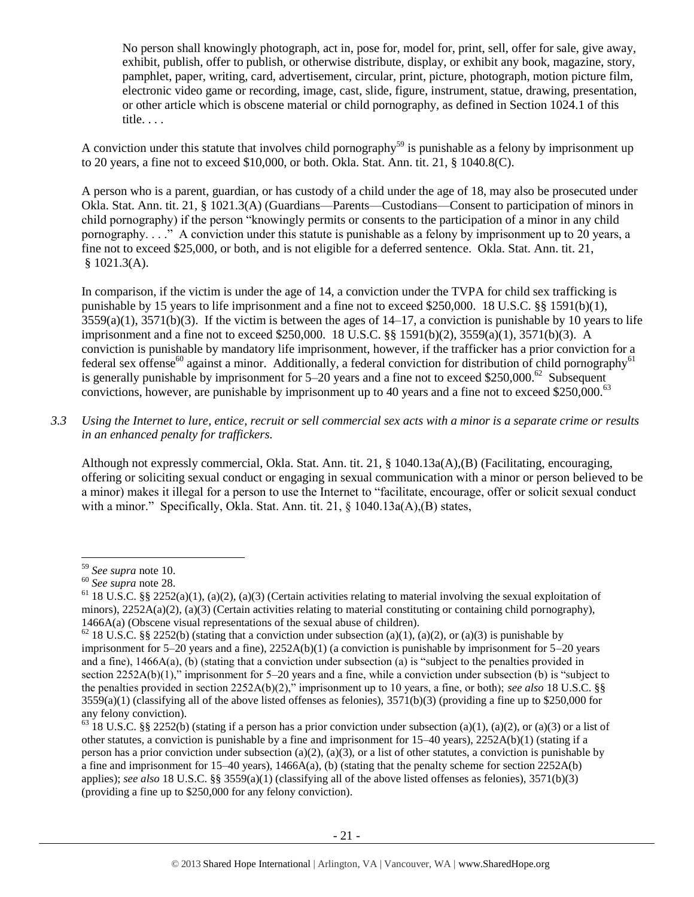> No person shall knowingly photograph, act in, pose for, model for, print, sell, offer for sale, give away, exhibit, publish, offer to publish, or otherwise distribute, display, or exhibit any book, magazine, story, pamphlet, paper, writing, card, advertisement, circular, print, picture, photograph, motion picture film, electronic video game or recording, image, cast, slide, figure, instrument, statue, drawing, presentation, or other article which is obscene material or child pornography, as defined in Section 1024.1 of this title. . . .

A conviction under this statute that involves child pornography[59] is punishable as a felony by imprisonment up to 20 years, a fine not to exceed $10,000, or both. Okla. Stat. Ann. tit. 21, § 1040.8(C).

A person who is a parent, guardian, or has custody of a child under the age of 18, may also be prosecuted under Okla. Stat. Ann. tit. 21, § 1021.3(A) (Guardians—Parents—Custodians—Consent to participation of minors in child pornography) if the person "knowingly permits or consents to the participation of a minor in any child pornography. . . ." A conviction under this statute is punishable as a felony by imprisonment up to 20 years, a fine not to exceed $25,000, or both, and is not eligible for a deferred sentence. Okla. Stat. Ann. tit. 21, § 1021.3(A).

In comparison, if the victim is under the age of 14, a conviction under the TVPA for child sex trafficking is punishable by 15 years to life imprisonment and a fine not to exceed $250,000. 18 U.S.C. §§ 1591(b)(1), 3559(a)(1), 3571(b)(3). If the victim is between the ages of 14–17, a conviction is punishable by 10 years to life imprisonment and a fine not to exceed $250,000. 18 U.S.C. §§ 1591(b)(2), 3559(a)(1), 3571(b)(3). A conviction is punishable by mandatory life imprisonment, however, if the trafficker has a prior conviction for a federal sex offense[60] against a minor. Additionally, a federal conviction for distribution of child pornography[61] is generally punishable by imprisonment for 5–20 years and a fine not to exceed $250,000.[62] Subsequent convictions, however, are punishable by imprisonment up to 40 years and a fine not to exceed $250,000.[63]

*3.3 Using the Internet to lure, entice, recruit or sell commercial sex acts with a minor is a separate crime or results in an enhanced penalty for traffickers.*

Although not expressly commercial, Okla. Stat. Ann. tit. 21, § 1040.13a(A),(B) (Facilitating, encouraging, offering or soliciting sexual conduct or engaging in sexual communication with a minor or person believed to be a minor) makes it illegal for a person to use the Internet to "facilitate, encourage, offer or solicit sexual conduct with a minor." Specifically, Okla. Stat. Ann. tit. 21, § 1040.13a(A),(B) states,

---

[59] *See supra* note 10.

[60] *See supra* note 28.

[61] 18 U.S.C. §§ 2252(a)(1), (a)(2), (a)(3) (Certain activities relating to material involving the sexual exploitation of minors), 2252A(a)(2), (a)(3) (Certain activities relating to material constituting or containing child pornography), 1466A(a) (Obscene visual representations of the sexual abuse of children).

[62] 18 U.S.C. §§ 2252(b) (stating that a conviction under subsection (a)(1), (a)(2), or (a)(3) is punishable by imprisonment for 5–20 years and a fine), 2252A(b)(1) (a conviction is punishable by imprisonment for 5–20 years and a fine), 1466A(a), (b) (stating that a conviction under subsection (a) is "subject to the penalties provided in section 2252A(b)(1)," imprisonment for 5–20 years and a fine, while a conviction under subsection (b) is "subject to the penalties provided in section 2252A(b)(2)," imprisonment up to 10 years, a fine, or both); *see also* 18 U.S.C. §§ 3559(a)(1) (classifying all of the above listed offenses as felonies), 3571(b)(3) (providing a fine up to $250,000 for any felony conviction).

[63] 18 U.S.C. §§ 2252(b) (stating if a person has a prior conviction under subsection (a)(1), (a)(2), or (a)(3) or a list of other statutes, a conviction is punishable by a fine and imprisonment for 15–40 years), 2252A(b)(1) (stating if a person has a prior conviction under subsection (a)(2), (a)(3), or a list of other statutes, a conviction is punishable by a fine and imprisonment for 15–40 years), 1466A(a), (b) (stating that the penalty scheme for section 2252A(b) applies); *see also* 18 U.S.C. §§ 3559(a)(1) (classifying all of the above listed offenses as felonies), 3571(b)(3) (providing a fine up to $250,000 for any felony conviction).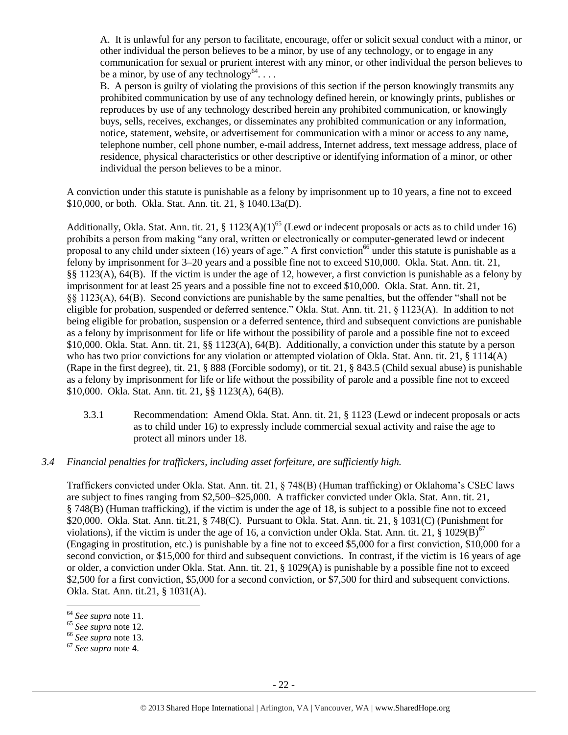> A. It is unlawful for any person to facilitate, encourage, offer or solicit sexual conduct with a minor, or other individual the person believes to be a minor, by use of any technology, or to engage in any communication for sexual or prurient interest with any minor, or other individual the person believes to be a minor, by use of any technology[64]. . . .
>
> B. A person is guilty of violating the provisions of this section if the person knowingly transmits any prohibited communication by use of any technology defined herein, or knowingly prints, publishes or reproduces by use of any technology described herein any prohibited communication, or knowingly buys, sells, receives, exchanges, or disseminates any prohibited communication or any information, notice, statement, website, or advertisement for communication with a minor or access to any name, telephone number, cell phone number, e-mail address, Internet address, text message address, place of residence, physical characteristics or other descriptive or identifying information of a minor, or other individual the person believes to be a minor.

A conviction under this statute is punishable as a felony by imprisonment up to 10 years, a fine not to exceed $10,000, or both. Okla. Stat. Ann. tit. 21, § 1040.13a(D).

Additionally, Okla. Stat. Ann. tit. 21, § 1123(A)(1)[65] (Lewd or indecent proposals or acts as to child under 16) prohibits a person from making "any oral, written or electronically or computer-generated lewd or indecent proposal to any child under sixteen (16) years of age." A first conviction[66] under this statute is punishable as a felony by imprisonment for 3–20 years and a possible fine not to exceed $10,000. Okla. Stat. Ann. tit. 21, §§ 1123(A), 64(B). If the victim is under the age of 12, however, a first conviction is punishable as a felony by imprisonment for at least 25 years and a possible fine not to exceed $10,000. Okla. Stat. Ann. tit. 21, §§ 1123(A), 64(B). Second convictions are punishable by the same penalties, but the offender "shall not be eligible for probation, suspended or deferred sentence." Okla. Stat. Ann. tit. 21, § 1123(A). In addition to not being eligible for probation, suspension or a deferred sentence, third and subsequent convictions are punishable as a felony by imprisonment for life or life without the possibility of parole and a possible fine not to exceed $10,000. Okla. Stat. Ann. tit. 21, §§ 1123(A), 64(B). Additionally, a conviction under this statute by a person who has two prior convictions for any violation or attempted violation of Okla. Stat. Ann. tit. 21, § 1114(A) (Rape in the first degree), tit. 21, § 888 (Forcible sodomy), or tit. 21, § 843.5 (Child sexual abuse) is punishable as a felony by imprisonment for life or life without the possibility of parole and a possible fine not to exceed $10,000. Okla. Stat. Ann. tit. 21, §§ 1123(A), 64(B).

3.3.1 Recommendation: Amend Okla. Stat. Ann. tit. 21, § 1123 (Lewd or indecent proposals or acts as to child under 16) to expressly include commercial sexual activity and raise the age to protect all minors under 18.

*3.4 Financial penalties for traffickers, including asset forfeiture, are sufficiently high.*

Traffickers convicted under Okla. Stat. Ann. tit. 21, § 748(B) (Human trafficking) or Oklahoma's CSEC laws are subject to fines ranging from $2,500–$25,000. A trafficker convicted under Okla. Stat. Ann. tit. 21, § 748(B) (Human trafficking), if the victim is under the age of 18, is subject to a possible fine not to exceed $20,000. Okla. Stat. Ann. tit.21, § 748(C). Pursuant to Okla. Stat. Ann. tit. 21, § 1031(C) (Punishment for violations), if the victim is under the age of 16, a conviction under Okla. Stat. Ann. tit. 21, § 1029(B)[67] (Engaging in prostitution, etc.) is punishable by a fine not to exceed $5,000 for a first conviction, $10,000 for a second conviction, or $15,000 for third and subsequent convictions. In contrast, if the victim is 16 years of age or older, a conviction under Okla. Stat. Ann. tit. 21, § 1029(A) is punishable by a possible fine not to exceed $2,500 for a first conviction, $5,000 for a second conviction, or $7,500 for third and subsequent convictions. Okla. Stat. Ann. tit.21, § 1031(A).

---

[64] *See supra* note 11.

[65] *See supra* note 12.

[66] *See supra* note 13.

[67] *See supra* note 4.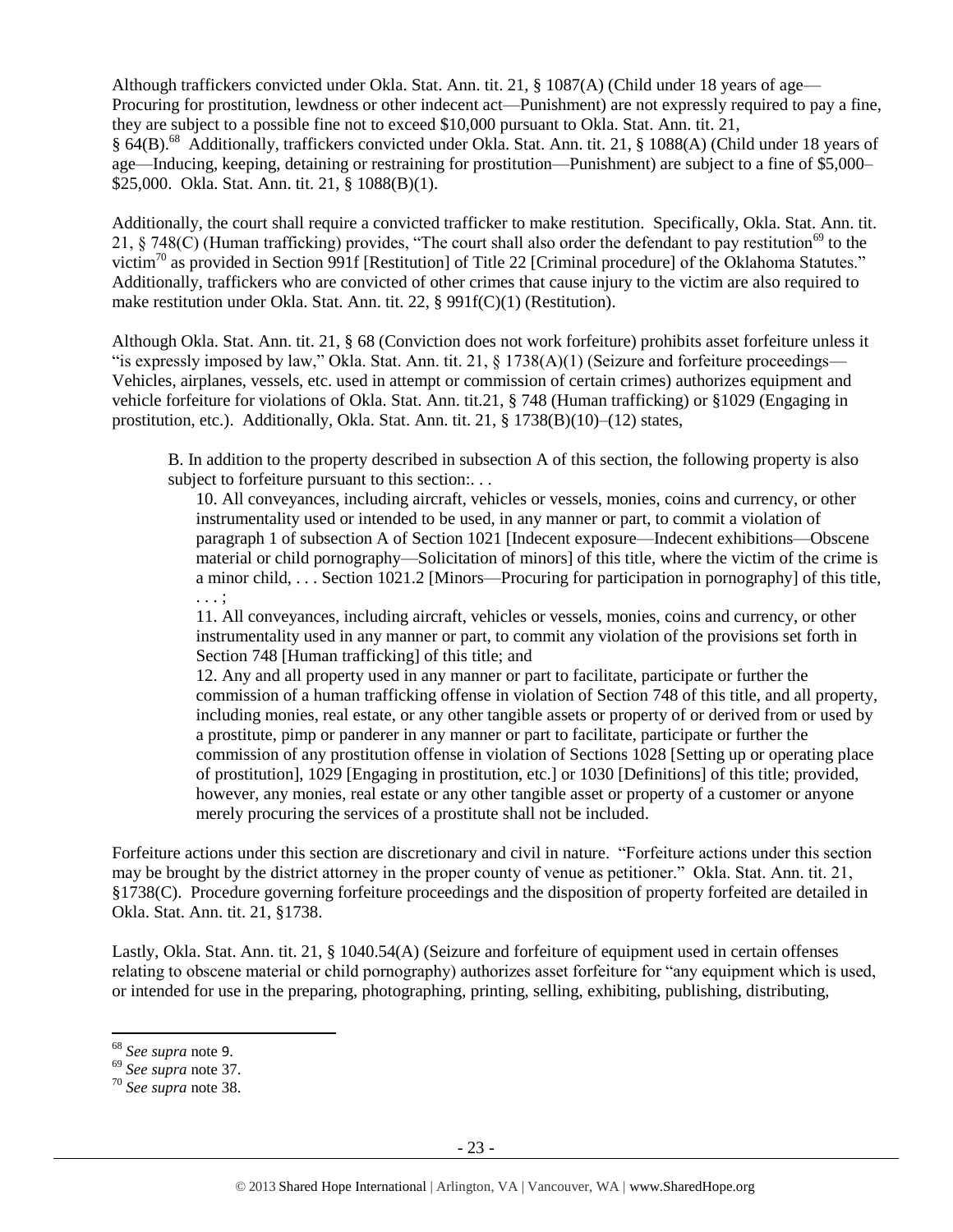Although traffickers convicted under Okla. Stat. Ann. tit. 21, § 1087(A) (Child under 18 years of age—Procuring for prostitution, lewdness or other indecent act—Punishment) are not expressly required to pay a fine, they are subject to a possible fine not to exceed $10,000 pursuant to Okla. Stat. Ann. tit. 21, § 64(B).[68] Additionally, traffickers convicted under Okla. Stat. Ann. tit. 21, § 1088(A) (Child under 18 years of age—Inducing, keeping, detaining or restraining for prostitution—Punishment) are subject to a fine of $5,000–$25,000. Okla. Stat. Ann. tit. 21, § 1088(B)(1).

Additionally, the court shall require a convicted trafficker to make restitution. Specifically, Okla. Stat. Ann. tit. 21, § 748(C) (Human trafficking) provides, "The court shall also order the defendant to pay restitution[69] to the victim[70] as provided in Section 991f [Restitution] of Title 22 [Criminal procedure] of the Oklahoma Statutes." Additionally, traffickers who are convicted of other crimes that cause injury to the victim are also required to make restitution under Okla. Stat. Ann. tit. 22, § 991f(C)(1) (Restitution).

Although Okla. Stat. Ann. tit. 21, § 68 (Conviction does not work forfeiture) prohibits asset forfeiture unless it "is expressly imposed by law," Okla. Stat. Ann. tit. 21, § 1738(A)(1) (Seizure and forfeiture proceedings—Vehicles, airplanes, vessels, etc. used in attempt or commission of certain crimes) authorizes equipment and vehicle forfeiture for violations of Okla. Stat. Ann. tit.21, § 748 (Human trafficking) or §1029 (Engaging in prostitution, etc.). Additionally, Okla. Stat. Ann. tit. 21, § 1738(B)(10)–(12) states,

> B. In addition to the property described in subsection A of this section, the following property is also subject to forfeiture pursuant to this section:. . .
>
> 10. All conveyances, including aircraft, vehicles or vessels, monies, coins and currency, or other instrumentality used or intended to be used, in any manner or part, to commit a violation of paragraph 1 of subsection A of Section 1021 [Indecent exposure—Indecent exhibitions—Obscene material or child pornography—Solicitation of minors] of this title, where the victim of the crime is a minor child, . . . Section 1021.2 [Minors—Procuring for participation in pornography] of this title, . . . ;
>
> 11. All conveyances, including aircraft, vehicles or vessels, monies, coins and currency, or other instrumentality used in any manner or part, to commit any violation of the provisions set forth in Section 748 [Human trafficking] of this title; and
>
> 12. Any and all property used in any manner or part to facilitate, participate or further the commission of a human trafficking offense in violation of Section 748 of this title, and all property, including monies, real estate, or any other tangible assets or property of or derived from or used by a prostitute, pimp or panderer in any manner or part to facilitate, participate or further the commission of any prostitution offense in violation of Sections 1028 [Setting up or operating place of prostitution], 1029 [Engaging in prostitution, etc.] or 1030 [Definitions] of this title; provided, however, any monies, real estate or any other tangible asset or property of a customer or anyone merely procuring the services of a prostitute shall not be included.

Forfeiture actions under this section are discretionary and civil in nature. "Forfeiture actions under this section may be brought by the district attorney in the proper county of venue as petitioner." Okla. Stat. Ann. tit. 21, §1738(C). Procedure governing forfeiture proceedings and the disposition of property forfeited are detailed in Okla. Stat. Ann. tit. 21, §1738.

Lastly, Okla. Stat. Ann. tit. 21, § 1040.54(A) (Seizure and forfeiture of equipment used in certain offenses relating to obscene material or child pornography) authorizes asset forfeiture for "any equipment which is used, or intended for use in the preparing, photographing, printing, selling, exhibiting, publishing, distributing,

---

[68] *See supra* note 9.

[69] *See supra* note 37.

[70] *See supra* note 38.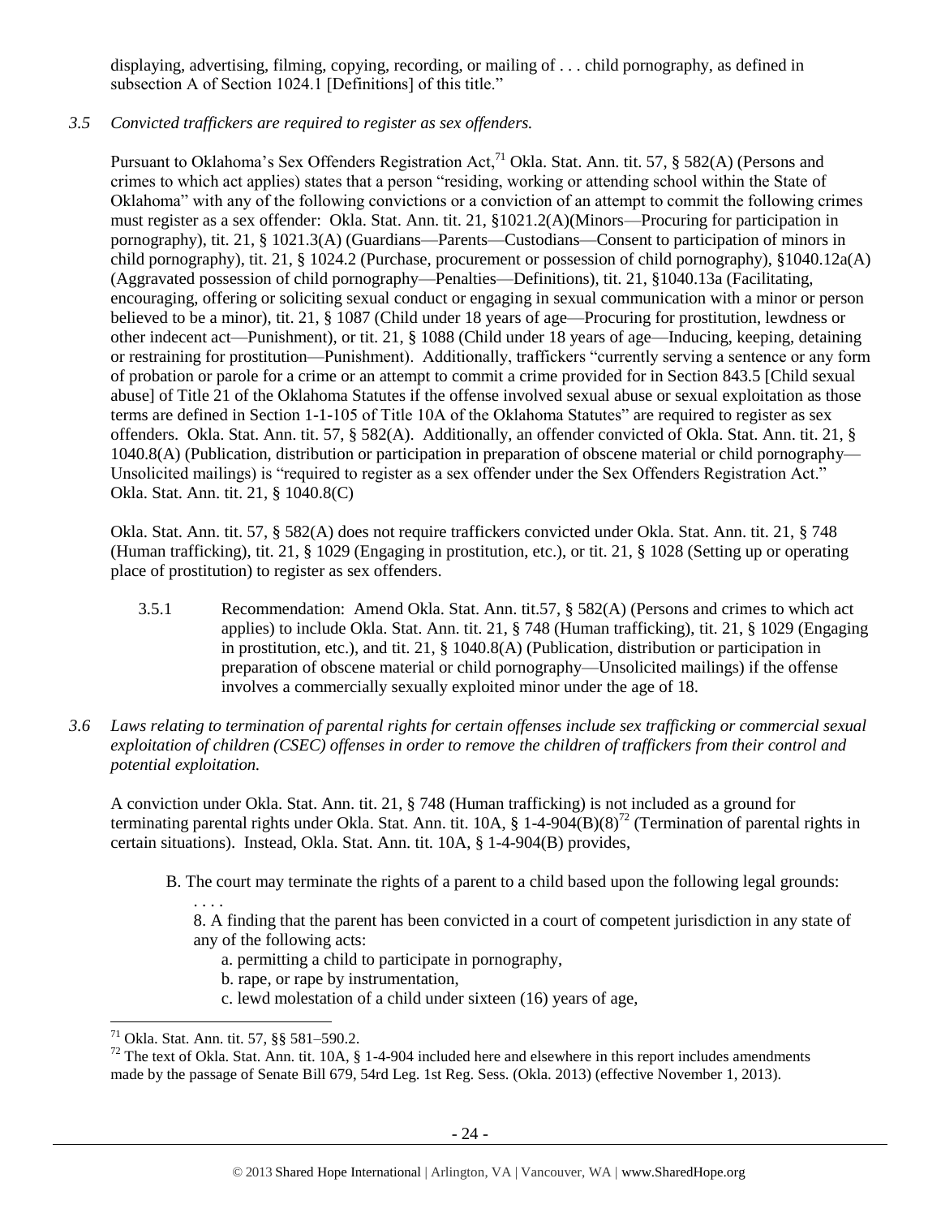displaying, advertising, filming, copying, recording, or mailing of . . . child pornography, as defined in subsection A of Section 1024.1 [Definitions] of this title."

*3.5 Convicted traffickers are required to register as sex offenders.*

Pursuant to Oklahoma's Sex Offenders Registration Act,[71] Okla. Stat. Ann. tit. 57, § 582(A) (Persons and crimes to which act applies) states that a person "residing, working or attending school within the State of Oklahoma" with any of the following convictions or a conviction of an attempt to commit the following crimes must register as a sex offender: Okla. Stat. Ann. tit. 21, §1021.2(A)(Minors—Procuring for participation in pornography), tit. 21, § 1021.3(A) (Guardians—Parents—Custodians—Consent to participation of minors in child pornography), tit. 21, § 1024.2 (Purchase, procurement or possession of child pornography), §1040.12a(A) (Aggravated possession of child pornography—Penalties—Definitions), tit. 21, §1040.13a (Facilitating, encouraging, offering or soliciting sexual conduct or engaging in sexual communication with a minor or person believed to be a minor), tit. 21, § 1087 (Child under 18 years of age—Procuring for prostitution, lewdness or other indecent act—Punishment), or tit. 21, § 1088 (Child under 18 years of age—Inducing, keeping, detaining or restraining for prostitution—Punishment). Additionally, traffickers "currently serving a sentence or any form of probation or parole for a crime or an attempt to commit a crime provided for in Section 843.5 [Child sexual abuse] of Title 21 of the Oklahoma Statutes if the offense involved sexual abuse or sexual exploitation as those terms are defined in Section 1-1-105 of Title 10A of the Oklahoma Statutes" are required to register as sex offenders. Okla. Stat. Ann. tit. 57, § 582(A). Additionally, an offender convicted of Okla. Stat. Ann. tit. 21, § 1040.8(A) (Publication, distribution or participation in preparation of obscene material or child pornography—Unsolicited mailings) is "required to register as a sex offender under the Sex Offenders Registration Act." Okla. Stat. Ann. tit. 21, § 1040.8(C)

Okla. Stat. Ann. tit. 57, § 582(A) does not require traffickers convicted under Okla. Stat. Ann. tit. 21, § 748 (Human trafficking), tit. 21, § 1029 (Engaging in prostitution, etc.), or tit. 21, § 1028 (Setting up or operating place of prostitution) to register as sex offenders.

3.5.1 Recommendation: Amend Okla. Stat. Ann. tit.57, § 582(A) (Persons and crimes to which act applies) to include Okla. Stat. Ann. tit. 21, § 748 (Human trafficking), tit. 21, § 1029 (Engaging in prostitution, etc.), and tit. 21, § 1040.8(A) (Publication, distribution or participation in preparation of obscene material or child pornography—Unsolicited mailings) if the offense involves a commercially sexually exploited minor under the age of 18.

*3.6 Laws relating to termination of parental rights for certain offenses include sex trafficking or commercial sexual exploitation of children (CSEC) offenses in order to remove the children of traffickers from their control and potential exploitation.*

A conviction under Okla. Stat. Ann. tit. 21, § 748 (Human trafficking) is not included as a ground for terminating parental rights under Okla. Stat. Ann. tit. 10A, § 1-4-904(B)(8)[72] (Termination of parental rights in certain situations). Instead, Okla. Stat. Ann. tit. 10A, § 1-4-904(B) provides,

> B. The court may terminate the rights of a parent to a child based upon the following legal grounds:
>
> . . . .
>
> 8. A finding that the parent has been convicted in a court of competent jurisdiction in any state of any of the following acts:
>
> a. permitting a child to participate in pornography,
>
> b. rape, or rape by instrumentation,
>
> c. lewd molestation of a child under sixteen (16) years of age,

---

[71] Okla. Stat. Ann. tit. 57, §§ 581–590.2.

[72] The text of Okla. Stat. Ann. tit. 10A, § 1-4-904 included here and elsewhere in this report includes amendments made by the passage of Senate Bill 679, 54rd Leg. 1st Reg. Sess. (Okla. 2013) (effective November 1, 2013).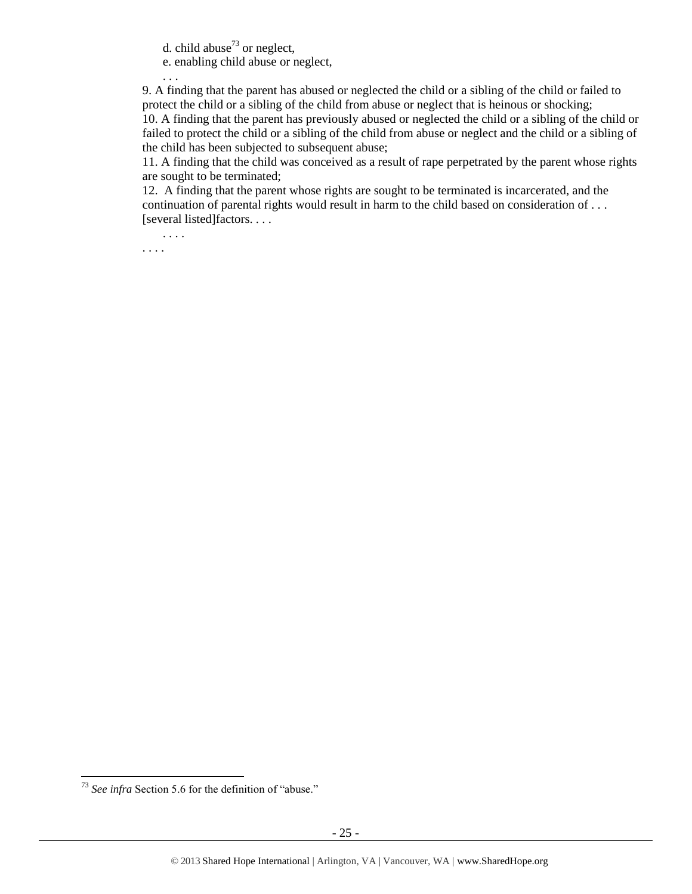d. child abuse[73] or neglect,

e. enabling child abuse or neglect,

. . .

9. A finding that the parent has abused or neglected the child or a sibling of the child or failed to protect the child or a sibling of the child from abuse or neglect that is heinous or shocking;

10. A finding that the parent has previously abused or neglected the child or a sibling of the child or failed to protect the child or a sibling of the child from abuse or neglect and the child or a sibling of the child has been subjected to subsequent abuse;

11. A finding that the child was conceived as a result of rape perpetrated by the parent whose rights are sought to be terminated;

12. A finding that the parent whose rights are sought to be terminated is incarcerated, and the continuation of parental rights would result in harm to the child based on consideration of . . . [several listed]factors. . . .

. . . .

. . . .

[73] *See infra* Section 5.6 for the definition of "abuse."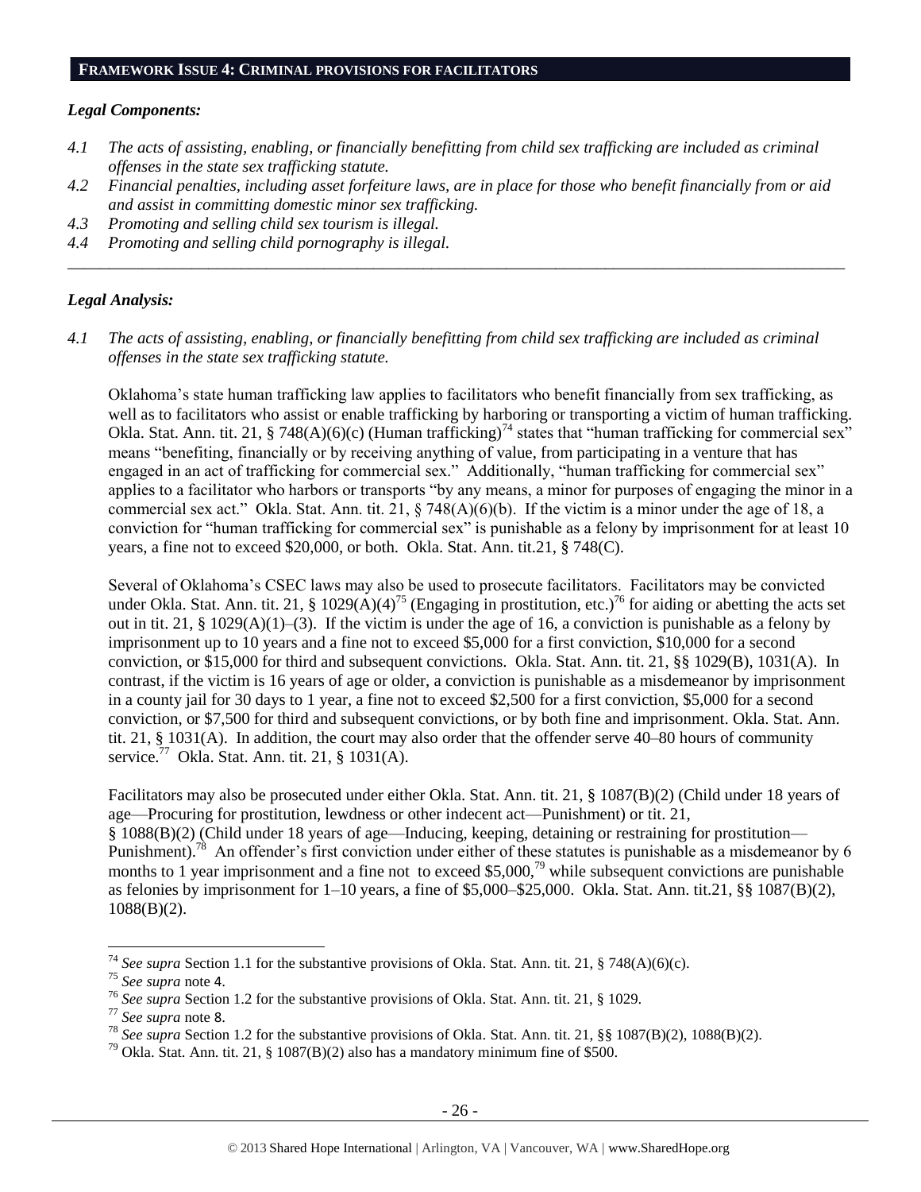## FRAMEWORK ISSUE 4: CRIMINAL PROVISIONS FOR FACILITATORS

### *Legal Components:*

*4.1 The acts of assisting, enabling, or financially benefitting from child sex trafficking are included as criminal offenses in the state sex trafficking statute.*

*4.2 Financial penalties, including asset forfeiture laws, are in place for those who benefit financially from or aid and assist in committing domestic minor sex trafficking.*

*4.3 Promoting and selling child sex tourism is illegal.*

*4.4 Promoting and selling child pornography is illegal.*

---

### *Legal Analysis:*

*4.1 The acts of assisting, enabling, or financially benefitting from child sex trafficking are included as criminal offenses in the state sex trafficking statute.*

Oklahoma's state human trafficking law applies to facilitators who benefit financially from sex trafficking, as well as to facilitators who assist or enable trafficking by harboring or transporting a victim of human trafficking. Okla. Stat. Ann. tit. 21, § 748(A)(6)(c) (Human trafficking)[74] states that "human trafficking for commercial sex" means "benefiting, financially or by receiving anything of value, from participating in a venture that has engaged in an act of trafficking for commercial sex." Additionally, "human trafficking for commercial sex" applies to a facilitator who harbors or transports "by any means, a minor for purposes of engaging the minor in a commercial sex act." Okla. Stat. Ann. tit. 21, § 748(A)(6)(b). If the victim is a minor under the age of 18, a conviction for "human trafficking for commercial sex" is punishable as a felony by imprisonment for at least 10 years, a fine not to exceed $20,000, or both. Okla. Stat. Ann. tit.21, § 748(C).

Several of Oklahoma's CSEC laws may also be used to prosecute facilitators. Facilitators may be convicted under Okla. Stat. Ann. tit. 21, § 1029(A)(4)[75] (Engaging in prostitution, etc.)[76] for aiding or abetting the acts set out in tit. 21, § 1029(A)(1)–(3). If the victim is under the age of 16, a conviction is punishable as a felony by imprisonment up to 10 years and a fine not to exceed $5,000 for a first conviction, $10,000 for a second conviction, or $15,000 for third and subsequent convictions. Okla. Stat. Ann. tit. 21, §§ 1029(B), 1031(A). In contrast, if the victim is 16 years of age or older, a conviction is punishable as a misdemeanor by imprisonment in a county jail for 30 days to 1 year, a fine not to exceed $2,500 for a first conviction, $5,000 for a second conviction, or $7,500 for third and subsequent convictions, or by both fine and imprisonment. Okla. Stat. Ann. tit. 21, § 1031(A). In addition, the court may also order that the offender serve 40–80 hours of community service.[77] Okla. Stat. Ann. tit. 21, § 1031(A).

Facilitators may also be prosecuted under either Okla. Stat. Ann. tit. 21, § 1087(B)(2) (Child under 18 years of age—Procuring for prostitution, lewdness or other indecent act—Punishment) or tit. 21, § 1088(B)(2) (Child under 18 years of age—Inducing, keeping, detaining or restraining for prostitution—Punishment).[78] An offender's first conviction under either of these statutes is punishable as a misdemeanor by 6 months to 1 year imprisonment and a fine not to exceed $5,000,[79] while subsequent convictions are punishable as felonies by imprisonment for 1–10 years, a fine of $5,000–$25,000. Okla. Stat. Ann. tit.21, §§ 1087(B)(2), 1088(B)(2).

---

[74] *See supra* Section 1.1 for the substantive provisions of Okla. Stat. Ann. tit. 21, § 748(A)(6)(c).

[75] *See supra* note 4.

[76] *See supra* Section 1.2 for the substantive provisions of Okla. Stat. Ann. tit. 21, § 1029.

[77] *See supra* note 8.

[78] *See supra* Section 1.2 for the substantive provisions of Okla. Stat. Ann. tit. 21, §§ 1087(B)(2), 1088(B)(2).

[79] Okla. Stat. Ann. tit. 21, § 1087(B)(2) also has a mandatory minimum fine of $500.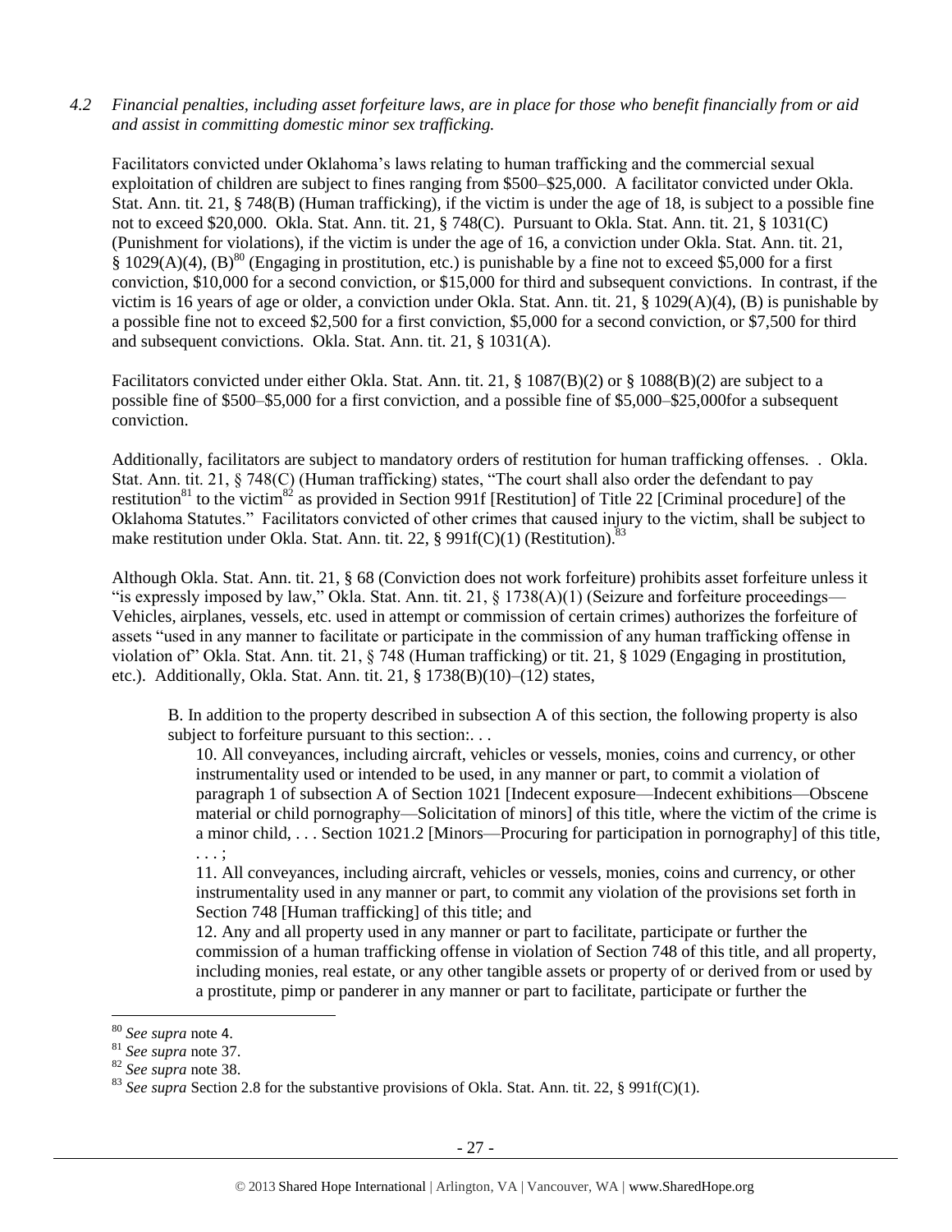*4.2 Financial penalties, including asset forfeiture laws, are in place for those who benefit financially from or aid and assist in committing domestic minor sex trafficking.*

Facilitators convicted under Oklahoma's laws relating to human trafficking and the commercial sexual exploitation of children are subject to fines ranging from $500–$25,000. A facilitator convicted under Okla. Stat. Ann. tit. 21, § 748(B) (Human trafficking), if the victim is under the age of 18, is subject to a possible fine not to exceed $20,000. Okla. Stat. Ann. tit. 21, § 748(C). Pursuant to Okla. Stat. Ann. tit. 21, § 1031(C) (Punishment for violations), if the victim is under the age of 16, a conviction under Okla. Stat. Ann. tit. 21, § 1029(A)(4), (B)[80] (Engaging in prostitution, etc.) is punishable by a fine not to exceed $5,000 for a first conviction, $10,000 for a second conviction, or $15,000 for third and subsequent convictions. In contrast, if the victim is 16 years of age or older, a conviction under Okla. Stat. Ann. tit. 21, § 1029(A)(4), (B) is punishable by a possible fine not to exceed $2,500 for a first conviction, $5,000 for a second conviction, or $7,500 for third and subsequent convictions. Okla. Stat. Ann. tit. 21, § 1031(A).

Facilitators convicted under either Okla. Stat. Ann. tit. 21, § 1087(B)(2) or § 1088(B)(2) are subject to a possible fine of $500–$5,000 for a first conviction, and a possible fine of $5,000–$25,000for a subsequent conviction.

Additionally, facilitators are subject to mandatory orders of restitution for human trafficking offenses. . Okla. Stat. Ann. tit. 21, § 748(C) (Human trafficking) states, "The court shall also order the defendant to pay restitution[81] to the victim[82] as provided in Section 991f [Restitution] of Title 22 [Criminal procedure] of the Oklahoma Statutes." Facilitators convicted of other crimes that caused injury to the victim, shall be subject to make restitution under Okla. Stat. Ann. tit. 22, § 991f(C)(1) (Restitution).[83]

Although Okla. Stat. Ann. tit. 21, § 68 (Conviction does not work forfeiture) prohibits asset forfeiture unless it "is expressly imposed by law," Okla. Stat. Ann. tit. 21, § 1738(A)(1) (Seizure and forfeiture proceedings—Vehicles, airplanes, vessels, etc. used in attempt or commission of certain crimes) authorizes the forfeiture of assets "used in any manner to facilitate or participate in the commission of any human trafficking offense in violation of" Okla. Stat. Ann. tit. 21, § 748 (Human trafficking) or tit. 21, § 1029 (Engaging in prostitution, etc.). Additionally, Okla. Stat. Ann. tit. 21, § 1738(B)(10)–(12) states,

> B. In addition to the property described in subsection A of this section, the following property is also subject to forfeiture pursuant to this section:. . .
>
> 10. All conveyances, including aircraft, vehicles or vessels, monies, coins and currency, or other instrumentality used or intended to be used, in any manner or part, to commit a violation of paragraph 1 of subsection A of Section 1021 [Indecent exposure—Indecent exhibitions—Obscene material or child pornography—Solicitation of minors] of this title, where the victim of the crime is a minor child, . . . Section 1021.2 [Minors—Procuring for participation in pornography] of this title, . . . ;
>
> 11. All conveyances, including aircraft, vehicles or vessels, monies, coins and currency, or other instrumentality used in any manner or part, to commit any violation of the provisions set forth in Section 748 [Human trafficking] of this title; and
>
> 12. Any and all property used in any manner or part to facilitate, participate or further the commission of a human trafficking offense in violation of Section 748 of this title, and all property, including monies, real estate, or any other tangible assets or property of or derived from or used by a prostitute, pimp or panderer in any manner or part to facilitate, participate or further the

---

[80] *See supra* note 4.

[81] *See supra* note 37.

[82] *See supra* note 38.

[83] *See supra* Section 2.8 for the substantive provisions of Okla. Stat. Ann. tit. 22, § 991f(C)(1).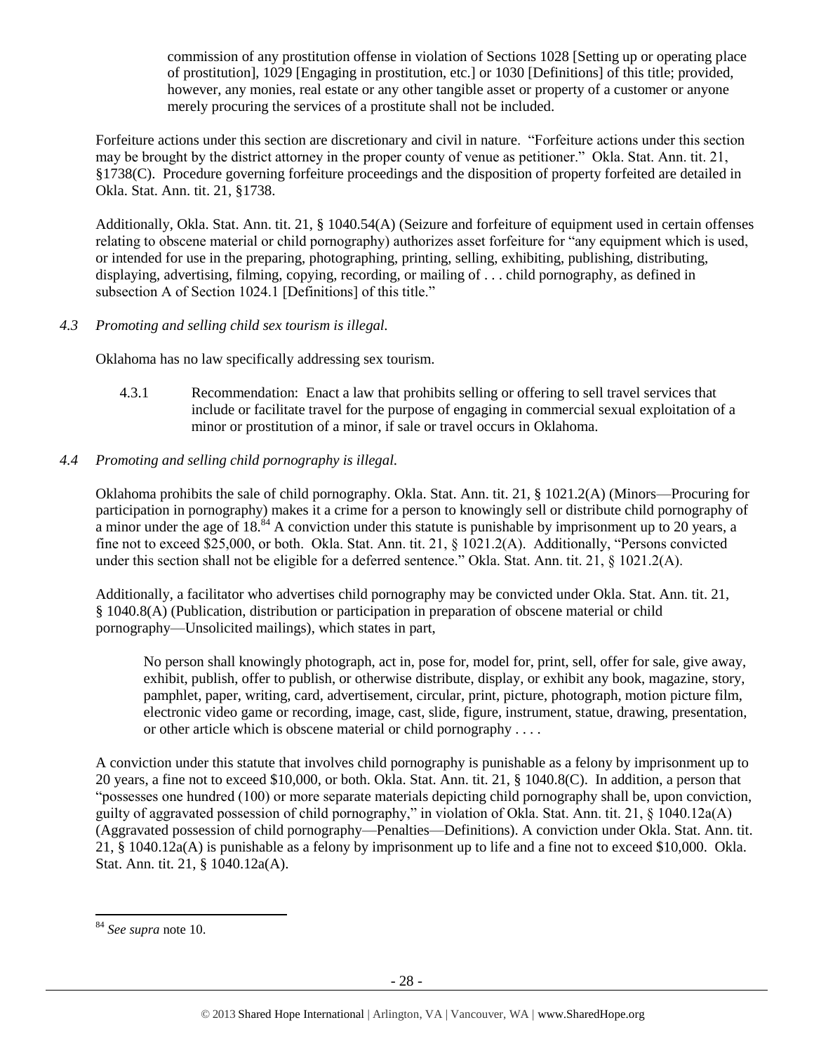commission of any prostitution offense in violation of Sections 1028 [Setting up or operating place of prostitution], 1029 [Engaging in prostitution, etc.] or 1030 [Definitions] of this title; provided, however, any monies, real estate or any other tangible asset or property of a customer or anyone merely procuring the services of a prostitute shall not be included.

Forfeiture actions under this section are discretionary and civil in nature. "Forfeiture actions under this section may be brought by the district attorney in the proper county of venue as petitioner." Okla. Stat. Ann. tit. 21, §1738(C). Procedure governing forfeiture proceedings and the disposition of property forfeited are detailed in Okla. Stat. Ann. tit. 21, §1738.

Additionally, Okla. Stat. Ann. tit. 21, § 1040.54(A) (Seizure and forfeiture of equipment used in certain offenses relating to obscene material or child pornography) authorizes asset forfeiture for "any equipment which is used, or intended for use in the preparing, photographing, printing, selling, exhibiting, publishing, distributing, displaying, advertising, filming, copying, recording, or mailing of . . . child pornography, as defined in subsection A of Section 1024.1 [Definitions] of this title."

*4.3 Promoting and selling child sex tourism is illegal.*

Oklahoma has no law specifically addressing sex tourism.

4.3.1 Recommendation: Enact a law that prohibits selling or offering to sell travel services that include or facilitate travel for the purpose of engaging in commercial sexual exploitation of a minor or prostitution of a minor, if sale or travel occurs in Oklahoma.

*4.4 Promoting and selling child pornography is illegal.*

Oklahoma prohibits the sale of child pornography. Okla. Stat. Ann. tit. 21, § 1021.2(A) (Minors—Procuring for participation in pornography) makes it a crime for a person to knowingly sell or distribute child pornography of a minor under the age of 18.[84] A conviction under this statute is punishable by imprisonment up to 20 years, a fine not to exceed $25,000, or both. Okla. Stat. Ann. tit. 21, § 1021.2(A). Additionally, "Persons convicted under this section shall not be eligible for a deferred sentence." Okla. Stat. Ann. tit. 21, § 1021.2(A).

Additionally, a facilitator who advertises child pornography may be convicted under Okla. Stat. Ann. tit. 21, § 1040.8(A) (Publication, distribution or participation in preparation of obscene material or child pornography—Unsolicited mailings), which states in part,

> No person shall knowingly photograph, act in, pose for, model for, print, sell, offer for sale, give away, exhibit, publish, offer to publish, or otherwise distribute, display, or exhibit any book, magazine, story, pamphlet, paper, writing, card, advertisement, circular, print, picture, photograph, motion picture film, electronic video game or recording, image, cast, slide, figure, instrument, statue, drawing, presentation, or other article which is obscene material or child pornography . . . .

A conviction under this statute that involves child pornography is punishable as a felony by imprisonment up to 20 years, a fine not to exceed $10,000, or both. Okla. Stat. Ann. tit. 21, § 1040.8(C). In addition, a person that "possesses one hundred (100) or more separate materials depicting child pornography shall be, upon conviction, guilty of aggravated possession of child pornography," in violation of Okla. Stat. Ann. tit. 21, § 1040.12a(A) (Aggravated possession of child pornography—Penalties—Definitions). A conviction under Okla. Stat. Ann. tit. 21, § 1040.12a(A) is punishable as a felony by imprisonment up to life and a fine not to exceed $10,000. Okla. Stat. Ann. tit. 21, § 1040.12a(A).

---

[84] *See supra* note 10.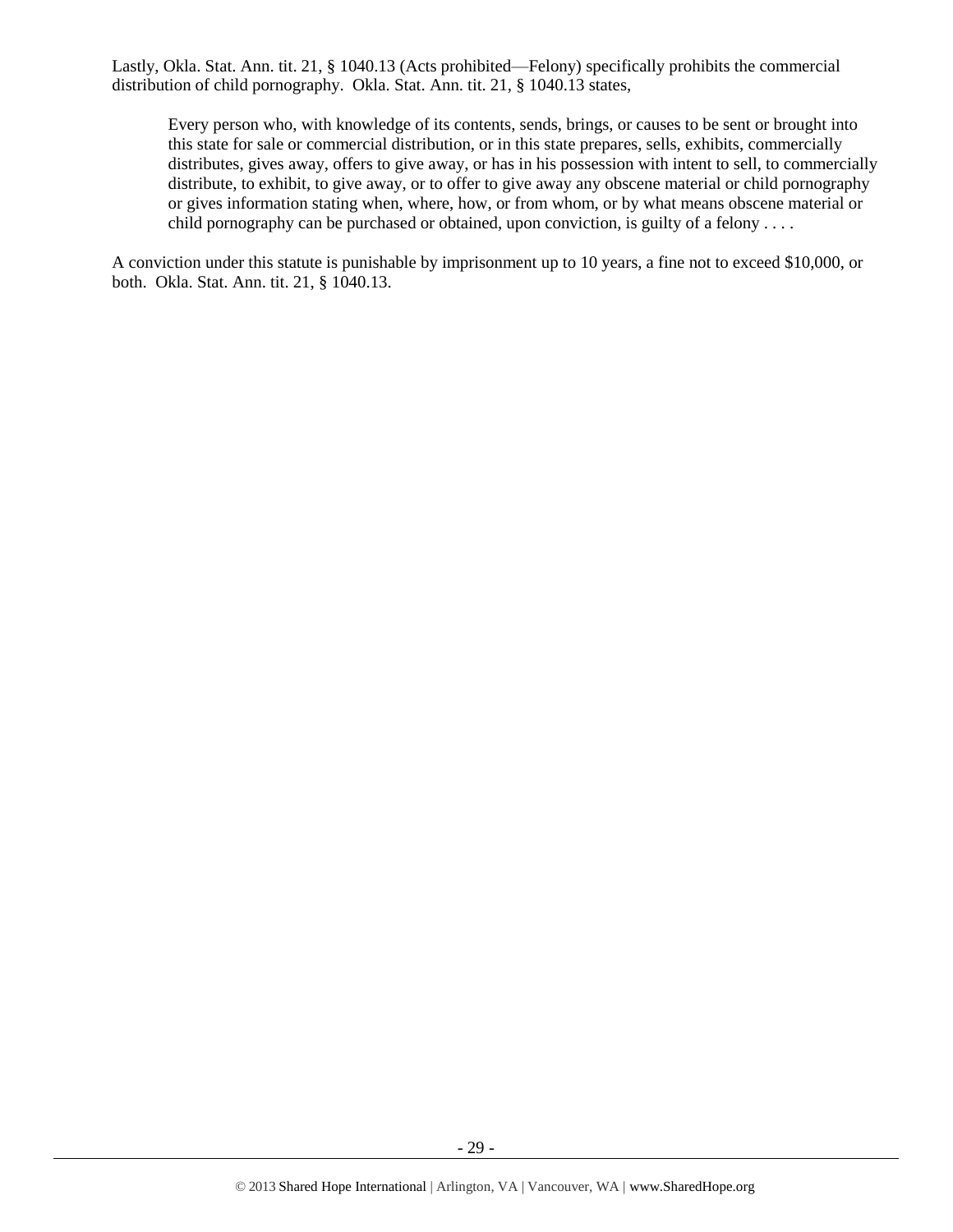Lastly, Okla. Stat. Ann. tit. 21, § 1040.13 (Acts prohibited—Felony) specifically prohibits the commercial distribution of child pornography. Okla. Stat. Ann. tit. 21, § 1040.13 states,

> Every person who, with knowledge of its contents, sends, brings, or causes to be sent or brought into this state for sale or commercial distribution, or in this state prepares, sells, exhibits, commercially distributes, gives away, offers to give away, or has in his possession with intent to sell, to commercially distribute, to exhibit, to give away, or to offer to give away any obscene material or child pornography or gives information stating when, where, how, or from whom, or by what means obscene material or child pornography can be purchased or obtained, upon conviction, is guilty of a felony . . . .

A conviction under this statute is punishable by imprisonment up to 10 years, a fine not to exceed $10,000, or both. Okla. Stat. Ann. tit. 21, § 1040.13.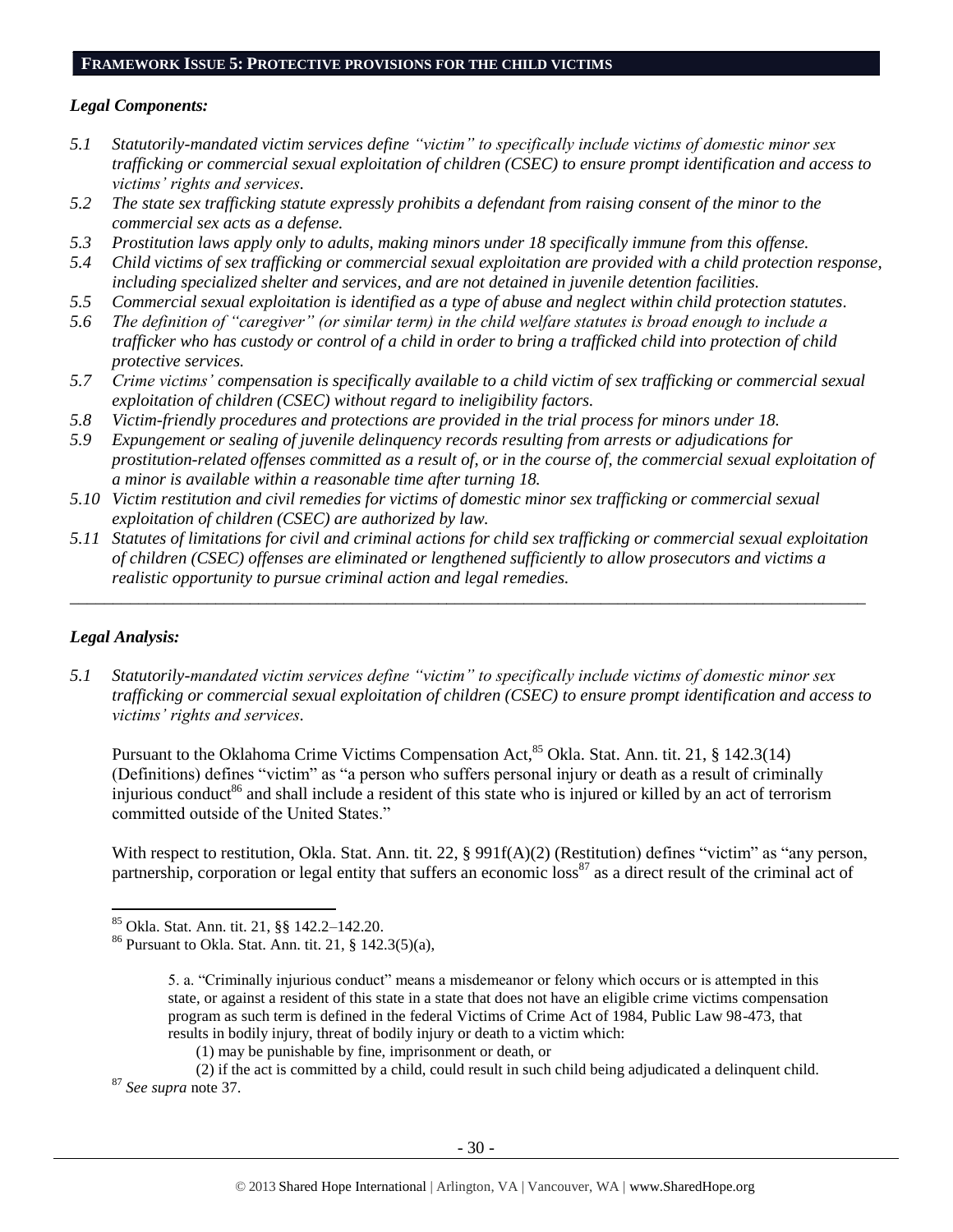## FRAMEWORK ISSUE 5: PROTECTIVE PROVISIONS FOR THE CHILD VICTIMS

### *Legal Components:*

- *5.1 Statutorily-mandated victim services define "victim" to specifically include victims of domestic minor sex trafficking or commercial sexual exploitation of children (CSEC) to ensure prompt identification and access to victims' rights and services.*
- *5.2 The state sex trafficking statute expressly prohibits a defendant from raising consent of the minor to the commercial sex acts as a defense.*
- *5.3 Prostitution laws apply only to adults, making minors under 18 specifically immune from this offense.*
- *5.4 Child victims of sex trafficking or commercial sexual exploitation are provided with a child protection response, including specialized shelter and services, and are not detained in juvenile detention facilities.*
- *5.5 Commercial sexual exploitation is identified as a type of abuse and neglect within child protection statutes.*
- *5.6 The definition of "caregiver" (or similar term) in the child welfare statutes is broad enough to include a trafficker who has custody or control of a child in order to bring a trafficked child into protection of child protective services.*
- *5.7 Crime victims' compensation is specifically available to a child victim of sex trafficking or commercial sexual exploitation of children (CSEC) without regard to ineligibility factors.*
- *5.8 Victim-friendly procedures and protections are provided in the trial process for minors under 18.*
- *5.9 Expungement or sealing of juvenile delinquency records resulting from arrests or adjudications for prostitution-related offenses committed as a result of, or in the course of, the commercial sexual exploitation of a minor is available within a reasonable time after turning 18.*
- *5.10 Victim restitution and civil remedies for victims of domestic minor sex trafficking or commercial sexual exploitation of children (CSEC) are authorized by law.*
- *5.11 Statutes of limitations for civil and criminal actions for child sex trafficking or commercial sexual exploitation of children (CSEC) offenses are eliminated or lengthened sufficiently to allow prosecutors and victims a realistic opportunity to pursue criminal action and legal remedies.*

---

### *Legal Analysis:*

*5.1 Statutorily-mandated victim services define "victim" to specifically include victims of domestic minor sex trafficking or commercial sexual exploitation of children (CSEC) to ensure prompt identification and access to victims' rights and services.*

Pursuant to the Oklahoma Crime Victims Compensation Act,[85] Okla. Stat. Ann. tit. 21, § 142.3(14) (Definitions) defines "victim" as "a person who suffers personal injury or death as a result of criminally injurious conduct[86] and shall include a resident of this state who is injured or killed by an act of terrorism committed outside of the United States."

With respect to restitution, Okla. Stat. Ann. tit. 22, § 991f(A)(2) (Restitution) defines "victim" as "any person, partnership, corporation or legal entity that suffers an economic loss[87] as a direct result of the criminal act of

---

[85] Okla. Stat. Ann. tit. 21, §§ 142.2–142.20.

[86] Pursuant to Okla. Stat. Ann. tit. 21, § 142.3(5)(a),

> 5. a. "Criminally injurious conduct" means a misdemeanor or felony which occurs or is attempted in this state, or against a resident of this state in a state that does not have an eligible crime victims compensation program as such term is defined in the federal Victims of Crime Act of 1984, Public Law 98-473, that results in bodily injury, threat of bodily injury or death to a victim which:
>
> (1) may be punishable by fine, imprisonment or death, or
>
> (2) if the act is committed by a child, could result in such child being adjudicated a delinquent child.

[87] *See supra* note 37.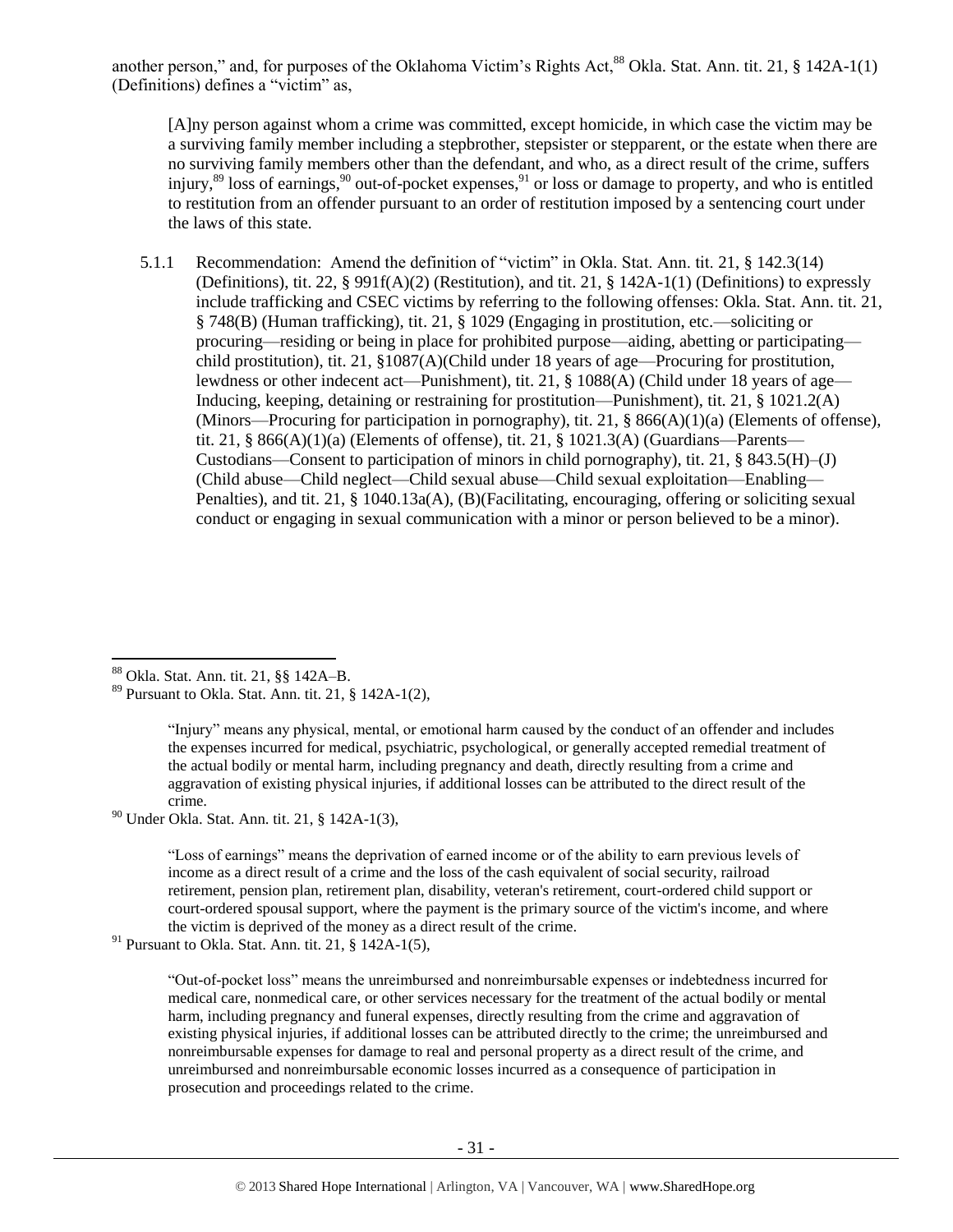another person," and, for purposes of the Oklahoma Victim's Rights Act,[88] Okla. Stat. Ann. tit. 21, § 142A-1(1) (Definitions) defines a "victim" as,

> [A]ny person against whom a crime was committed, except homicide, in which case the victim may be a surviving family member including a stepbrother, stepsister or stepparent, or the estate when there are no surviving family members other than the defendant, and who, as a direct result of the crime, suffers injury,[89] loss of earnings,[90] out-of-pocket expenses,[91] or loss or damage to property, and who is entitled to restitution from an offender pursuant to an order of restitution imposed by a sentencing court under the laws of this state.

5.1.1 Recommendation: Amend the definition of "victim" in Okla. Stat. Ann. tit. 21, § 142.3(14) (Definitions), tit. 22, § 991f(A)(2) (Restitution), and tit. 21, § 142A-1(1) (Definitions) to expressly include trafficking and CSEC victims by referring to the following offenses: Okla. Stat. Ann. tit. 21, § 748(B) (Human trafficking), tit. 21, § 1029 (Engaging in prostitution, etc.—soliciting or procuring—residing or being in place for prohibited purpose—aiding, abetting or participating—child prostitution), tit. 21, §1087(A)(Child under 18 years of age—Procuring for prostitution, lewdness or other indecent act—Punishment), tit. 21, § 1088(A) (Child under 18 years of age—Inducing, keeping, detaining or restraining for prostitution—Punishment), tit. 21, § 1021.2(A) (Minors—Procuring for participation in pornography), tit. 21, § 866(A)(1)(a) (Elements of offense), tit. 21, § 866(A)(1)(a) (Elements of offense), tit. 21, § 1021.3(A) (Guardians—Parents—Custodians—Consent to participation of minors in child pornography), tit. 21, § 843.5(H)–(J) (Child abuse—Child neglect—Child sexual abuse—Child sexual exploitation—Enabling—Penalties), and tit. 21, § 1040.13a(A), (B)(Facilitating, encouraging, offering or soliciting sexual conduct or engaging in sexual communication with a minor or person believed to be a minor).

---

[88] Okla. Stat. Ann. tit. 21, §§ 142A–B.

[89] Pursuant to Okla. Stat. Ann. tit. 21, § 142A-1(2),

> "Injury" means any physical, mental, or emotional harm caused by the conduct of an offender and includes the expenses incurred for medical, psychiatric, psychological, or generally accepted remedial treatment of the actual bodily or mental harm, including pregnancy and death, directly resulting from a crime and aggravation of existing physical injuries, if additional losses can be attributed to the direct result of the crime.

[90] Under Okla. Stat. Ann. tit. 21, § 142A-1(3),

> "Loss of earnings" means the deprivation of earned income or of the ability to earn previous levels of income as a direct result of a crime and the loss of the cash equivalent of social security, railroad retirement, pension plan, retirement plan, disability, veteran's retirement, court-ordered child support or court-ordered spousal support, where the payment is the primary source of the victim's income, and where the victim is deprived of the money as a direct result of the crime.

[91] Pursuant to Okla. Stat. Ann. tit. 21, § 142A-1(5),

> "Out-of-pocket loss" means the unreimbursed and nonreimbursable expenses or indebtedness incurred for medical care, nonmedical care, or other services necessary for the treatment of the actual bodily or mental harm, including pregnancy and funeral expenses, directly resulting from the crime and aggravation of existing physical injuries, if additional losses can be attributed directly to the crime; the unreimbursed and nonreimbursable expenses for damage to real and personal property as a direct result of the crime, and unreimbursed and nonreimbursable economic losses incurred as a consequence of participation in prosecution and proceedings related to the crime.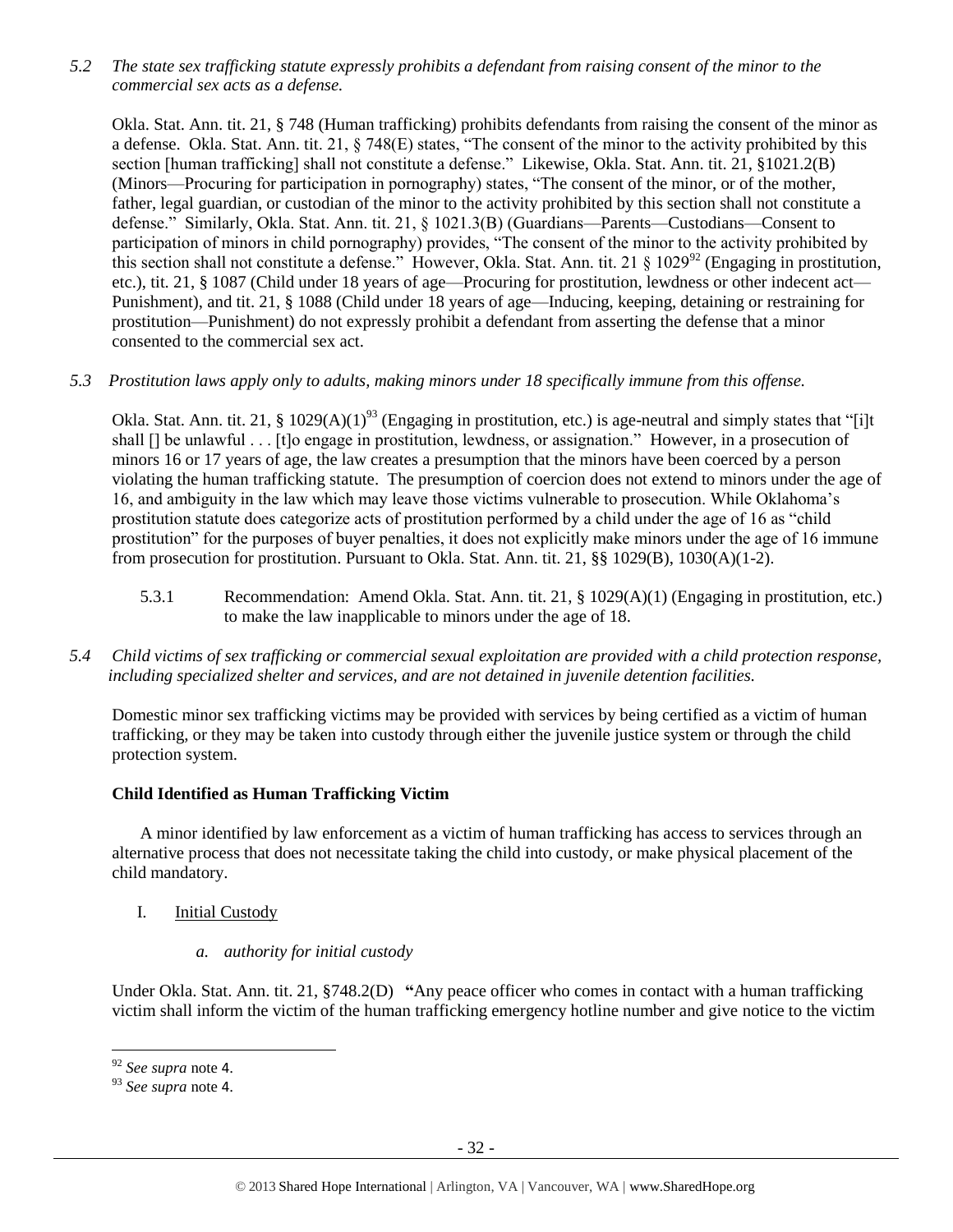*5.2 The state sex trafficking statute expressly prohibits a defendant from raising consent of the minor to the commercial sex acts as a defense.*

Okla. Stat. Ann. tit. 21, § 748 (Human trafficking) prohibits defendants from raising the consent of the minor as a defense. Okla. Stat. Ann. tit. 21, § 748(E) states, "The consent of the minor to the activity prohibited by this section [human trafficking] shall not constitute a defense." Likewise, Okla. Stat. Ann. tit. 21, §1021.2(B) (Minors—Procuring for participation in pornography) states, "The consent of the minor, or of the mother, father, legal guardian, or custodian of the minor to the activity prohibited by this section shall not constitute a defense." Similarly, Okla. Stat. Ann. tit. 21, § 1021.3(B) (Guardians—Parents—Custodians—Consent to participation of minors in child pornography) provides, "The consent of the minor to the activity prohibited by this section shall not constitute a defense." However, Okla. Stat. Ann. tit. 21 § 1029[92] (Engaging in prostitution, etc.), tit. 21, § 1087 (Child under 18 years of age—Procuring for prostitution, lewdness or other indecent act—Punishment), and tit. 21, § 1088 (Child under 18 years of age—Inducing, keeping, detaining or restraining for prostitution—Punishment) do not expressly prohibit a defendant from asserting the defense that a minor consented to the commercial sex act.

*5.3 Prostitution laws apply only to adults, making minors under 18 specifically immune from this offense.*

Okla. Stat. Ann. tit. 21, § 1029(A)(1)[93] (Engaging in prostitution, etc.) is age-neutral and simply states that "[i]t shall [] be unlawful . . . [t]o engage in prostitution, lewdness, or assignation." However, in a prosecution of minors 16 or 17 years of age, the law creates a presumption that the minors have been coerced by a person violating the human trafficking statute. The presumption of coercion does not extend to minors under the age of 16, and ambiguity in the law which may leave those victims vulnerable to prosecution. While Oklahoma's prostitution statute does categorize acts of prostitution performed by a child under the age of 16 as "child prostitution" for the purposes of buyer penalties, it does not explicitly make minors under the age of 16 immune from prosecution for prostitution. Pursuant to Okla. Stat. Ann. tit. 21, §§ 1029(B), 1030(A)(1-2).

5.3.1 Recommendation: Amend Okla. Stat. Ann. tit. 21, § 1029(A)(1) (Engaging in prostitution, etc.) to make the law inapplicable to minors under the age of 18.

*5.4 Child victims of sex trafficking or commercial sexual exploitation are provided with a child protection response, including specialized shelter and services, and are not detained in juvenile detention facilities.*

Domestic minor sex trafficking victims may be provided with services by being certified as a victim of human trafficking, or they may be taken into custody through either the juvenile justice system or through the child protection system.

**Child Identified as Human Trafficking Victim**

A minor identified by law enforcement as a victim of human trafficking has access to services through an alternative process that does not necessitate taking the child into custody, or make physical placement of the child mandatory.

I. Initial Custody

*a. authority for initial custody*

Under Okla. Stat. Ann. tit. 21, §748.2(D) **"**Any peace officer who comes in contact with a human trafficking victim shall inform the victim of the human trafficking emergency hotline number and give notice to the victim

[92] *See supra* note 4.

[93] *See supra* note 4.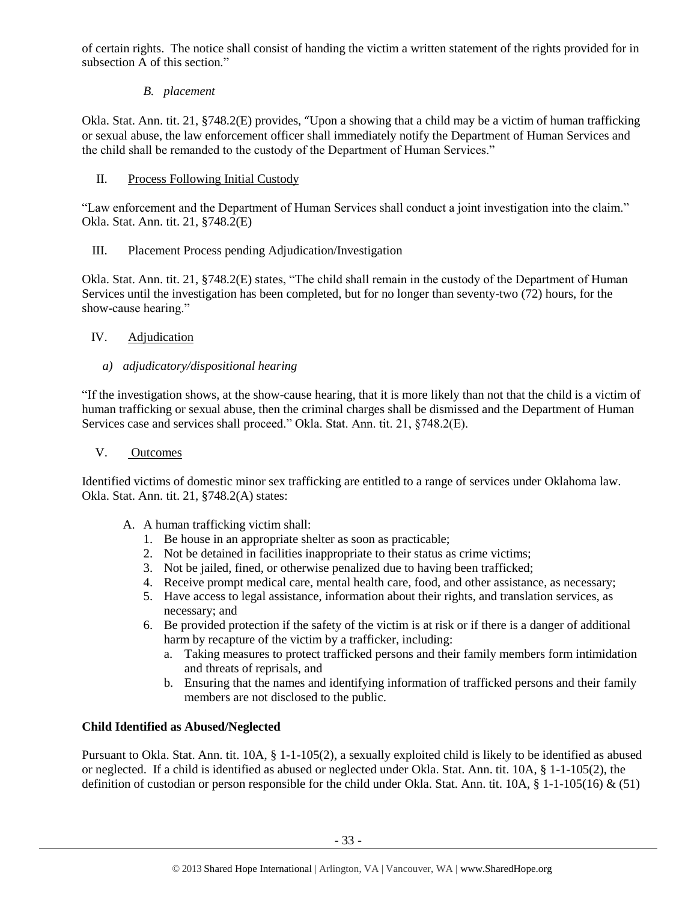of certain rights. The notice shall consist of handing the victim a written statement of the rights provided for in subsection A of this section."

*B. placement*

Okla. Stat. Ann. tit. 21, §748.2(E) provides, "Upon a showing that a child may be a victim of human trafficking or sexual abuse, the law enforcement officer shall immediately notify the Department of Human Services and the child shall be remanded to the custody of the Department of Human Services."

II. Process Following Initial Custody

"Law enforcement and the Department of Human Services shall conduct a joint investigation into the claim." Okla. Stat. Ann. tit. 21, §748.2(E)

III. Placement Process pending Adjudication/Investigation

Okla. Stat. Ann. tit. 21, §748.2(E) states, "The child shall remain in the custody of the Department of Human Services until the investigation has been completed, but for no longer than seventy-two (72) hours, for the show-cause hearing."

IV. Adjudication

*a) adjudicatory/dispositional hearing*

"If the investigation shows, at the show-cause hearing, that it is more likely than not that the child is a victim of human trafficking or sexual abuse, then the criminal charges shall be dismissed and the Department of Human Services case and services shall proceed." Okla. Stat. Ann. tit. 21, §748.2(E).

V. Outcomes

Identified victims of domestic minor sex trafficking are entitled to a range of services under Oklahoma law. Okla. Stat. Ann. tit. 21, §748.2(A) states:

A. A human trafficking victim shall:
   1. Be house in an appropriate shelter as soon as practicable;
   2. Not be detained in facilities inappropriate to their status as crime victims;
   3. Not be jailed, fined, or otherwise penalized due to having been trafficked;
   4. Receive prompt medical care, mental health care, food, and other assistance, as necessary;
   5. Have access to legal assistance, information about their rights, and translation services, as necessary; and
   6. Be provided protection if the safety of the victim is at risk or if there is a danger of additional harm by recapture of the victim by a trafficker, including:
      a. Taking measures to protect trafficked persons and their family members form intimidation and threats of reprisals, and
      b. Ensuring that the names and identifying information of trafficked persons and their family members are not disclosed to the public.

**Child Identified as Abused/Neglected**

Pursuant to Okla. Stat. Ann. tit. 10A, § 1-1-105(2), a sexually exploited child is likely to be identified as abused or neglected. If a child is identified as abused or neglected under Okla. Stat. Ann. tit. 10A, § 1-1-105(2), the definition of custodian or person responsible for the child under Okla. Stat. Ann. tit. 10A, § 1-1-105(16) & (51)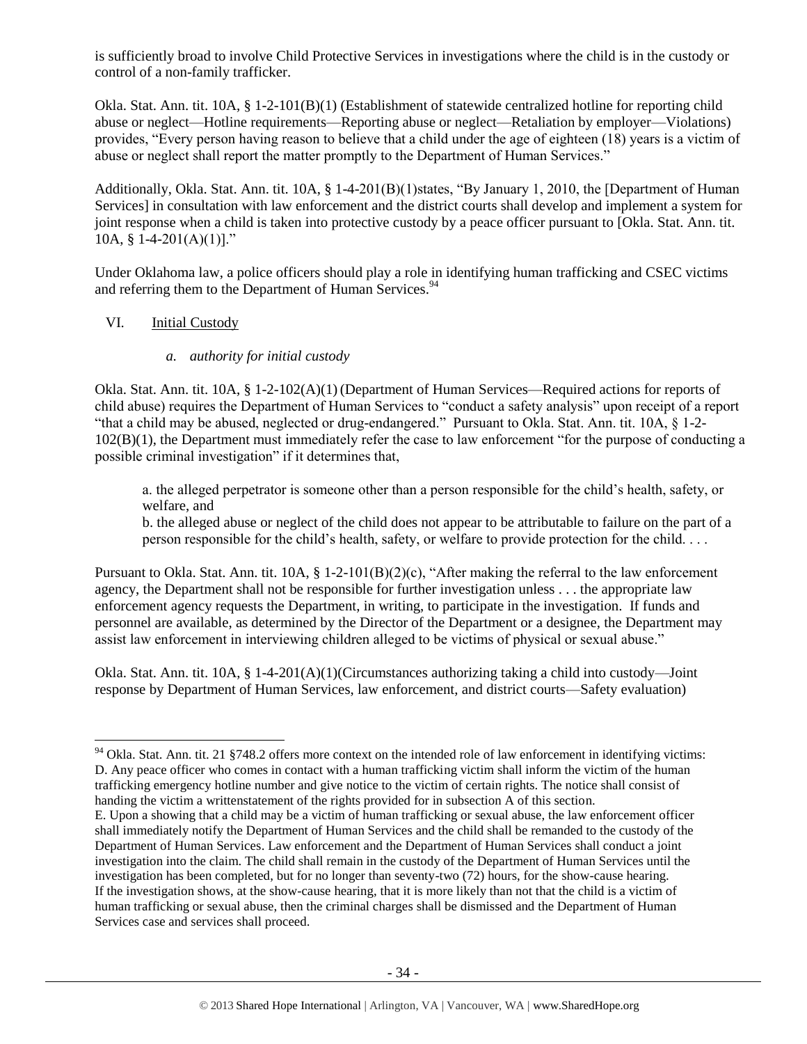is sufficiently broad to involve Child Protective Services in investigations where the child is in the custody or control of a non-family trafficker.

Okla. Stat. Ann. tit. 10A, § 1-2-101(B)(1) (Establishment of statewide centralized hotline for reporting child abuse or neglect—Hotline requirements—Reporting abuse or neglect—Retaliation by employer—Violations) provides, "Every person having reason to believe that a child under the age of eighteen (18) years is a victim of abuse or neglect shall report the matter promptly to the Department of Human Services."

Additionally, Okla. Stat. Ann. tit. 10A, § 1-4-201(B)(1)states, "By January 1, 2010, the [Department of Human Services] in consultation with law enforcement and the district courts shall develop and implement a system for joint response when a child is taken into protective custody by a peace officer pursuant to [Okla. Stat. Ann. tit. 10A, § 1-4-201(A)(1)]."

Under Oklahoma law, a police officers should play a role in identifying human trafficking and CSEC victims and referring them to the Department of Human Services.[94]

VI. Initial Custody

*a. authority for initial custody*

Okla. Stat. Ann. tit. 10A, § 1-2-102(A)(1) (Department of Human Services—Required actions for reports of child abuse) requires the Department of Human Services to "conduct a safety analysis" upon receipt of a report "that a child may be abused, neglected or drug-endangered." Pursuant to Okla. Stat. Ann. tit. 10A, § 1-2-102(B)(1), the Department must immediately refer the case to law enforcement "for the purpose of conducting a possible criminal investigation" if it determines that,

> a. the alleged perpetrator is someone other than a person responsible for the child's health, safety, or welfare, and
>
> b. the alleged abuse or neglect of the child does not appear to be attributable to failure on the part of a person responsible for the child's health, safety, or welfare to provide protection for the child. . . .

Pursuant to Okla. Stat. Ann. tit. 10A, § 1-2-101(B)(2)(c), "After making the referral to the law enforcement agency, the Department shall not be responsible for further investigation unless . . . the appropriate law enforcement agency requests the Department, in writing, to participate in the investigation. If funds and personnel are available, as determined by the Director of the Department or a designee, the Department may assist law enforcement in interviewing children alleged to be victims of physical or sexual abuse."

Okla. Stat. Ann. tit. 10A, § 1-4-201(A)(1)(Circumstances authorizing taking a child into custody—Joint response by Department of Human Services, law enforcement, and district courts—Safety evaluation)

[94] Okla. Stat. Ann. tit. 21 §748.2 offers more context on the intended role of law enforcement in identifying victims:
D. Any peace officer who comes in contact with a human trafficking victim shall inform the victim of the human trafficking emergency hotline number and give notice to the victim of certain rights. The notice shall consist of handing the victim a writtenstatement of the rights provided for in subsection A of this section.
E. Upon a showing that a child may be a victim of human trafficking or sexual abuse, the law enforcement officer shall immediately notify the Department of Human Services and the child shall be remanded to the custody of the Department of Human Services. Law enforcement and the Department of Human Services shall conduct a joint investigation into the claim. The child shall remain in the custody of the Department of Human Services until the investigation has been completed, but for no longer than seventy-two (72) hours, for the show-cause hearing. If the investigation shows, at the show-cause hearing, that it is more likely than not that the child is a victim of human trafficking or sexual abuse, then the criminal charges shall be dismissed and the Department of Human Services case and services shall proceed.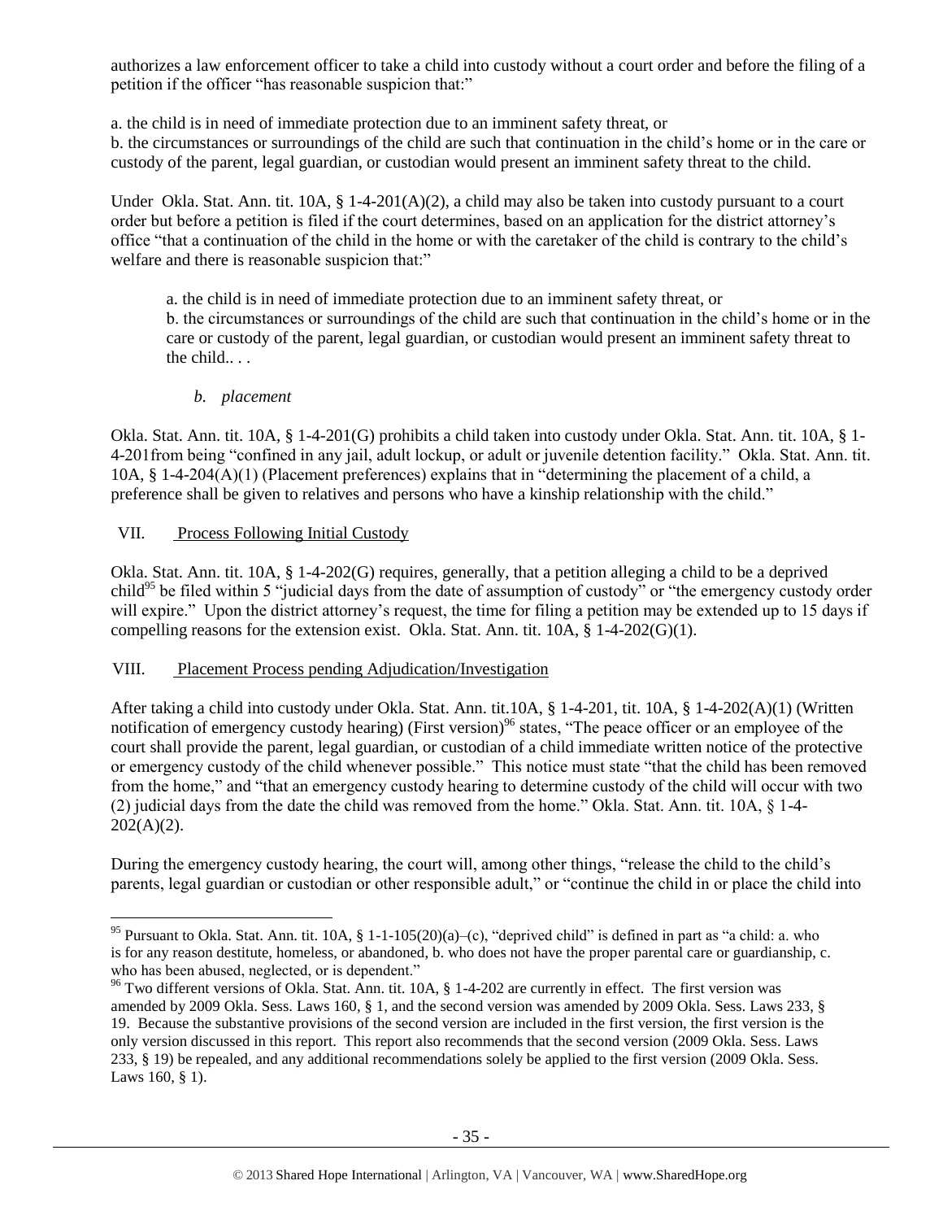authorizes a law enforcement officer to take a child into custody without a court order and before the filing of a petition if the officer "has reasonable suspicion that:"

a. the child is in need of immediate protection due to an imminent safety threat, or
b. the circumstances or surroundings of the child are such that continuation in the child's home or in the care or custody of the parent, legal guardian, or custodian would present an imminent safety threat to the child.

Under Okla. Stat. Ann. tit. 10A, § 1-4-201(A)(2), a child may also be taken into custody pursuant to a court order but before a petition is filed if the court determines, based on an application for the district attorney's office "that a continuation of the child in the home or with the caretaker of the child is contrary to the child's welfare and there is reasonable suspicion that:"

> a. the child is in need of immediate protection due to an imminent safety threat, or
> b. the circumstances or surroundings of the child are such that continuation in the child's home or in the care or custody of the parent, legal guardian, or custodian would present an imminent safety threat to the child.. . .

*b. placement*

Okla. Stat. Ann. tit. 10A, § 1-4-201(G) prohibits a child taken into custody under Okla. Stat. Ann. tit. 10A, § 1-4-201from being "confined in any jail, adult lockup, or adult or juvenile detention facility." Okla. Stat. Ann. tit. 10A, § 1-4-204(A)(1) (Placement preferences) explains that in "determining the placement of a child, a preference shall be given to relatives and persons who have a kinship relationship with the child."

## VII. Process Following Initial Custody

Okla. Stat. Ann. tit. 10A, § 1-4-202(G) requires, generally, that a petition alleging a child to be a deprived child[95] be filed within 5 "judicial days from the date of assumption of custody" or "the emergency custody order will expire." Upon the district attorney's request, the time for filing a petition may be extended up to 15 days if compelling reasons for the extension exist. Okla. Stat. Ann. tit. 10A, § 1-4-202(G)(1).

## VIII. Placement Process pending Adjudication/Investigation

After taking a child into custody under Okla. Stat. Ann. tit.10A, § 1-4-201, tit. 10A, § 1-4-202(A)(1) (Written notification of emergency custody hearing) (First version)[96] states, "The peace officer or an employee of the court shall provide the parent, legal guardian, or custodian of a child immediate written notice of the protective or emergency custody of the child whenever possible." This notice must state "that the child has been removed from the home," and "that an emergency custody hearing to determine custody of the child will occur with two (2) judicial days from the date the child was removed from the home." Okla. Stat. Ann. tit. 10A, § 1-4-202(A)(2).

During the emergency custody hearing, the court will, among other things, "release the child to the child's parents, legal guardian or custodian or other responsible adult," or "continue the child in or place the child into

---

[95] Pursuant to Okla. Stat. Ann. tit. 10A, § 1-1-105(20)(a)–(c), "deprived child" is defined in part as "a child: a. who is for any reason destitute, homeless, or abandoned, b. who does not have the proper parental care or guardianship, c. who has been abused, neglected, or is dependent."

[96] Two different versions of Okla. Stat. Ann. tit. 10A, § 1-4-202 are currently in effect. The first version was amended by 2009 Okla. Sess. Laws 160, § 1, and the second version was amended by 2009 Okla. Sess. Laws 233, § 19. Because the substantive provisions of the second version are included in the first version, the first version is the only version discussed in this report. This report also recommends that the second version (2009 Okla. Sess. Laws 233, § 19) be repealed, and any additional recommendations solely be applied to the first version (2009 Okla. Sess. Laws 160, § 1).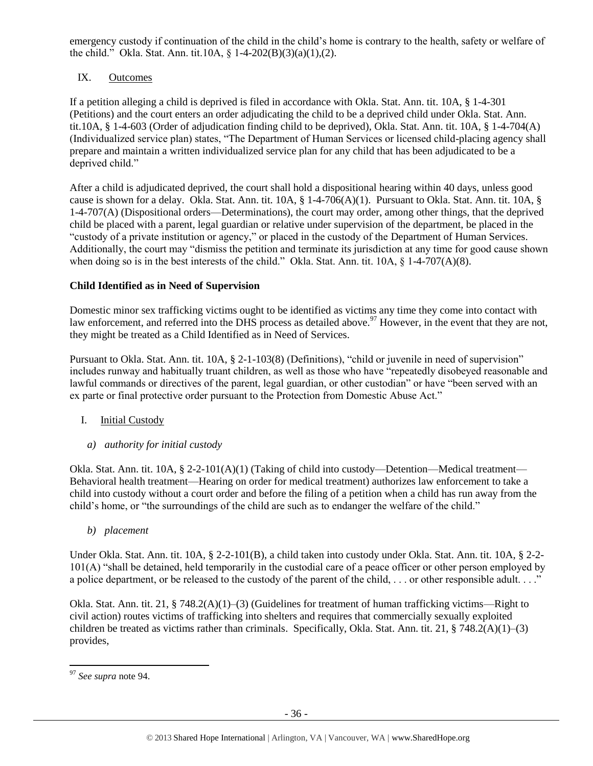emergency custody if continuation of the child in the child's home is contrary to the health, safety or welfare of the child." Okla. Stat. Ann. tit.10A, § 1-4-202(B)(3)(a)(1),(2).

IX. Outcomes

If a petition alleging a child is deprived is filed in accordance with Okla. Stat. Ann. tit. 10A, § 1-4-301 (Petitions) and the court enters an order adjudicating the child to be a deprived child under Okla. Stat. Ann. tit.10A, § 1-4-603 (Order of adjudication finding child to be deprived), Okla. Stat. Ann. tit. 10A, § 1-4-704(A) (Individualized service plan) states, "The Department of Human Services or licensed child-placing agency shall prepare and maintain a written individualized service plan for any child that has been adjudicated to be a deprived child."

After a child is adjudicated deprived, the court shall hold a dispositional hearing within 40 days, unless good cause is shown for a delay. Okla. Stat. Ann. tit. 10A, § 1-4-706(A)(1). Pursuant to Okla. Stat. Ann. tit. 10A, § 1-4-707(A) (Dispositional orders—Determinations), the court may order, among other things, that the deprived child be placed with a parent, legal guardian or relative under supervision of the department, be placed in the "custody of a private institution or agency," or placed in the custody of the Department of Human Services. Additionally, the court may "dismiss the petition and terminate its jurisdiction at any time for good cause shown when doing so is in the best interests of the child." Okla. Stat. Ann. tit. 10A, § 1-4-707(A)(8).

**Child Identified as in Need of Supervision**

Domestic minor sex trafficking victims ought to be identified as victims any time they come into contact with law enforcement, and referred into the DHS process as detailed above.[97] However, in the event that they are not, they might be treated as a Child Identified as in Need of Services.

Pursuant to Okla. Stat. Ann. tit. 10A, § 2-1-103(8) (Definitions), "child or juvenile in need of supervision" includes runway and habitually truant children, as well as those who have "repeatedly disobeyed reasonable and lawful commands or directives of the parent, legal guardian, or other custodian" or have "been served with an ex parte or final protective order pursuant to the Protection from Domestic Abuse Act."

I. Initial Custody

*a) authority for initial custody*

Okla. Stat. Ann. tit. 10A, § 2-2-101(A)(1) (Taking of child into custody—Detention—Medical treatment—Behavioral health treatment—Hearing on order for medical treatment) authorizes law enforcement to take a child into custody without a court order and before the filing of a petition when a child has run away from the child's home, or "the surroundings of the child are such as to endanger the welfare of the child."

*b) placement*

Under Okla. Stat. Ann. tit. 10A, § 2-2-101(B), a child taken into custody under Okla. Stat. Ann. tit. 10A, § 2-2-101(A) "shall be detained, held temporarily in the custodial care of a peace officer or other person employed by a police department, or be released to the custody of the parent of the child, . . . or other responsible adult. . . ."

Okla. Stat. Ann. tit. 21, § 748.2(A)(1)–(3) (Guidelines for treatment of human trafficking victims—Right to civil action) routes victims of trafficking into shelters and requires that commercially sexually exploited children be treated as victims rather than criminals. Specifically, Okla. Stat. Ann. tit. 21, § 748.2(A)(1)–(3) provides,

---

[97] *See supra* note 94.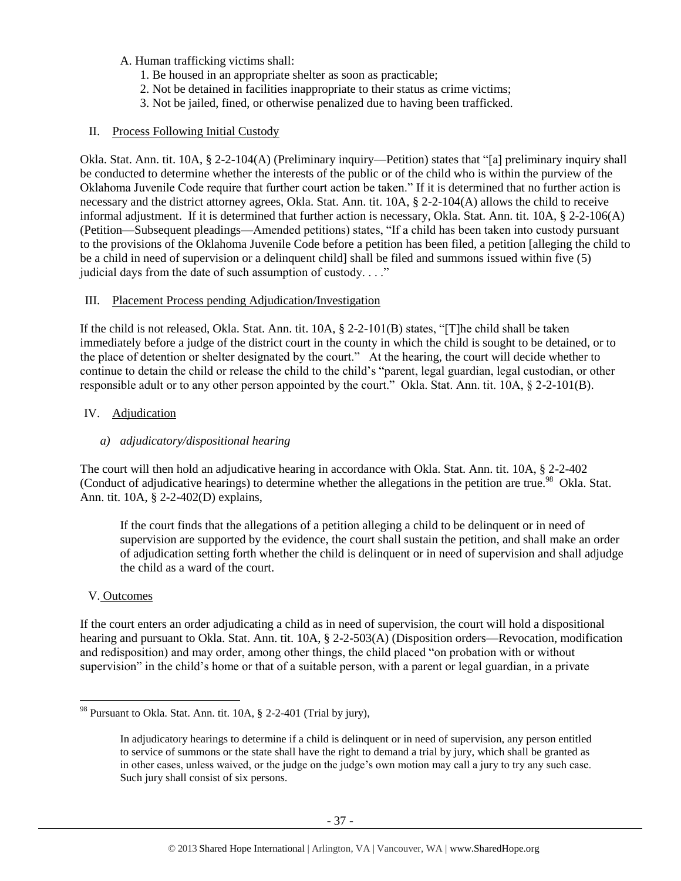A. Human trafficking victims shall:
   1. Be housed in an appropriate shelter as soon as practicable;
   2. Not be detained in facilities inappropriate to their status as crime victims;
   3. Not be jailed, fined, or otherwise penalized due to having been trafficked.

II. Process Following Initial Custody

Okla. Stat. Ann. tit. 10A, § 2-2-104(A) (Preliminary inquiry—Petition) states that "[a] preliminary inquiry shall be conducted to determine whether the interests of the public or of the child who is within the purview of the Oklahoma Juvenile Code require that further court action be taken." If it is determined that no further action is necessary and the district attorney agrees, Okla. Stat. Ann. tit. 10A, § 2-2-104(A) allows the child to receive informal adjustment. If it is determined that further action is necessary, Okla. Stat. Ann. tit. 10A, § 2-2-106(A) (Petition—Subsequent pleadings—Amended petitions) states, "If a child has been taken into custody pursuant to the provisions of the Oklahoma Juvenile Code before a petition has been filed, a petition [alleging the child to be a child in need of supervision or a delinquent child] shall be filed and summons issued within five (5) judicial days from the date of such assumption of custody. . . ."

III. Placement Process pending Adjudication/Investigation

If the child is not released, Okla. Stat. Ann. tit. 10A, § 2-2-101(B) states, "[T]he child shall be taken immediately before a judge of the district court in the county in which the child is sought to be detained, or to the place of detention or shelter designated by the court." At the hearing, the court will decide whether to continue to detain the child or release the child to the child's "parent, legal guardian, legal custodian, or other responsible adult or to any other person appointed by the court." Okla. Stat. Ann. tit. 10A, § 2-2-101(B).

IV. Adjudication

*a) adjudicatory/dispositional hearing*

The court will then hold an adjudicative hearing in accordance with Okla. Stat. Ann. tit. 10A, § 2-2-402 (Conduct of adjudicative hearings) to determine whether the allegations in the petition are true.[98] Okla. Stat. Ann. tit. 10A, § 2-2-402(D) explains,

> If the court finds that the allegations of a petition alleging a child to be delinquent or in need of supervision are supported by the evidence, the court shall sustain the petition, and shall make an order of adjudication setting forth whether the child is delinquent or in need of supervision and shall adjudge the child as a ward of the court.

V. Outcomes

If the court enters an order adjudicating a child as in need of supervision, the court will hold a dispositional hearing and pursuant to Okla. Stat. Ann. tit. 10A, § 2-2-503(A) (Disposition orders—Revocation, modification and redisposition) and may order, among other things, the child placed "on probation with or without supervision" in the child's home or that of a suitable person, with a parent or legal guardian, in a private

---

[98] Pursuant to Okla. Stat. Ann. tit. 10A, § 2-2-401 (Trial by jury),

> In adjudicatory hearings to determine if a child is delinquent or in need of supervision, any person entitled to service of summons or the state shall have the right to demand a trial by jury, which shall be granted as in other cases, unless waived, or the judge on the judge's own motion may call a jury to try any such case. Such jury shall consist of six persons.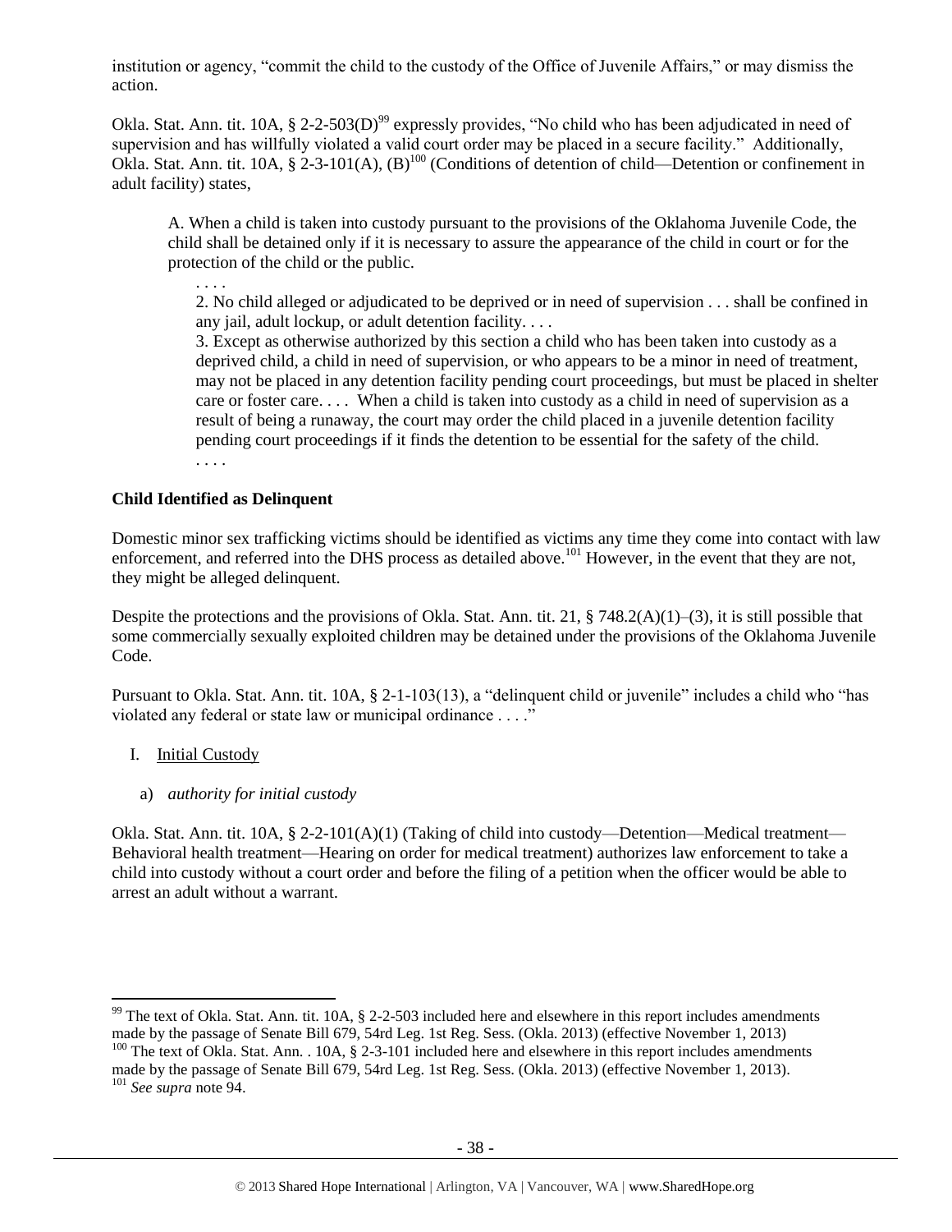institution or agency, "commit the child to the custody of the Office of Juvenile Affairs," or may dismiss the action.

Okla. Stat. Ann. tit. 10A, § 2-2-503(D)[99] expressly provides, "No child who has been adjudicated in need of supervision and has willfully violated a valid court order may be placed in a secure facility." Additionally, Okla. Stat. Ann. tit. 10A, § 2-3-101(A), (B)[100] (Conditions of detention of child—Detention or confinement in adult facility) states,

> A. When a child is taken into custody pursuant to the provisions of the Oklahoma Juvenile Code, the child shall be detained only if it is necessary to assure the appearance of the child in court or for the protection of the child or the public.
>
> . . . .
>
> 2. No child alleged or adjudicated to be deprived or in need of supervision . . . shall be confined in any jail, adult lockup, or adult detention facility. . . .
>
> 3. Except as otherwise authorized by this section a child who has been taken into custody as a deprived child, a child in need of supervision, or who appears to be a minor in need of treatment, may not be placed in any detention facility pending court proceedings, but must be placed in shelter care or foster care. . . . When a child is taken into custody as a child in need of supervision as a result of being a runaway, the court may order the child placed in a juvenile detention facility pending court proceedings if it finds the detention to be essential for the safety of the child.
>
> . . . .

**Child Identified as Delinquent**

Domestic minor sex trafficking victims should be identified as victims any time they come into contact with law enforcement, and referred into the DHS process as detailed above.[101] However, in the event that they are not, they might be alleged delinquent.

Despite the protections and the provisions of Okla. Stat. Ann. tit. 21, § 748.2(A)(1)–(3), it is still possible that some commercially sexually exploited children may be detained under the provisions of the Oklahoma Juvenile Code.

Pursuant to Okla. Stat. Ann. tit. 10A, § 2-1-103(13), a "delinquent child or juvenile" includes a child who "has violated any federal or state law or municipal ordinance . . . ."

I. Initial Custody

a) *authority for initial custody*

Okla. Stat. Ann. tit. 10A, § 2-2-101(A)(1) (Taking of child into custody—Detention—Medical treatment—Behavioral health treatment—Hearing on order for medical treatment) authorizes law enforcement to take a child into custody without a court order and before the filing of a petition when the officer would be able to arrest an adult without a warrant.

---

[99] The text of Okla. Stat. Ann. tit. 10A, § 2-2-503 included here and elsewhere in this report includes amendments made by the passage of Senate Bill 679, 54rd Leg. 1st Reg. Sess. (Okla. 2013) (effective November 1, 2013)

[100] The text of Okla. Stat. Ann. . 10A, § 2-3-101 included here and elsewhere in this report includes amendments made by the passage of Senate Bill 679, 54rd Leg. 1st Reg. Sess. (Okla. 2013) (effective November 1, 2013).

[101] *See supra* note 94.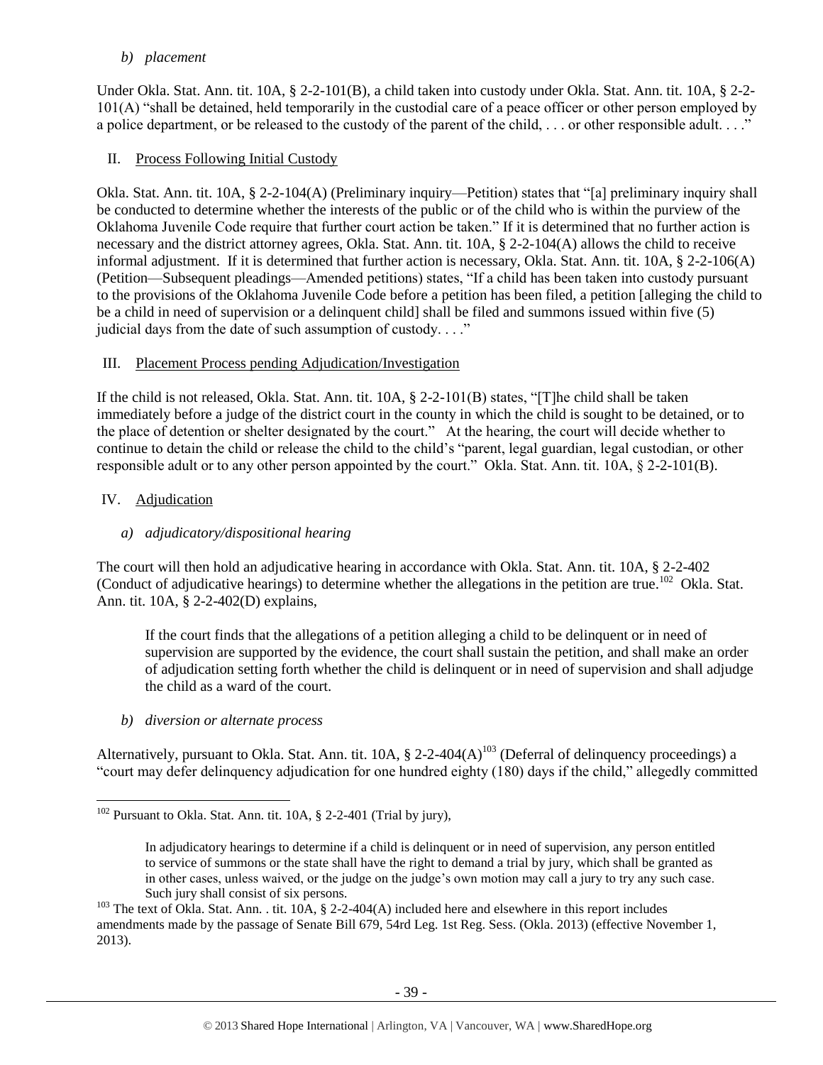*b) placement*

Under Okla. Stat. Ann. tit. 10A, § 2-2-101(B), a child taken into custody under Okla. Stat. Ann. tit. 10A, § 2-2-101(A) "shall be detained, held temporarily in the custodial care of a peace officer or other person employed by a police department, or be released to the custody of the parent of the child, . . . or other responsible adult. . . ."

II. Process Following Initial Custody

Okla. Stat. Ann. tit. 10A, § 2-2-104(A) (Preliminary inquiry—Petition) states that "[a] preliminary inquiry shall be conducted to determine whether the interests of the public or of the child who is within the purview of the Oklahoma Juvenile Code require that further court action be taken." If it is determined that no further action is necessary and the district attorney agrees, Okla. Stat. Ann. tit. 10A, § 2-2-104(A) allows the child to receive informal adjustment. If it is determined that further action is necessary, Okla. Stat. Ann. tit. 10A, § 2-2-106(A) (Petition—Subsequent pleadings—Amended petitions) states, "If a child has been taken into custody pursuant to the provisions of the Oklahoma Juvenile Code before a petition has been filed, a petition [alleging the child to be a child in need of supervision or a delinquent child] shall be filed and summons issued within five (5) judicial days from the date of such assumption of custody. . . ."

III. Placement Process pending Adjudication/Investigation

If the child is not released, Okla. Stat. Ann. tit. 10A, § 2-2-101(B) states, "[T]he child shall be taken immediately before a judge of the district court in the county in which the child is sought to be detained, or to the place of detention or shelter designated by the court." At the hearing, the court will decide whether to continue to detain the child or release the child to the child's "parent, legal guardian, legal custodian, or other responsible adult or to any other person appointed by the court." Okla. Stat. Ann. tit. 10A, § 2-2-101(B).

IV. Adjudication

*a) adjudicatory/dispositional hearing*

The court will then hold an adjudicative hearing in accordance with Okla. Stat. Ann. tit. 10A, § 2-2-402 (Conduct of adjudicative hearings) to determine whether the allegations in the petition are true.[102] Okla. Stat. Ann. tit. 10A, § 2-2-402(D) explains,

> If the court finds that the allegations of a petition alleging a child to be delinquent or in need of supervision are supported by the evidence, the court shall sustain the petition, and shall make an order of adjudication setting forth whether the child is delinquent or in need of supervision and shall adjudge the child as a ward of the court.

*b) diversion or alternate process*

Alternatively, pursuant to Okla. Stat. Ann. tit. 10A, § 2-2-404(A)[103] (Deferral of delinquency proceedings) a "court may defer delinquency adjudication for one hundred eighty (180) days if the child," allegedly committed

---

[102] Pursuant to Okla. Stat. Ann. tit. 10A, § 2-2-401 (Trial by jury),

> In adjudicatory hearings to determine if a child is delinquent or in need of supervision, any person entitled to service of summons or the state shall have the right to demand a trial by jury, which shall be granted as in other cases, unless waived, or the judge on the judge's own motion may call a jury to try any such case. Such jury shall consist of six persons.

[103] The text of Okla. Stat. Ann. . tit. 10A, § 2-2-404(A) included here and elsewhere in this report includes amendments made by the passage of Senate Bill 679, 54rd Leg. 1st Reg. Sess. (Okla. 2013) (effective November 1, 2013).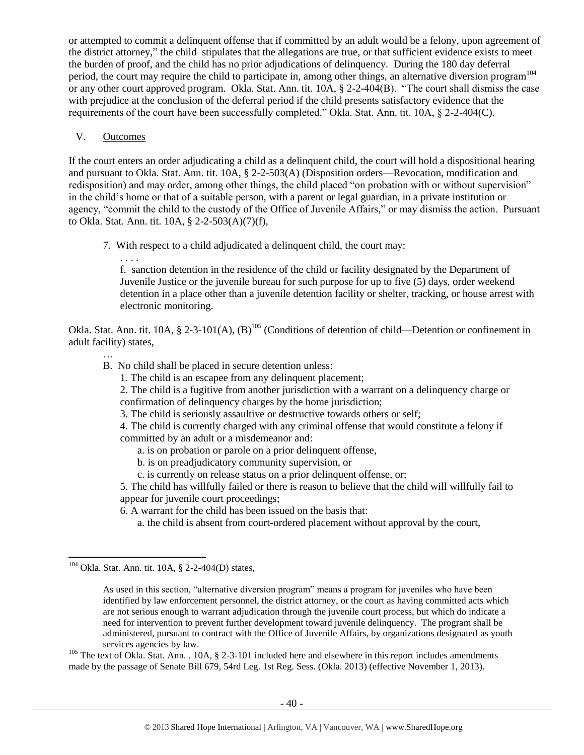or attempted to commit a delinquent offense that if committed by an adult would be a felony, upon agreement of the district attorney," the child stipulates that the allegations are true, or that sufficient evidence exists to meet the burden of proof, and the child has no prior adjudications of delinquency. During the 180 day deferral period, the court may require the child to participate in, among other things, an alternative diversion program[104] or any other court approved program. Okla. Stat. Ann. tit. 10A, § 2-2-404(B). "The court shall dismiss the case with prejudice at the conclusion of the deferral period if the child presents satisfactory evidence that the requirements of the court have been successfully completed." Okla. Stat. Ann. tit. 10A, § 2-2-404(C).

V. Outcomes

If the court enters an order adjudicating a child as a delinquent child, the court will hold a dispositional hearing and pursuant to Okla. Stat. Ann. tit. 10A, § 2-2-503(A) (Disposition orders—Revocation, modification and redisposition) and may order, among other things, the child placed "on probation with or without supervision" in the child's home or that of a suitable person, with a parent or legal guardian, in a private institution or agency, "commit the child to the custody of the Office of Juvenile Affairs," or may dismiss the action. Pursuant to Okla. Stat. Ann. tit. 10A, § 2-2-503(A)(7)(f),

> 7. With respect to a child adjudicated a delinquent child, the court may:
>
> . . . .
>
> f. sanction detention in the residence of the child or facility designated by the Department of Juvenile Justice or the juvenile bureau for such purpose for up to five (5) days, order weekend detention in a place other than a juvenile detention facility or shelter, tracking, or house arrest with electronic monitoring.

Okla. Stat. Ann. tit. 10A, § 2-3-101(A), (B)[105] (Conditions of detention of child—Detention or confinement in adult facility) states,

> …
>
> B. No child shall be placed in secure detention unless:
>
> 1. The child is an escapee from any delinquent placement;
>
> 2. The child is a fugitive from another jurisdiction with a warrant on a delinquency charge or confirmation of delinquency charges by the home jurisdiction;
>
> 3. The child is seriously assaultive or destructive towards others or self;
>
> 4. The child is currently charged with any criminal offense that would constitute a felony if committed by an adult or a misdemeanor and:
>
> a. is on probation or parole on a prior delinquent offense,
>
> b. is on preadjudicatory community supervision, or
>
> c. is currently on release status on a prior delinquent offense, or;
>
> 5. The child has willfully failed or there is reason to believe that the child will willfully fail to appear for juvenile court proceedings;
>
> 6. A warrant for the child has been issued on the basis that:
>
> a. the child is absent from court-ordered placement without approval by the court,

---

[104] Okla. Stat. Ann. tit. 10A, § 2-2-404(D) states,

> As used in this section, "alternative diversion program" means a program for juveniles who have been identified by law enforcement personnel, the district attorney, or the court as having committed acts which are not serious enough to warrant adjudication through the juvenile court process, but which do indicate a need for intervention to prevent further development toward juvenile delinquency. The program shall be administered, pursuant to contract with the Office of Juvenile Affairs, by organizations designated as youth services agencies by law.

[105] The text of Okla. Stat. Ann. . 10A, § 2-3-101 included here and elsewhere in this report includes amendments made by the passage of Senate Bill 679, 54rd Leg. 1st Reg. Sess. (Okla. 2013) (effective November 1, 2013).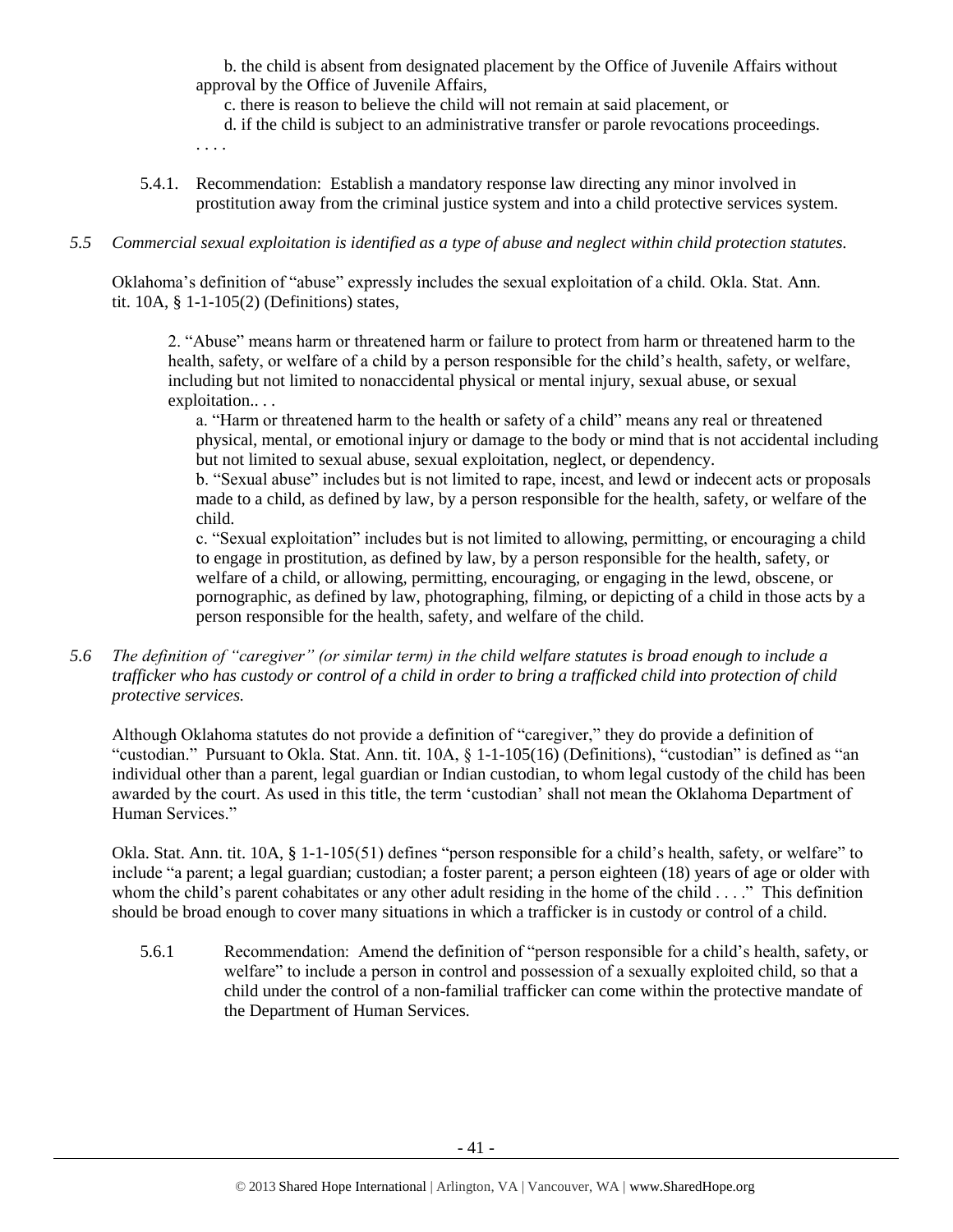b. the child is absent from designated placement by the Office of Juvenile Affairs without approval by the Office of Juvenile Affairs,

c. there is reason to believe the child will not remain at said placement, or

d. if the child is subject to an administrative transfer or parole revocations proceedings.

. . . .

5.4.1. Recommendation: Establish a mandatory response law directing any minor involved in prostitution away from the criminal justice system and into a child protective services system.

*5.5 Commercial sexual exploitation is identified as a type of abuse and neglect within child protection statutes.*

Oklahoma's definition of "abuse" expressly includes the sexual exploitation of a child. Okla. Stat. Ann. tit. 10A, § 1-1-105(2) (Definitions) states,

> 2. "Abuse" means harm or threatened harm or failure to protect from harm or threatened harm to the health, safety, or welfare of a child by a person responsible for the child's health, safety, or welfare, including but not limited to nonaccidental physical or mental injury, sexual abuse, or sexual exploitation.. . .
>
> a. "Harm or threatened harm to the health or safety of a child" means any real or threatened physical, mental, or emotional injury or damage to the body or mind that is not accidental including but not limited to sexual abuse, sexual exploitation, neglect, or dependency.
>
> b. "Sexual abuse" includes but is not limited to rape, incest, and lewd or indecent acts or proposals made to a child, as defined by law, by a person responsible for the health, safety, or welfare of the child.
>
> c. "Sexual exploitation" includes but is not limited to allowing, permitting, or encouraging a child to engage in prostitution, as defined by law, by a person responsible for the health, safety, or welfare of a child, or allowing, permitting, encouraging, or engaging in the lewd, obscene, or pornographic, as defined by law, photographing, filming, or depicting of a child in those acts by a person responsible for the health, safety, and welfare of the child.

*5.6 The definition of "caregiver" (or similar term) in the child welfare statutes is broad enough to include a trafficker who has custody or control of a child in order to bring a trafficked child into protection of child protective services.*

Although Oklahoma statutes do not provide a definition of "caregiver," they do provide a definition of "custodian." Pursuant to Okla. Stat. Ann. tit. 10A, § 1-1-105(16) (Definitions), "custodian" is defined as "an individual other than a parent, legal guardian or Indian custodian, to whom legal custody of the child has been awarded by the court. As used in this title, the term 'custodian' shall not mean the Oklahoma Department of Human Services."

Okla. Stat. Ann. tit. 10A, § 1-1-105(51) defines "person responsible for a child's health, safety, or welfare" to include "a parent; a legal guardian; custodian; a foster parent; a person eighteen (18) years of age or older with whom the child's parent cohabitates or any other adult residing in the home of the child . . . ." This definition should be broad enough to cover many situations in which a trafficker is in custody or control of a child.

5.6.1 Recommendation: Amend the definition of "person responsible for a child's health, safety, or welfare" to include a person in control and possession of a sexually exploited child, so that a child under the control of a non-familial trafficker can come within the protective mandate of the Department of Human Services.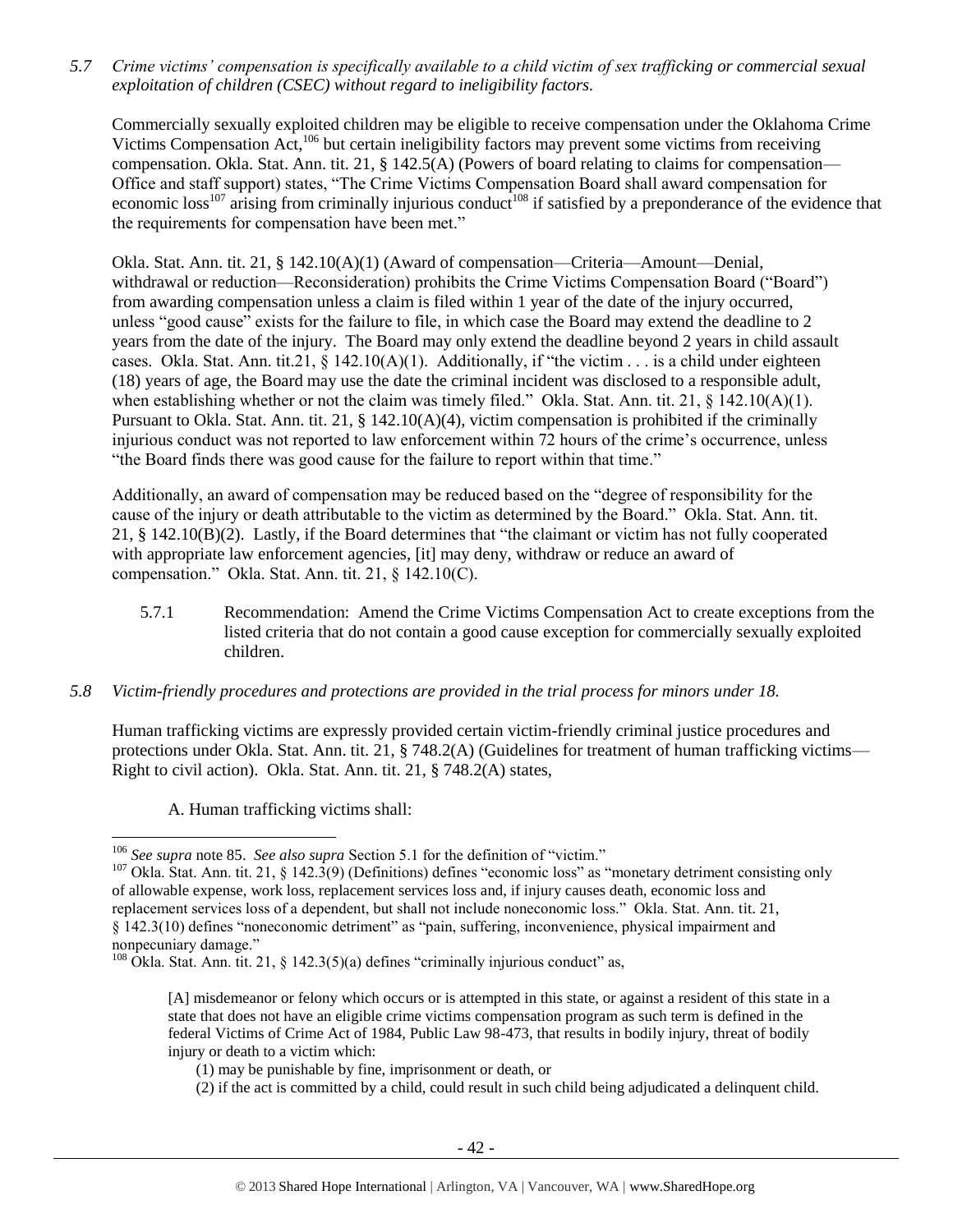*5.7 Crime victims' compensation is specifically available to a child victim of sex trafficking or commercial sexual exploitation of children (CSEC) without regard to ineligibility factors.*

Commercially sexually exploited children may be eligible to receive compensation under the Oklahoma Crime Victims Compensation Act,[106] but certain ineligibility factors may prevent some victims from receiving compensation. Okla. Stat. Ann. tit. 21, § 142.5(A) (Powers of board relating to claims for compensation—Office and staff support) states, "The Crime Victims Compensation Board shall award compensation for economic loss[107] arising from criminally injurious conduct[108] if satisfied by a preponderance of the evidence that the requirements for compensation have been met."

Okla. Stat. Ann. tit. 21, § 142.10(A)(1) (Award of compensation—Criteria—Amount—Denial, withdrawal or reduction—Reconsideration) prohibits the Crime Victims Compensation Board ("Board") from awarding compensation unless a claim is filed within 1 year of the date of the injury occurred, unless "good cause" exists for the failure to file, in which case the Board may extend the deadline to 2 years from the date of the injury. The Board may only extend the deadline beyond 2 years in child assault cases. Okla. Stat. Ann. tit.21, § 142.10(A)(1). Additionally, if "the victim . . . is a child under eighteen (18) years of age, the Board may use the date the criminal incident was disclosed to a responsible adult, when establishing whether or not the claim was timely filed." Okla. Stat. Ann. tit. 21, § 142.10(A)(1). Pursuant to Okla. Stat. Ann. tit. 21, § 142.10(A)(4), victim compensation is prohibited if the criminally injurious conduct was not reported to law enforcement within 72 hours of the crime's occurrence, unless "the Board finds there was good cause for the failure to report within that time."

Additionally, an award of compensation may be reduced based on the "degree of responsibility for the cause of the injury or death attributable to the victim as determined by the Board." Okla. Stat. Ann. tit. 21, § 142.10(B)(2). Lastly, if the Board determines that "the claimant or victim has not fully cooperated with appropriate law enforcement agencies, [it] may deny, withdraw or reduce an award of compensation." Okla. Stat. Ann. tit. 21, § 142.10(C).

5.7.1 Recommendation: Amend the Crime Victims Compensation Act to create exceptions from the listed criteria that do not contain a good cause exception for commercially sexually exploited children.

*5.8 Victim-friendly procedures and protections are provided in the trial process for minors under 18.*

Human trafficking victims are expressly provided certain victim-friendly criminal justice procedures and protections under Okla. Stat. Ann. tit. 21, § 748.2(A) (Guidelines for treatment of human trafficking victims—Right to civil action). Okla. Stat. Ann. tit. 21, § 748.2(A) states,

> A. Human trafficking victims shall:

---

[106] *See supra* note 85. *See also supra* Section 5.1 for the definition of "victim."

[107] Okla. Stat. Ann. tit. 21, § 142.3(9) (Definitions) defines "economic loss" as "monetary detriment consisting only of allowable expense, work loss, replacement services loss and, if injury causes death, economic loss and replacement services loss of a dependent, but shall not include noneconomic loss." Okla. Stat. Ann. tit. 21, § 142.3(10) defines "noneconomic detriment" as "pain, suffering, inconvenience, physical impairment and nonpecuniary damage."

[108] Okla. Stat. Ann. tit. 21, § 142.3(5)(a) defines "criminally injurious conduct" as,

> [A] misdemeanor or felony which occurs or is attempted in this state, or against a resident of this state in a state that does not have an eligible crime victims compensation program as such term is defined in the federal Victims of Crime Act of 1984, Public Law 98-473, that results in bodily injury, threat of bodily injury or death to a victim which:
>
> (1) may be punishable by fine, imprisonment or death, or
>
> (2) if the act is committed by a child, could result in such child being adjudicated a delinquent child.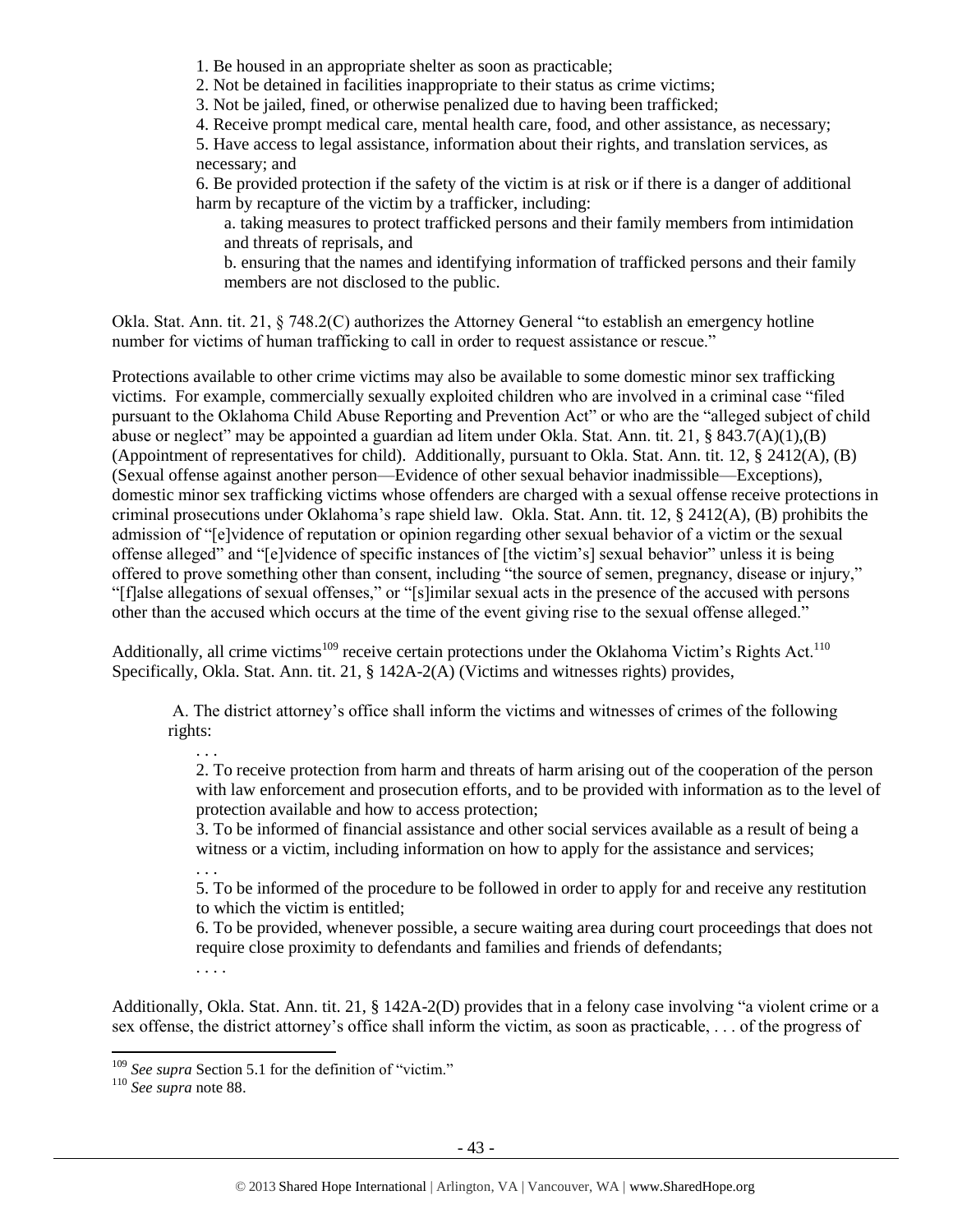1. Be housed in an appropriate shelter as soon as practicable;
2. Not be detained in facilities inappropriate to their status as crime victims;
3. Not be jailed, fined, or otherwise penalized due to having been trafficked;
4. Receive prompt medical care, mental health care, food, and other assistance, as necessary;
5. Have access to legal assistance, information about their rights, and translation services, as necessary; and
6. Be provided protection if the safety of the victim is at risk or if there is a danger of additional harm by recapture of the victim by a trafficker, including:
   a. taking measures to protect trafficked persons and their family members from intimidation and threats of reprisals, and
   b. ensuring that the names and identifying information of trafficked persons and their family members are not disclosed to the public.

Okla. Stat. Ann. tit. 21, § 748.2(C) authorizes the Attorney General "to establish an emergency hotline number for victims of human trafficking to call in order to request assistance or rescue."

Protections available to other crime victims may also be available to some domestic minor sex trafficking victims. For example, commercially sexually exploited children who are involved in a criminal case "filed pursuant to the Oklahoma Child Abuse Reporting and Prevention Act" or who are the "alleged subject of child abuse or neglect" may be appointed a guardian ad litem under Okla. Stat. Ann. tit. 21, § 843.7(A)(1),(B) (Appointment of representatives for child). Additionally, pursuant to Okla. Stat. Ann. tit. 12, § 2412(A), (B) (Sexual offense against another person—Evidence of other sexual behavior inadmissible—Exceptions), domestic minor sex trafficking victims whose offenders are charged with a sexual offense receive protections in criminal prosecutions under Oklahoma's rape shield law. Okla. Stat. Ann. tit. 12, § 2412(A), (B) prohibits the admission of "[e]vidence of reputation or opinion regarding other sexual behavior of a victim or the sexual offense alleged" and "[e]vidence of specific instances of [the victim's] sexual behavior" unless it is being offered to prove something other than consent, including "the source of semen, pregnancy, disease or injury," "[f]alse allegations of sexual offenses," or "[s]imilar sexual acts in the presence of the accused with persons other than the accused which occurs at the time of the event giving rise to the sexual offense alleged."

Additionally, all crime victims[109] receive certain protections under the Oklahoma Victim's Rights Act.[110] Specifically, Okla. Stat. Ann. tit. 21, § 142A-2(A) (Victims and witnesses rights) provides,

> A. The district attorney's office shall inform the victims and witnesses of crimes of the following rights:
>
> . . .
>
> 2. To receive protection from harm and threats of harm arising out of the cooperation of the person with law enforcement and prosecution efforts, and to be provided with information as to the level of protection available and how to access protection;
>
> 3. To be informed of financial assistance and other social services available as a result of being a witness or a victim, including information on how to apply for the assistance and services;
>
> . . .
>
> 5. To be informed of the procedure to be followed in order to apply for and receive any restitution to which the victim is entitled;
>
> 6. To be provided, whenever possible, a secure waiting area during court proceedings that does not require close proximity to defendants and families and friends of defendants;
>
> . . . .

Additionally, Okla. Stat. Ann. tit. 21, § 142A-2(D) provides that in a felony case involving "a violent crime or a sex offense, the district attorney's office shall inform the victim, as soon as practicable, . . . of the progress of

---

[109] *See supra* Section 5.1 for the definition of "victim."

[110] *See supra* note 88.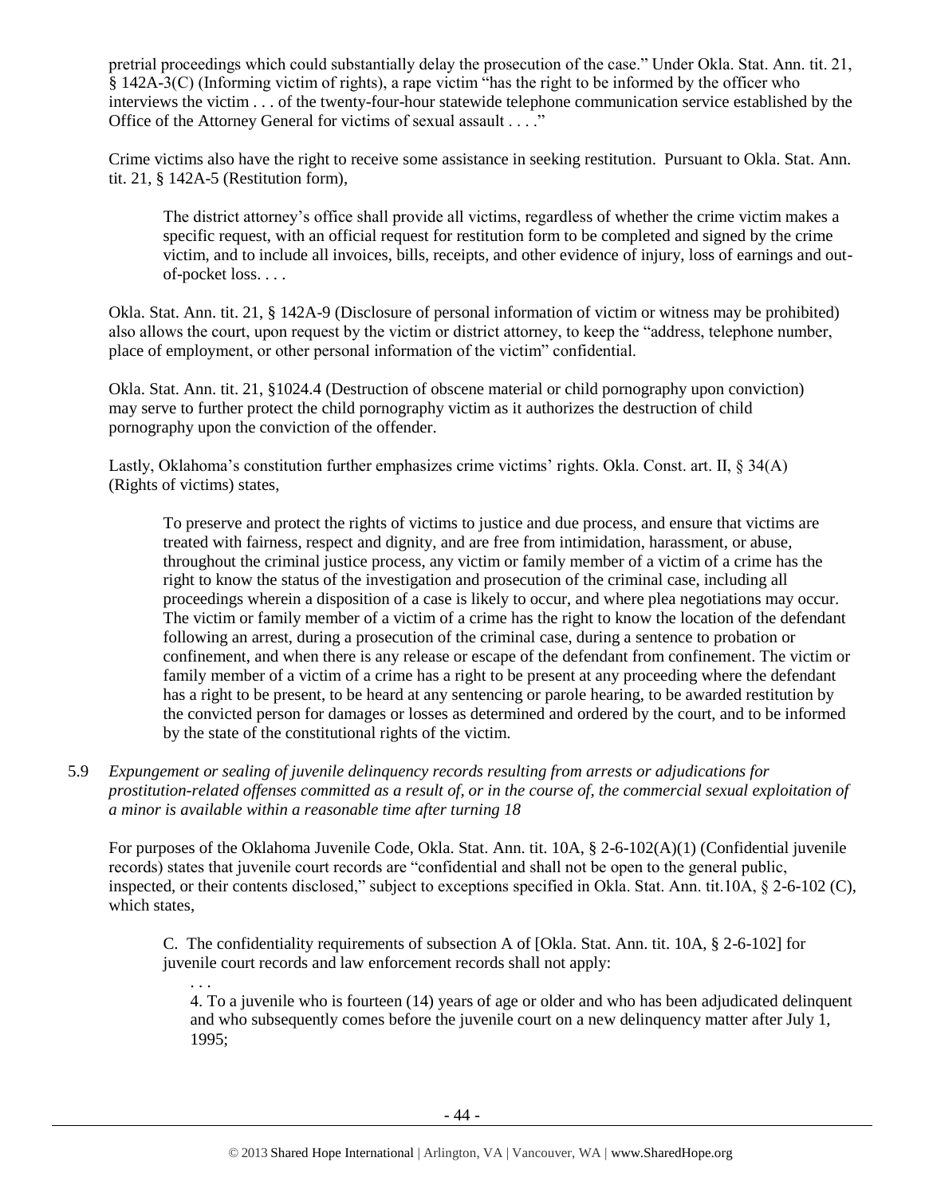pretrial proceedings which could substantially delay the prosecution of the case." Under Okla. Stat. Ann. tit. 21, § 142A-3(C) (Informing victim of rights), a rape victim "has the right to be informed by the officer who interviews the victim . . . of the twenty-four-hour statewide telephone communication service established by the Office of the Attorney General for victims of sexual assault . . . ."

Crime victims also have the right to receive some assistance in seeking restitution. Pursuant to Okla. Stat. Ann. tit. 21, § 142A-5 (Restitution form),

> The district attorney's office shall provide all victims, regardless of whether the crime victim makes a specific request, with an official request for restitution form to be completed and signed by the crime victim, and to include all invoices, bills, receipts, and other evidence of injury, loss of earnings and out-of-pocket loss. . . .

Okla. Stat. Ann. tit. 21, § 142A-9 (Disclosure of personal information of victim or witness may be prohibited) also allows the court, upon request by the victim or district attorney, to keep the "address, telephone number, place of employment, or other personal information of the victim" confidential.

Okla. Stat. Ann. tit. 21, §1024.4 (Destruction of obscene material or child pornography upon conviction) may serve to further protect the child pornography victim as it authorizes the destruction of child pornography upon the conviction of the offender.

Lastly, Oklahoma's constitution further emphasizes crime victims' rights. Okla. Const. art. II, § 34(A) (Rights of victims) states,

> To preserve and protect the rights of victims to justice and due process, and ensure that victims are treated with fairness, respect and dignity, and are free from intimidation, harassment, or abuse, throughout the criminal justice process, any victim or family member of a victim of a crime has the right to know the status of the investigation and prosecution of the criminal case, including all proceedings wherein a disposition of a case is likely to occur, and where plea negotiations may occur. The victim or family member of a victim of a crime has the right to know the location of the defendant following an arrest, during a prosecution of the criminal case, during a sentence to probation or confinement, and when there is any release or escape of the defendant from confinement. The victim or family member of a victim of a crime has a right to be present at any proceeding where the defendant has a right to be present, to be heard at any sentencing or parole hearing, to be awarded restitution by the convicted person for damages or losses as determined and ordered by the court, and to be informed by the state of the constitutional rights of the victim.

5.9 *Expungement or sealing of juvenile delinquency records resulting from arrests or adjudications for prostitution-related offenses committed as a result of, or in the course of, the commercial sexual exploitation of a minor is available within a reasonable time after turning 18*

For purposes of the Oklahoma Juvenile Code, Okla. Stat. Ann. tit. 10A, § 2-6-102(A)(1) (Confidential juvenile records) states that juvenile court records are "confidential and shall not be open to the general public, inspected, or their contents disclosed," subject to exceptions specified in Okla. Stat. Ann. tit.10A, § 2-6-102 (C), which states,

> C. The confidentiality requirements of subsection A of [Okla. Stat. Ann. tit. 10A, § 2-6-102] for juvenile court records and law enforcement records shall not apply:
>
> . . .
>
> 4. To a juvenile who is fourteen (14) years of age or older and who has been adjudicated delinquent and who subsequently comes before the juvenile court on a new delinquency matter after July 1, 1995;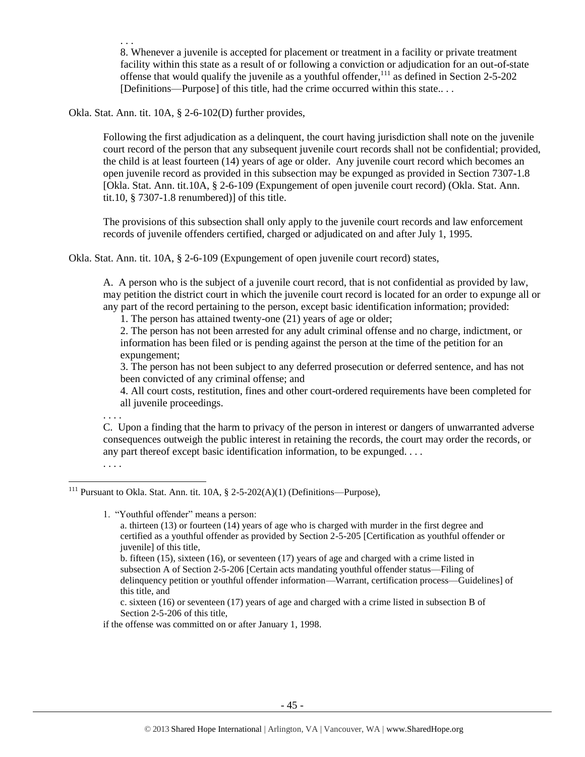> . . .
> 8. Whenever a juvenile is accepted for placement or treatment in a facility or private treatment facility within this state as a result of or following a conviction or adjudication for an out-of-state offense that would qualify the juvenile as a youthful offender,[111] as defined in Section 2-5-202 [Definitions—Purpose] of this title, had the crime occurred within this state.. . .

Okla. Stat. Ann. tit. 10A, § 2-6-102(D) further provides,

> Following the first adjudication as a delinquent, the court having jurisdiction shall note on the juvenile court record of the person that any subsequent juvenile court records shall not be confidential; provided, the child is at least fourteen (14) years of age or older. Any juvenile court record which becomes an open juvenile record as provided in this subsection may be expunged as provided in Section 7307-1.8 [Okla. Stat. Ann. tit.10A, § 2-6-109 (Expungement of open juvenile court record) (Okla. Stat. Ann. tit.10, § 7307-1.8 renumbered)] of this title.
>
> The provisions of this subsection shall only apply to the juvenile court records and law enforcement records of juvenile offenders certified, charged or adjudicated on and after July 1, 1995.

Okla. Stat. Ann. tit. 10A, § 2-6-109 (Expungement of open juvenile court record) states,

> A. A person who is the subject of a juvenile court record, that is not confidential as provided by law, may petition the district court in which the juvenile court record is located for an order to expunge all or any part of the record pertaining to the person, except basic identification information; provided:
>
> 1. The person has attained twenty-one (21) years of age or older;
> 2. The person has not been arrested for any adult criminal offense and no charge, indictment, or information has been filed or is pending against the person at the time of the petition for an expungement;
> 3. The person has not been subject to any deferred prosecution or deferred sentence, and has not been convicted of any criminal offense; and
> 4. All court costs, restitution, fines and other court-ordered requirements have been completed for all juvenile proceedings.
>
> . . . .
> C. Upon a finding that the harm to privacy of the person in interest or dangers of unwarranted adverse consequences outweigh the public interest in retaining the records, the court may order the records, or any part thereof except basic identification information, to be expunged. . . .
> . . . .

---

[111] Pursuant to Okla. Stat. Ann. tit. 10A, § 2-5-202(A)(1) (Definitions—Purpose),

> 1. "Youthful offender" means a person:
>
> a. thirteen (13) or fourteen (14) years of age who is charged with murder in the first degree and certified as a youthful offender as provided by Section 2-5-205 [Certification as youthful offender or juvenile] of this title,
> b. fifteen (15), sixteen (16), or seventeen (17) years of age and charged with a crime listed in subsection A of Section 2-5-206 [Certain acts mandating youthful offender status—Filing of delinquency petition or youthful offender information—Warrant, certification process—Guidelines] of this title, and
> c. sixteen (16) or seventeen (17) years of age and charged with a crime listed in subsection B of Section 2-5-206 of this title,
>
> if the offense was committed on or after January 1, 1998.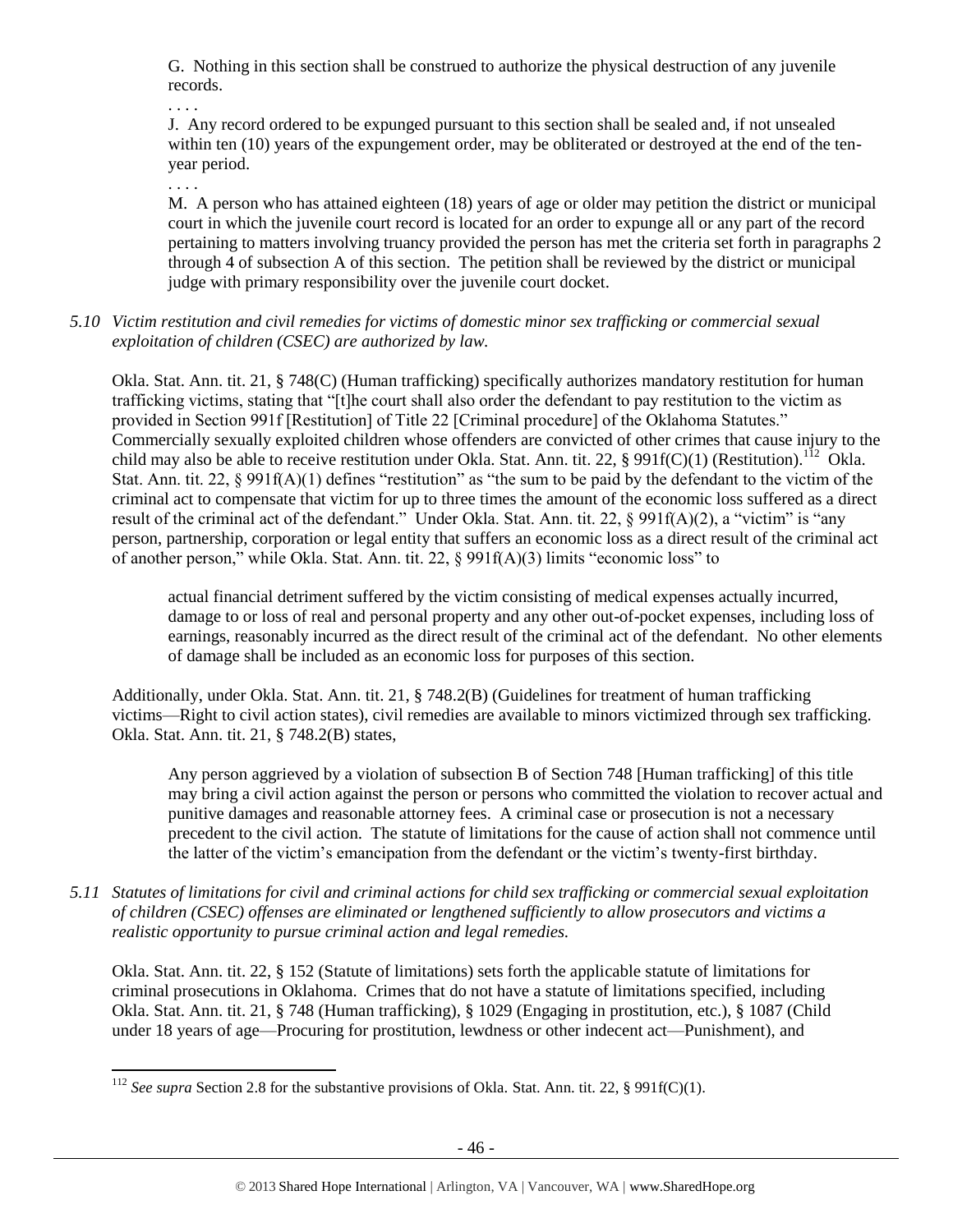G. Nothing in this section shall be construed to authorize the physical destruction of any juvenile records.

. . . .

J. Any record ordered to be expunged pursuant to this section shall be sealed and, if not unsealed within ten (10) years of the expungement order, may be obliterated or destroyed at the end of the ten-year period.

. . . .

M. A person who has attained eighteen (18) years of age or older may petition the district or municipal court in which the juvenile court record is located for an order to expunge all or any part of the record pertaining to matters involving truancy provided the person has met the criteria set forth in paragraphs 2 through 4 of subsection A of this section. The petition shall be reviewed by the district or municipal judge with primary responsibility over the juvenile court docket.

*5.10 Victim restitution and civil remedies for victims of domestic minor sex trafficking or commercial sexual exploitation of children (CSEC) are authorized by law.*

Okla. Stat. Ann. tit. 21, § 748(C) (Human trafficking) specifically authorizes mandatory restitution for human trafficking victims, stating that "[t]he court shall also order the defendant to pay restitution to the victim as provided in Section 991f [Restitution] of Title 22 [Criminal procedure] of the Oklahoma Statutes." Commercially sexually exploited children whose offenders are convicted of other crimes that cause injury to the child may also be able to receive restitution under Okla. Stat. Ann. tit. 22, § 991f(C)(1) (Restitution).[112] Okla. Stat. Ann. tit. 22, § 991f(A)(1) defines "restitution" as "the sum to be paid by the defendant to the victim of the criminal act to compensate that victim for up to three times the amount of the economic loss suffered as a direct result of the criminal act of the defendant." Under Okla. Stat. Ann. tit. 22, § 991f(A)(2), a "victim" is "any person, partnership, corporation or legal entity that suffers an economic loss as a direct result of the criminal act of another person," while Okla. Stat. Ann. tit. 22, § 991f(A)(3) limits "economic loss" to

> actual financial detriment suffered by the victim consisting of medical expenses actually incurred, damage to or loss of real and personal property and any other out-of-pocket expenses, including loss of earnings, reasonably incurred as the direct result of the criminal act of the defendant. No other elements of damage shall be included as an economic loss for purposes of this section.

Additionally, under Okla. Stat. Ann. tit. 21, § 748.2(B) (Guidelines for treatment of human trafficking victims—Right to civil action states), civil remedies are available to minors victimized through sex trafficking. Okla. Stat. Ann. tit. 21, § 748.2(B) states,

> Any person aggrieved by a violation of subsection B of Section 748 [Human trafficking] of this title may bring a civil action against the person or persons who committed the violation to recover actual and punitive damages and reasonable attorney fees. A criminal case or prosecution is not a necessary precedent to the civil action. The statute of limitations for the cause of action shall not commence until the latter of the victim's emancipation from the defendant or the victim's twenty-first birthday.

*5.11 Statutes of limitations for civil and criminal actions for child sex trafficking or commercial sexual exploitation of children (CSEC) offenses are eliminated or lengthened sufficiently to allow prosecutors and victims a realistic opportunity to pursue criminal action and legal remedies.*

Okla. Stat. Ann. tit. 22, § 152 (Statute of limitations) sets forth the applicable statute of limitations for criminal prosecutions in Oklahoma. Crimes that do not have a statute of limitations specified, including Okla. Stat. Ann. tit. 21, § 748 (Human trafficking), § 1029 (Engaging in prostitution, etc.), § 1087 (Child under 18 years of age—Procuring for prostitution, lewdness or other indecent act—Punishment), and

---

[112] *See supra* Section 2.8 for the substantive provisions of Okla. Stat. Ann. tit. 22, § 991f(C)(1).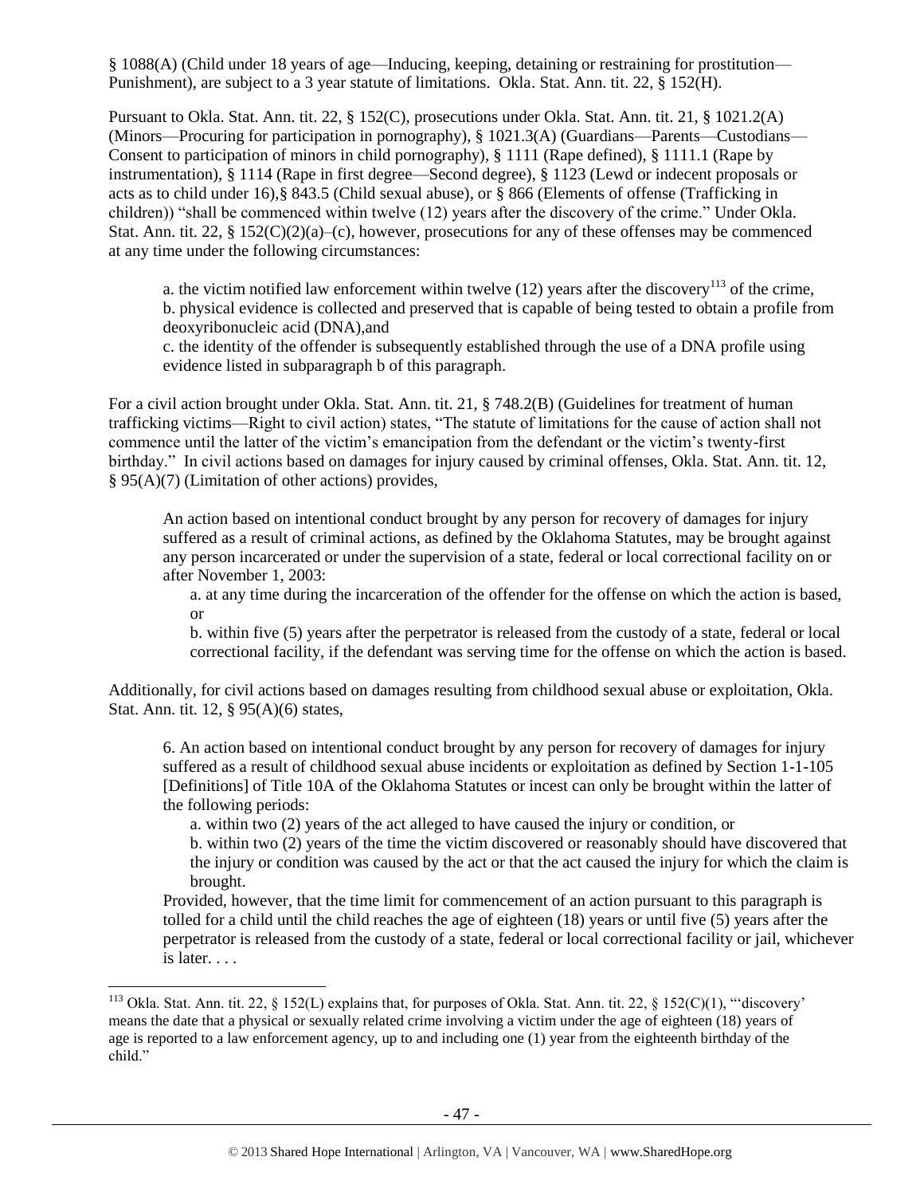§ 1088(A) (Child under 18 years of age—Inducing, keeping, detaining or restraining for prostitution—Punishment), are subject to a 3 year statute of limitations. Okla. Stat. Ann. tit. 22, § 152(H).

Pursuant to Okla. Stat. Ann. tit. 22, § 152(C), prosecutions under Okla. Stat. Ann. tit. 21, § 1021.2(A) (Minors—Procuring for participation in pornography), § 1021.3(A) (Guardians—Parents—Custodians—Consent to participation of minors in child pornography), § 1111 (Rape defined), § 1111.1 (Rape by instrumentation), § 1114 (Rape in first degree—Second degree), § 1123 (Lewd or indecent proposals or acts as to child under 16),§ 843.5 (Child sexual abuse), or § 866 (Elements of offense (Trafficking in children)) "shall be commenced within twelve (12) years after the discovery of the crime." Under Okla. Stat. Ann. tit. 22, § 152(C)(2)(a)–(c), however, prosecutions for any of these offenses may be commenced at any time under the following circumstances:

> a. the victim notified law enforcement within twelve (12) years after the discovery[113] of the crime,
> b. physical evidence is collected and preserved that is capable of being tested to obtain a profile from deoxyribonucleic acid (DNA),and
> c. the identity of the offender is subsequently established through the use of a DNA profile using evidence listed in subparagraph b of this paragraph.

For a civil action brought under Okla. Stat. Ann. tit. 21, § 748.2(B) (Guidelines for treatment of human trafficking victims—Right to civil action) states, "The statute of limitations for the cause of action shall not commence until the latter of the victim's emancipation from the defendant or the victim's twenty-first birthday." In civil actions based on damages for injury caused by criminal offenses, Okla. Stat. Ann. tit. 12, § 95(A)(7) (Limitation of other actions) provides,

> An action based on intentional conduct brought by any person for recovery of damages for injury suffered as a result of criminal actions, as defined by the Oklahoma Statutes, may be brought against any person incarcerated or under the supervision of a state, federal or local correctional facility on or after November 1, 2003:
>
> a. at any time during the incarceration of the offender for the offense on which the action is based, or
>
> b. within five (5) years after the perpetrator is released from the custody of a state, federal or local correctional facility, if the defendant was serving time for the offense on which the action is based.

Additionally, for civil actions based on damages resulting from childhood sexual abuse or exploitation, Okla. Stat. Ann. tit. 12, § 95(A)(6) states,

> 6. An action based on intentional conduct brought by any person for recovery of damages for injury suffered as a result of childhood sexual abuse incidents or exploitation as defined by Section 1-1-105 [Definitions] of Title 10A of the Oklahoma Statutes or incest can only be brought within the latter of the following periods:
>
> a. within two (2) years of the act alleged to have caused the injury or condition, or
>
> b. within two (2) years of the time the victim discovered or reasonably should have discovered that the injury or condition was caused by the act or that the act caused the injury for which the claim is brought.
>
> Provided, however, that the time limit for commencement of an action pursuant to this paragraph is tolled for a child until the child reaches the age of eighteen (18) years or until five (5) years after the perpetrator is released from the custody of a state, federal or local correctional facility or jail, whichever is later. . . .

---

[113] Okla. Stat. Ann. tit. 22, § 152(L) explains that, for purposes of Okla. Stat. Ann. tit. 22, § 152(C)(1), "'discovery' means the date that a physical or sexually related crime involving a victim under the age of eighteen (18) years of age is reported to a law enforcement agency, up to and including one (1) year from the eighteenth birthday of the child."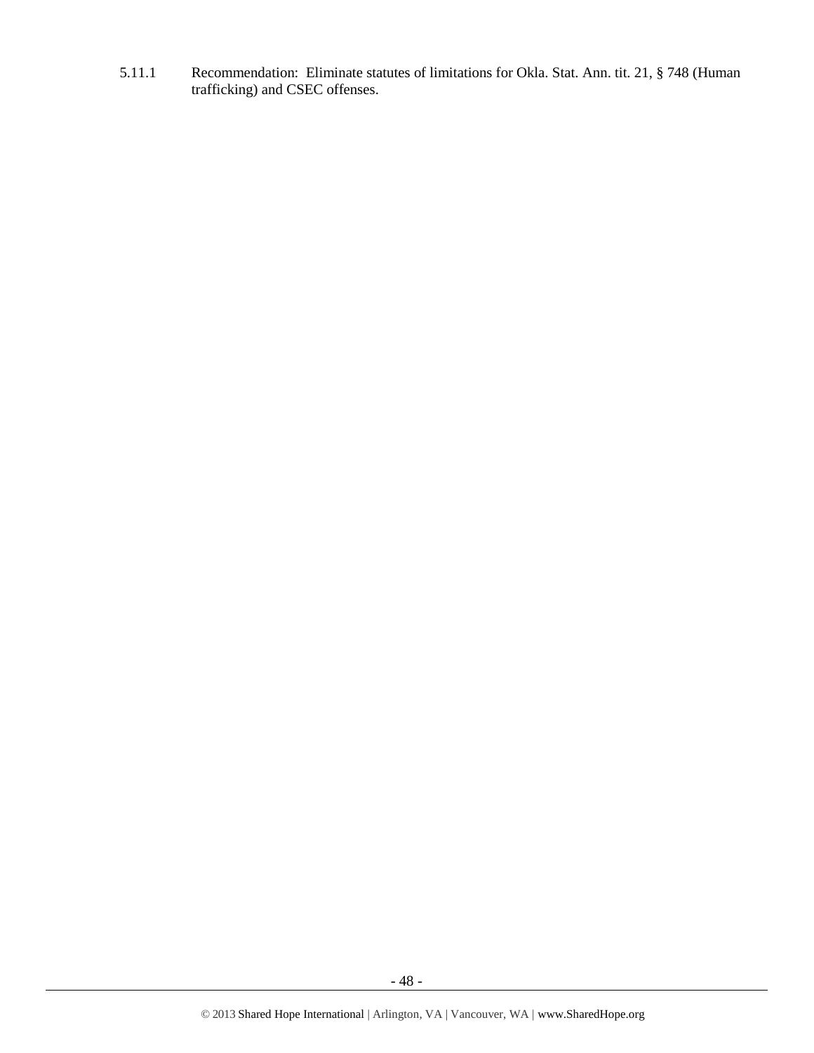5.11.1 Recommendation: Eliminate statutes of limitations for Okla. Stat. Ann. tit. 21, § 748 (Human trafficking) and CSEC offenses.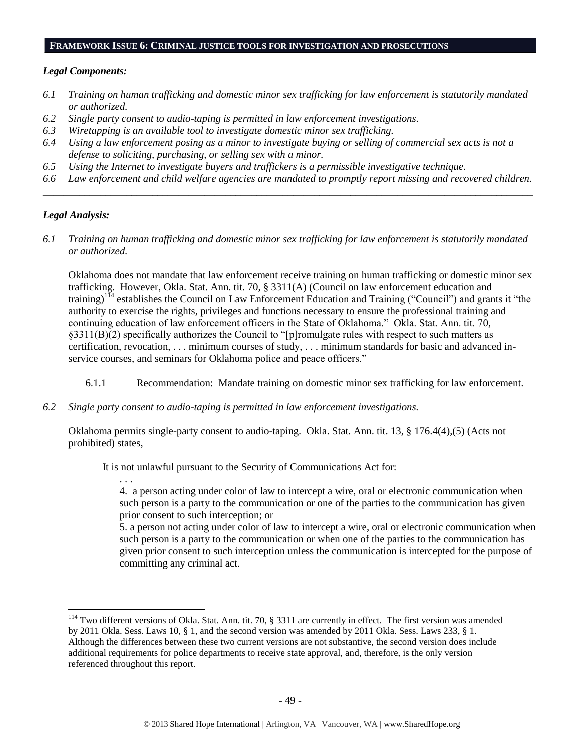## FRAMEWORK ISSUE 6: CRIMINAL JUSTICE TOOLS FOR INVESTIGATION AND PROSECUTIONS

### *Legal Components:*

- *6.1 Training on human trafficking and domestic minor sex trafficking for law enforcement is statutorily mandated or authorized.*
- *6.2 Single party consent to audio-taping is permitted in law enforcement investigations.*
- *6.3 Wiretapping is an available tool to investigate domestic minor sex trafficking.*
- *6.4 Using a law enforcement posing as a minor to investigate buying or selling of commercial sex acts is not a defense to soliciting, purchasing, or selling sex with a minor.*
- *6.5 Using the Internet to investigate buyers and traffickers is a permissible investigative technique.*
- *6.6 Law enforcement and child welfare agencies are mandated to promptly report missing and recovered children.*

---

### *Legal Analysis:*

*6.1 Training on human trafficking and domestic minor sex trafficking for law enforcement is statutorily mandated or authorized.*

Oklahoma does not mandate that law enforcement receive training on human trafficking or domestic minor sex trafficking. However, Okla. Stat. Ann. tit. 70, § 3311(A) (Council on law enforcement education and training)[114] establishes the Council on Law Enforcement Education and Training ("Council") and grants it "the authority to exercise the rights, privileges and functions necessary to ensure the professional training and continuing education of law enforcement officers in the State of Oklahoma." Okla. Stat. Ann. tit. 70, §3311(B)(2) specifically authorizes the Council to "[p]romulgate rules with respect to such matters as certification, revocation, . . . minimum courses of study, . . . minimum standards for basic and advanced in-service courses, and seminars for Oklahoma police and peace officers."

6.1.1 Recommendation: Mandate training on domestic minor sex trafficking for law enforcement.

*6.2 Single party consent to audio-taping is permitted in law enforcement investigations.*

Oklahoma permits single-party consent to audio-taping. Okla. Stat. Ann. tit. 13, § 176.4(4),(5) (Acts not prohibited) states,

> It is not unlawful pursuant to the Security of Communications Act for:
>
> . . .
>
> 4. a person acting under color of law to intercept a wire, oral or electronic communication when such person is a party to the communication or one of the parties to the communication has given prior consent to such interception; or
>
> 5. a person not acting under color of law to intercept a wire, oral or electronic communication when such person is a party to the communication or when one of the parties to the communication has given prior consent to such interception unless the communication is intercepted for the purpose of committing any criminal act.

---

[114] Two different versions of Okla. Stat. Ann. tit. 70, § 3311 are currently in effect. The first version was amended by 2011 Okla. Sess. Laws 10, § 1, and the second version was amended by 2011 Okla. Sess. Laws 233, § 1. Although the differences between these two current versions are not substantive, the second version does include additional requirements for police departments to receive state approval, and, therefore, is the only version referenced throughout this report.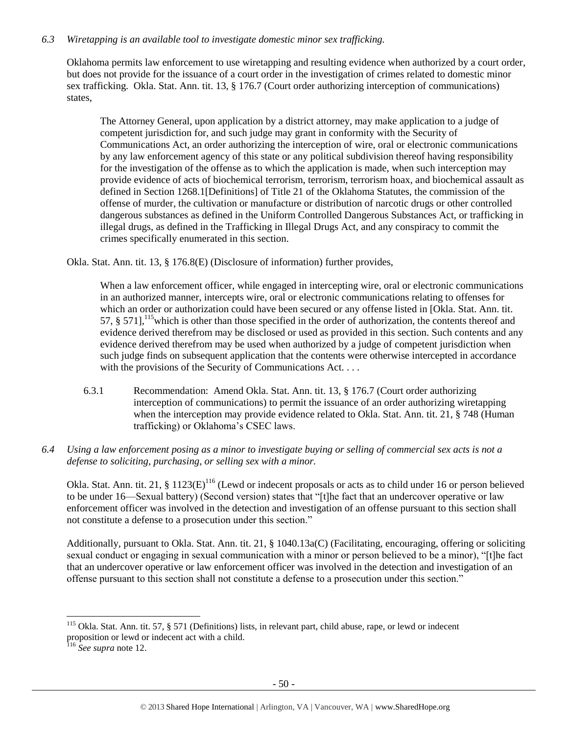*6.3 Wiretapping is an available tool to investigate domestic minor sex trafficking.*

Oklahoma permits law enforcement to use wiretapping and resulting evidence when authorized by a court order, but does not provide for the issuance of a court order in the investigation of crimes related to domestic minor sex trafficking. Okla. Stat. Ann. tit. 13, § 176.7 (Court order authorizing interception of communications) states,

> The Attorney General, upon application by a district attorney, may make application to a judge of competent jurisdiction for, and such judge may grant in conformity with the Security of Communications Act, an order authorizing the interception of wire, oral or electronic communications by any law enforcement agency of this state or any political subdivision thereof having responsibility for the investigation of the offense as to which the application is made, when such interception may provide evidence of acts of biochemical terrorism, terrorism, terrorism hoax, and biochemical assault as defined in Section 1268.1[Definitions] of Title 21 of the Oklahoma Statutes, the commission of the offense of murder, the cultivation or manufacture or distribution of narcotic drugs or other controlled dangerous substances as defined in the Uniform Controlled Dangerous Substances Act, or trafficking in illegal drugs, as defined in the Trafficking in Illegal Drugs Act, and any conspiracy to commit the crimes specifically enumerated in this section.

Okla. Stat. Ann. tit. 13, § 176.8(E) (Disclosure of information) further provides,

> When a law enforcement officer, while engaged in intercepting wire, oral or electronic communications in an authorized manner, intercepts wire, oral or electronic communications relating to offenses for which an order or authorization could have been secured or any offense listed in [Okla. Stat. Ann. tit. 57, § 571],[115]which is other than those specified in the order of authorization, the contents thereof and evidence derived therefrom may be disclosed or used as provided in this section. Such contents and any evidence derived therefrom may be used when authorized by a judge of competent jurisdiction when such judge finds on subsequent application that the contents were otherwise intercepted in accordance with the provisions of the Security of Communications Act. . . .

6.3.1 Recommendation: Amend Okla. Stat. Ann. tit. 13, § 176.7 (Court order authorizing interception of communications) to permit the issuance of an order authorizing wiretapping when the interception may provide evidence related to Okla. Stat. Ann. tit. 21, § 748 (Human trafficking) or Oklahoma's CSEC laws.

*6.4 Using a law enforcement posing as a minor to investigate buying or selling of commercial sex acts is not a defense to soliciting, purchasing, or selling sex with a minor.*

Okla. Stat. Ann. tit. 21, § 1123(E)[116] (Lewd or indecent proposals or acts as to child under 16 or person believed to be under 16—Sexual battery) (Second version) states that "[t]he fact that an undercover operative or law enforcement officer was involved in the detection and investigation of an offense pursuant to this section shall not constitute a defense to a prosecution under this section."

Additionally, pursuant to Okla. Stat. Ann. tit. 21, § 1040.13a(C) (Facilitating, encouraging, offering or soliciting sexual conduct or engaging in sexual communication with a minor or person believed to be a minor), "[t]he fact that an undercover operative or law enforcement officer was involved in the detection and investigation of an offense pursuant to this section shall not constitute a defense to a prosecution under this section."

---

[115] Okla. Stat. Ann. tit. 57, § 571 (Definitions) lists, in relevant part, child abuse, rape, or lewd or indecent proposition or lewd or indecent act with a child.

[116] *See supra* note 12.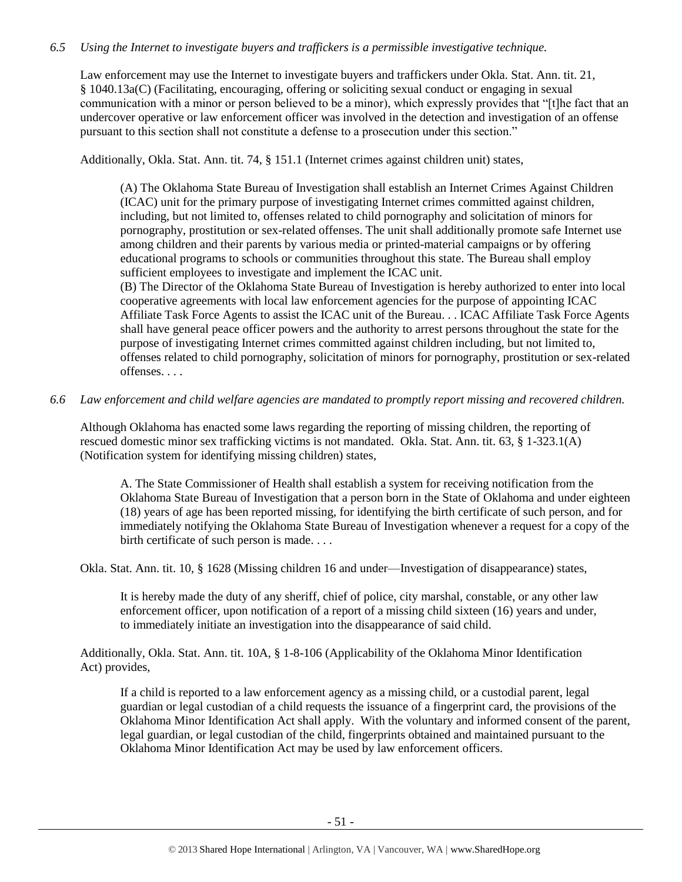*6.5 Using the Internet to investigate buyers and traffickers is a permissible investigative technique.*

Law enforcement may use the Internet to investigate buyers and traffickers under Okla. Stat. Ann. tit. 21, § 1040.13a(C) (Facilitating, encouraging, offering or soliciting sexual conduct or engaging in sexual communication with a minor or person believed to be a minor), which expressly provides that "[t]he fact that an undercover operative or law enforcement officer was involved in the detection and investigation of an offense pursuant to this section shall not constitute a defense to a prosecution under this section."

Additionally, Okla. Stat. Ann. tit. 74, § 151.1 (Internet crimes against children unit) states,

> (A) The Oklahoma State Bureau of Investigation shall establish an Internet Crimes Against Children (ICAC) unit for the primary purpose of investigating Internet crimes committed against children, including, but not limited to, offenses related to child pornography and solicitation of minors for pornography, prostitution or sex-related offenses. The unit shall additionally promote safe Internet use among children and their parents by various media or printed-material campaigns or by offering educational programs to schools or communities throughout this state. The Bureau shall employ sufficient employees to investigate and implement the ICAC unit.
> (B) The Director of the Oklahoma State Bureau of Investigation is hereby authorized to enter into local cooperative agreements with local law enforcement agencies for the purpose of appointing ICAC Affiliate Task Force Agents to assist the ICAC unit of the Bureau. . . ICAC Affiliate Task Force Agents shall have general peace officer powers and the authority to arrest persons throughout the state for the purpose of investigating Internet crimes committed against children including, but not limited to, offenses related to child pornography, solicitation of minors for pornography, prostitution or sex-related offenses. . . .

*6.6 Law enforcement and child welfare agencies are mandated to promptly report missing and recovered children.*

Although Oklahoma has enacted some laws regarding the reporting of missing children, the reporting of rescued domestic minor sex trafficking victims is not mandated. Okla. Stat. Ann. tit. 63, § 1-323.1(A) (Notification system for identifying missing children) states,

> A. The State Commissioner of Health shall establish a system for receiving notification from the Oklahoma State Bureau of Investigation that a person born in the State of Oklahoma and under eighteen (18) years of age has been reported missing, for identifying the birth certificate of such person, and for immediately notifying the Oklahoma State Bureau of Investigation whenever a request for a copy of the birth certificate of such person is made. . . .

Okla. Stat. Ann. tit. 10, § 1628 (Missing children 16 and under—Investigation of disappearance) states,

> It is hereby made the duty of any sheriff, chief of police, city marshal, constable, or any other law enforcement officer, upon notification of a report of a missing child sixteen (16) years and under, to immediately initiate an investigation into the disappearance of said child.

Additionally, Okla. Stat. Ann. tit. 10A, § 1-8-106 (Applicability of the Oklahoma Minor Identification Act) provides,

> If a child is reported to a law enforcement agency as a missing child, or a custodial parent, legal guardian or legal custodian of a child requests the issuance of a fingerprint card, the provisions of the Oklahoma Minor Identification Act shall apply. With the voluntary and informed consent of the parent, legal guardian, or legal custodian of the child, fingerprints obtained and maintained pursuant to the Oklahoma Minor Identification Act may be used by law enforcement officers.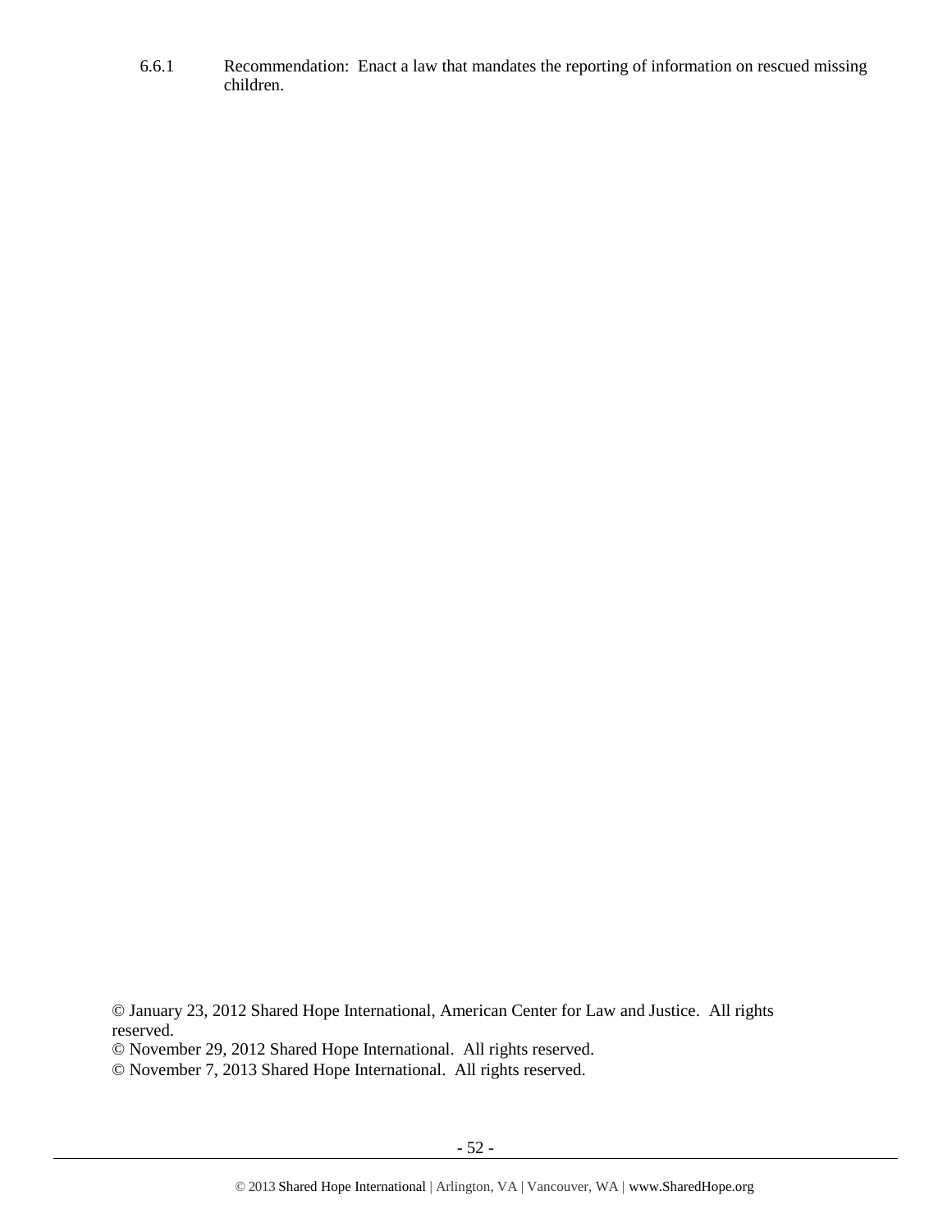6.6.1 Recommendation: Enact a law that mandates the reporting of information on rescued missing children.

© January 23, 2012 Shared Hope International, American Center for Law and Justice. All rights reserved.
© November 29, 2012 Shared Hope International. All rights reserved.
© November 7, 2013 Shared Hope International. All rights reserved.